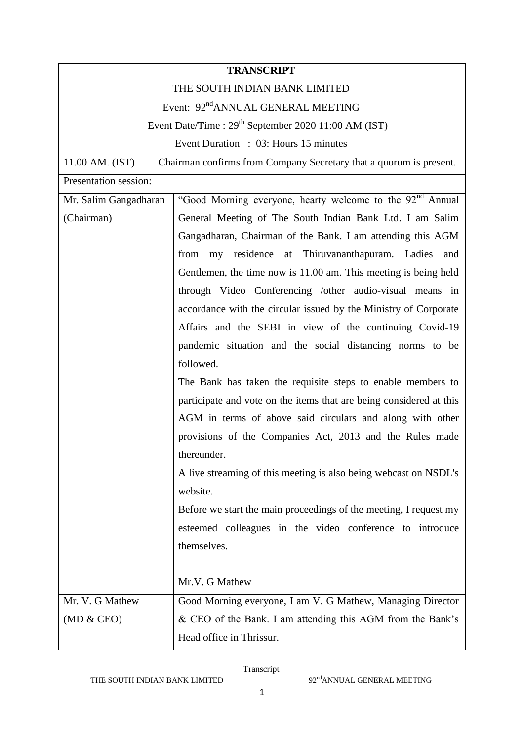| **TRANSCRIPT** | |
|---|---|
| THE SOUTH INDIAN BANK LIMITED | |
| Event: 92nd ANNUAL GENERAL MEETING | |
| Event Date/Time : 29th September 2020 11:00 AM (IST) | |
| Event Duration : 03: Hours 15 minutes | |
| 11.00 AM. (IST) Chairman confirms from Company Secretary that a quorum is present. | |
| Presentation session: | |
| Mr. Salim Gangadharan (Chairman) | "Good Morning everyone, hearty welcome to the 92nd Annual General Meeting of The South Indian Bank Ltd. I am Salim Gangadharan, Chairman of the Bank. I am attending this AGM from my residence at Thiruvananthapuram. Ladies and Gentlemen, the time now is 11.00 am. This meeting is being held through Video Conferencing /other audio-visual means in accordance with the circular issued by the Ministry of Corporate Affairs and the SEBI in view of the continuing Covid-19 pandemic situation and the social distancing norms to be followed.<br>The Bank has taken the requisite steps to enable members to participate and vote on the items that are being considered at this AGM in terms of above said circulars and along with other provisions of the Companies Act, 2013 and the Rules made thereunder.<br>A live streaming of this meeting is also being webcast on NSDL's website.<br>Before we start the main proceedings of the meeting, I request my esteemed colleagues in the video conference to introduce themselves.<br><br>Mr.V. G Mathew |
| Mr. V. G Mathew (MD & CEO) | Good Morning everyone, I am V. G Mathew, Managing Director & CEO of the Bank. I am attending this AGM from the Bank's Head office in Thrissur. |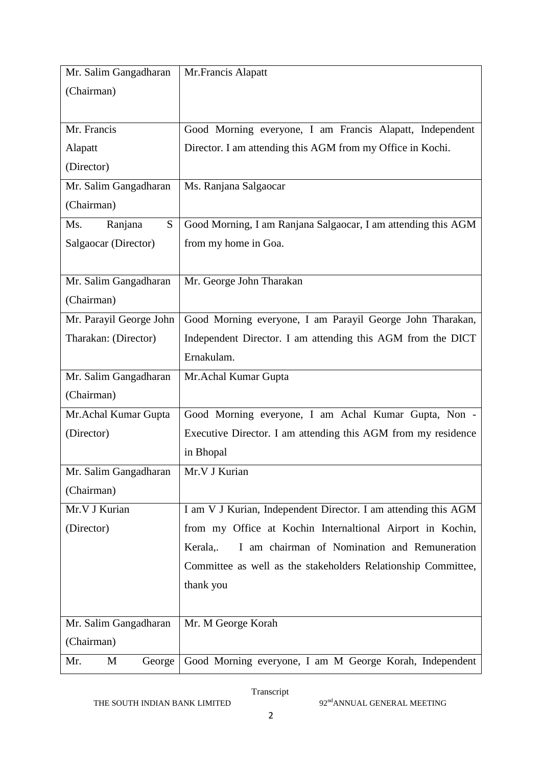| | |
|---|---|
| Mr. Salim Gangadharan (Chairman) | Mr.Francis Alapatt |
| Mr. Francis Alapatt (Director) | Good Morning everyone, I am Francis Alapatt, Independent Director. I am attending this AGM from my Office in Kochi. |
| Mr. Salim Gangadharan (Chairman) | Ms. Ranjana Salgaocar |
| Ms. Ranjana S Salgaocar (Director) | Good Morning, I am Ranjana Salgaocar, I am attending this AGM from my home in Goa. |
| Mr. Salim Gangadharan (Chairman) | Mr. George John Tharakan |
| Mr. Parayil George John Tharakan: (Director) | Good Morning everyone, I am Parayil George John Tharakan, Independent Director. I am attending this AGM from the DICT Ernakulam. |
| Mr. Salim Gangadharan (Chairman) | Mr.Achal Kumar Gupta |
| Mr.Achal Kumar Gupta (Director) | Good Morning everyone, I am Achal Kumar Gupta, Non - Executive Director. I am attending this AGM from my residence in Bhopal |
| Mr. Salim Gangadharan (Chairman) | Mr.V J Kurian |
| Mr.V J Kurian (Director) | I am V J Kurian, Independent Director. I am attending this AGM from my Office at Kochin Internaltional Airport in Kochin, Kerala,. I am chairman of Nomination and Remuneration Committee as well as the stakeholders Relationship Committee, thank you |
| Mr. Salim Gangadharan (Chairman) | Mr. M George Korah |
| Mr. M George | Good Morning everyone, I am M George Korah, Independent |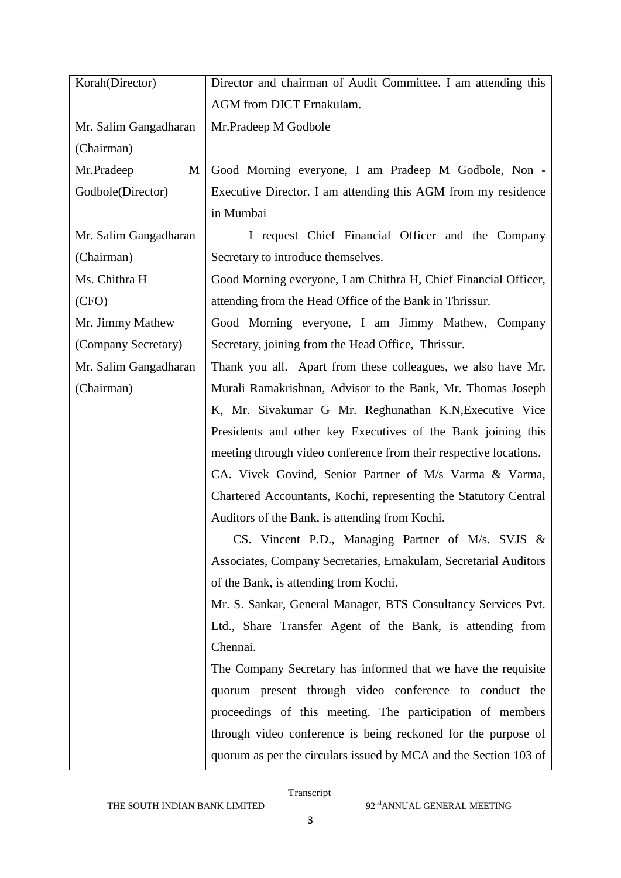| | |
|---|---|
| Korah(Director) | Director and chairman of Audit Committee. I am attending this AGM from DICT Ernakulam. |
| Mr. Salim Gangadharan (Chairman) | Mr.Pradeep M Godbole |
| Mr.Pradeep M Godbole(Director) | Good Morning everyone, I am Pradeep M Godbole, Non - Executive Director. I am attending this AGM from my residence in Mumbai |
| Mr. Salim Gangadharan (Chairman) | I request Chief Financial Officer and the Company Secretary to introduce themselves. |
| Ms. Chithra H (CFO) | Good Morning everyone, I am Chithra H, Chief Financial Officer, attending from the Head Office of the Bank in Thrissur. |
| Mr. Jimmy Mathew (Company Secretary) | Good Morning everyone, I am Jimmy Mathew, Company Secretary, joining from the Head Office, Thrissur. |
| Mr. Salim Gangadharan (Chairman) | Thank you all. Apart from these colleagues, we also have Mr. Murali Ramakrishnan, Advisor to the Bank, Mr. Thomas Joseph K, Mr. Sivakumar G Mr. Reghunathan K.N,Executive Vice Presidents and other key Executives of the Bank joining this meeting through video conference from their respective locations. CA. Vivek Govind, Senior Partner of M/s Varma & Varma, Chartered Accountants, Kochi, representing the Statutory Central Auditors of the Bank, is attending from Kochi. CS. Vincent P.D., Managing Partner of M/s. SVJS & Associates, Company Secretaries, Ernakulam, Secretarial Auditors of the Bank, is attending from Kochi. Mr. S. Sankar, General Manager, BTS Consultancy Services Pvt. Ltd., Share Transfer Agent of the Bank, is attending from Chennai. The Company Secretary has informed that we have the requisite quorum present through video conference to conduct the proceedings of this meeting. The participation of members through video conference is being reckoned for the purpose of quorum as per the circulars issued by MCA and the Section 103 of |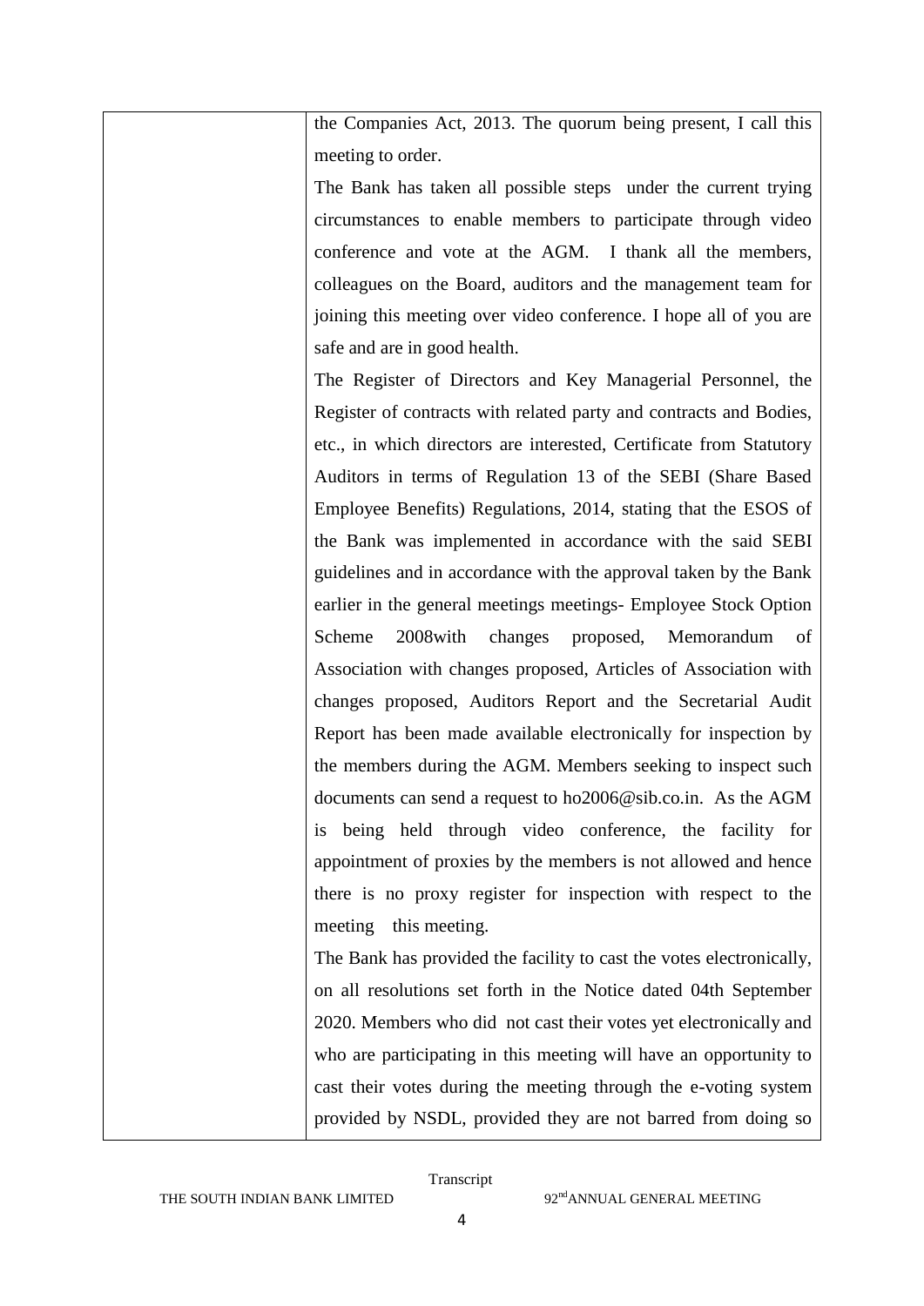| | the Companies Act, 2013. The quorum being present, I call this meeting to order.<br>The Bank has taken all possible steps under the current trying circumstances to enable members to participate through video conference and vote at the AGM. I thank all the members, colleagues on the Board, auditors and the management team for joining this meeting over video conference. I hope all of you are safe and are in good health.<br>The Register of Directors and Key Managerial Personnel, the Register of contracts with related party and contracts and Bodies, etc., in which directors are interested, Certificate from Statutory Auditors in terms of Regulation 13 of the SEBI (Share Based Employee Benefits) Regulations, 2014, stating that the ESOS of the Bank was implemented in accordance with the said SEBI guidelines and in accordance with the approval taken by the Bank earlier in the general meetings meetings- Employee Stock Option Scheme 2008with changes proposed, Memorandum of Association with changes proposed, Articles of Association with changes proposed, Auditors Report and the Secretarial Audit Report has been made available electronically for inspection by the members during the AGM. Members seeking to inspect such documents can send a request to ho2006@sib.co.in. As the AGM is being held through video conference, the facility for appointment of proxies by the members is not allowed and hence there is no proxy register for inspection with respect to the meeting this meeting.<br>The Bank has provided the facility to cast the votes electronically, on all resolutions set forth in the Notice dated 04th September 2020. Members who did not cast their votes yet electronically and who are participating in this meeting will have an opportunity to cast their votes during the meeting through the e-voting system provided by NSDL, provided they are not barred from doing so |
|---|---|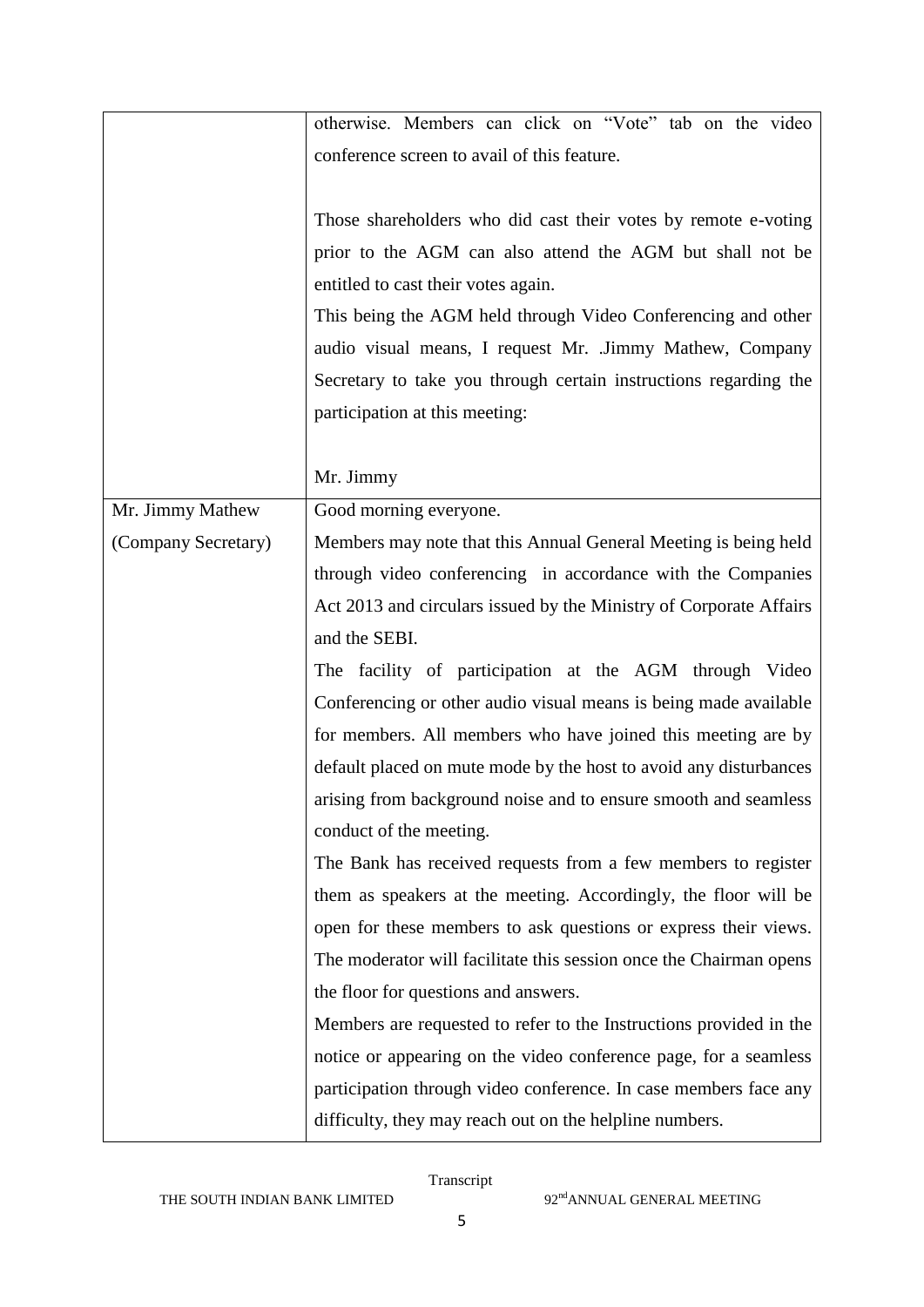|  |  |
|---|---|
|  | otherwise. Members can click on "Vote" tab on the video conference screen to avail of this feature.<br><br>Those shareholders who did cast their votes by remote e-voting prior to the AGM can also attend the AGM but shall not be entitled to cast their votes again.<br>This being the AGM held through Video Conferencing and other audio visual means, I request Mr. .Jimmy Mathew, Company Secretary to take you through certain instructions regarding the participation at this meeting:<br><br>Mr. Jimmy |
| Mr. Jimmy Mathew (Company Secretary) | Good morning everyone.<br>Members may note that this Annual General Meeting is being held through video conferencing in accordance with the Companies Act 2013 and circulars issued by the Ministry of Corporate Affairs and the SEBI.<br>The facility of participation at the AGM through Video Conferencing or other audio visual means is being made available for members. All members who have joined this meeting are by default placed on mute mode by the host to avoid any disturbances arising from background noise and to ensure smooth and seamless conduct of the meeting.<br>The Bank has received requests from a few members to register them as speakers at the meeting. Accordingly, the floor will be open for these members to ask questions or express their views. The moderator will facilitate this session once the Chairman opens the floor for questions and answers.<br>Members are requested to refer to the Instructions provided in the notice or appearing on the video conference page, for a seamless participation through video conference. In case members face any difficulty, they may reach out on the helpline numbers. |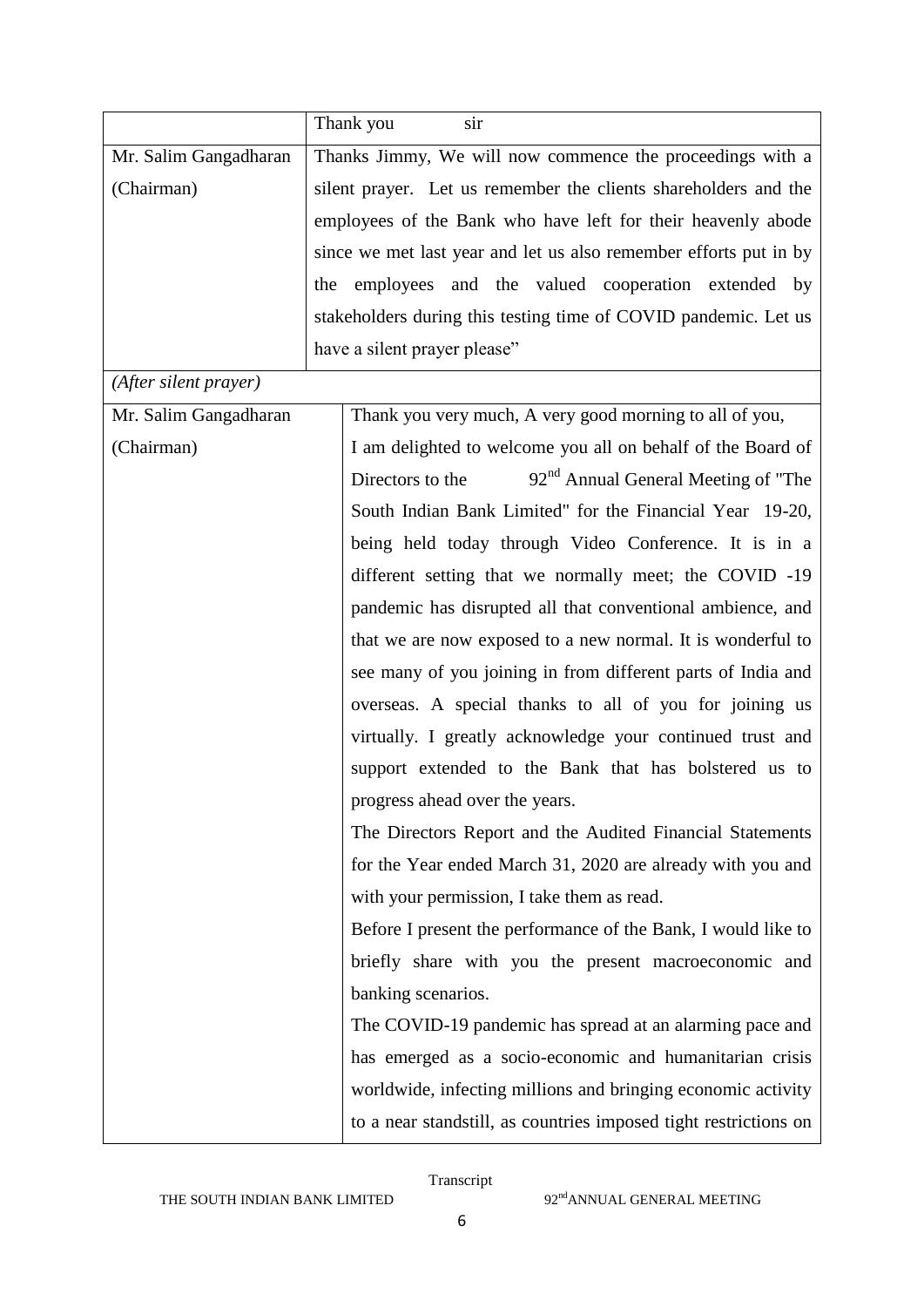| | |
|---|---|
| | Thank you sir |
| Mr. Salim Gangadharan (Chairman) | Thanks Jimmy, We will now commence the proceedings with a silent prayer. Let us remember the clients shareholders and the employees of the Bank who have left for their heavenly abode since we met last year and let us also remember efforts put in by the employees and the valued cooperation extended by stakeholders during this testing time of COVID pandemic. Let us have a silent prayer please" |
| *(After silent prayer)* | |
| Mr. Salim Gangadharan (Chairman) | Thank you very much, A very good morning to all of you, I am delighted to welcome you all on behalf of the Board of Directors to the 92nd Annual General Meeting of "The South Indian Bank Limited" for the Financial Year 19-20, being held today through Video Conference. It is in a different setting that we normally meet; the COVID -19 pandemic has disrupted all that conventional ambience, and that we are now exposed to a new normal. It is wonderful to see many of you joining in from different parts of India and overseas. A special thanks to all of you for joining us virtually. I greatly acknowledge your continued trust and support extended to the Bank that has bolstered us to progress ahead over the years. <br> The Directors Report and the Audited Financial Statements for the Year ended March 31, 2020 are already with you and with your permission, I take them as read. <br> Before I present the performance of the Bank, I would like to briefly share with you the present macroeconomic and banking scenarios. <br> The COVID-19 pandemic has spread at an alarming pace and has emerged as a socio-economic and humanitarian crisis worldwide, infecting millions and bringing economic activity to a near standstill, as countries imposed tight restrictions on |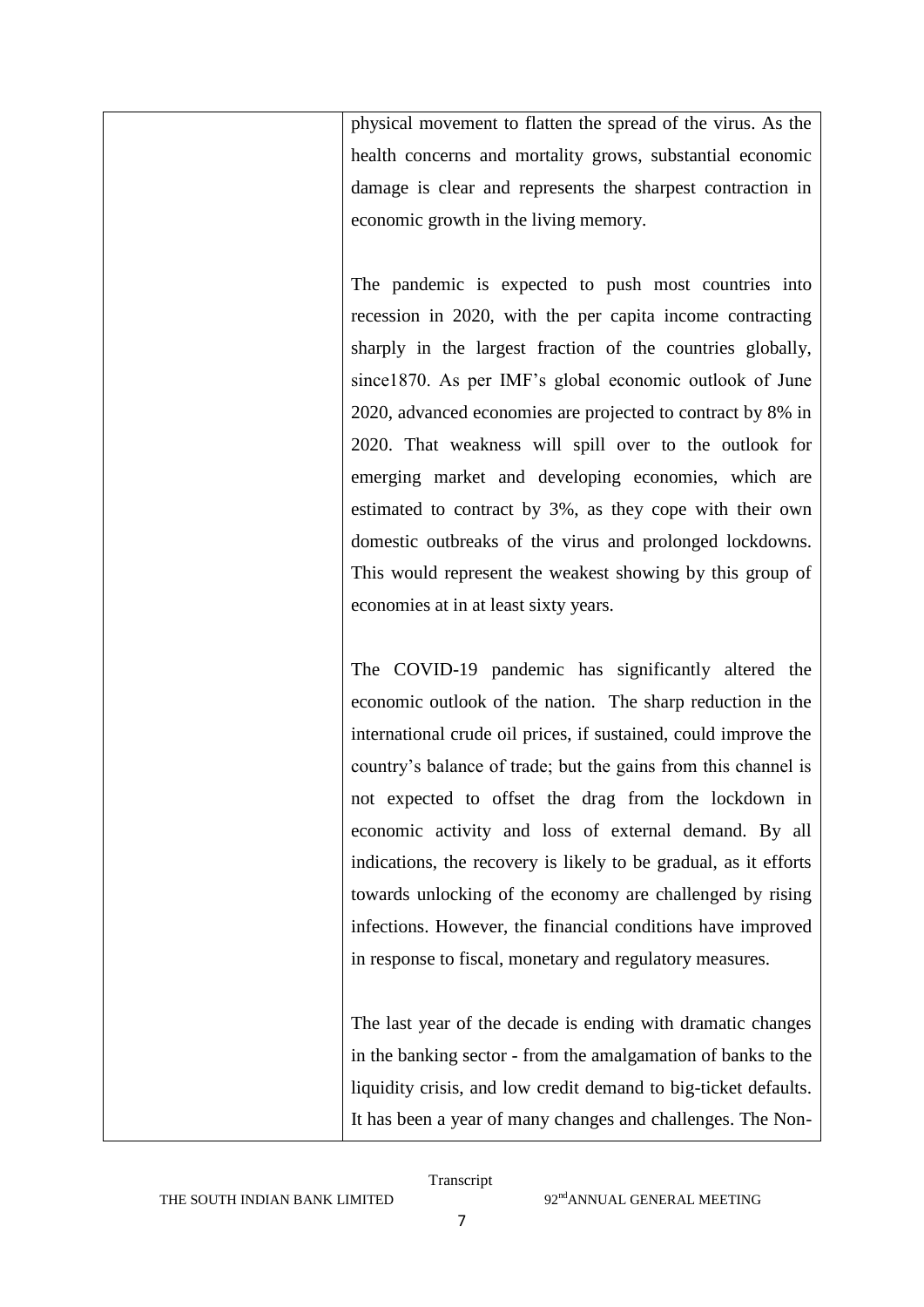| | |
|---|---|
| | physical movement to flatten the spread of the virus. As the health concerns and mortality grows, substantial economic damage is clear and represents the sharpest contraction in economic growth in the living memory.<br><br>The pandemic is expected to push most countries into recession in 2020, with the per capita income contracting sharply in the largest fraction of the countries globally, since1870. As per IMF's global economic outlook of June 2020, advanced economies are projected to contract by 8% in 2020. That weakness will spill over to the outlook for emerging market and developing economies, which are estimated to contract by 3%, as they cope with their own domestic outbreaks of the virus and prolonged lockdowns. This would represent the weakest showing by this group of economies at in at least sixty years.<br><br>The COVID-19 pandemic has significantly altered the economic outlook of the nation. The sharp reduction in the international crude oil prices, if sustained, could improve the country's balance of trade; but the gains from this channel is not expected to offset the drag from the lockdown in economic activity and loss of external demand. By all indications, the recovery is likely to be gradual, as it efforts towards unlocking of the economy are challenged by rising infections. However, the financial conditions have improved in response to fiscal, monetary and regulatory measures.<br><br>The last year of the decade is ending with dramatic changes in the banking sector - from the amalgamation of banks to the liquidity crisis, and low credit demand to big-ticket defaults. It has been a year of many changes and challenges. The Non- |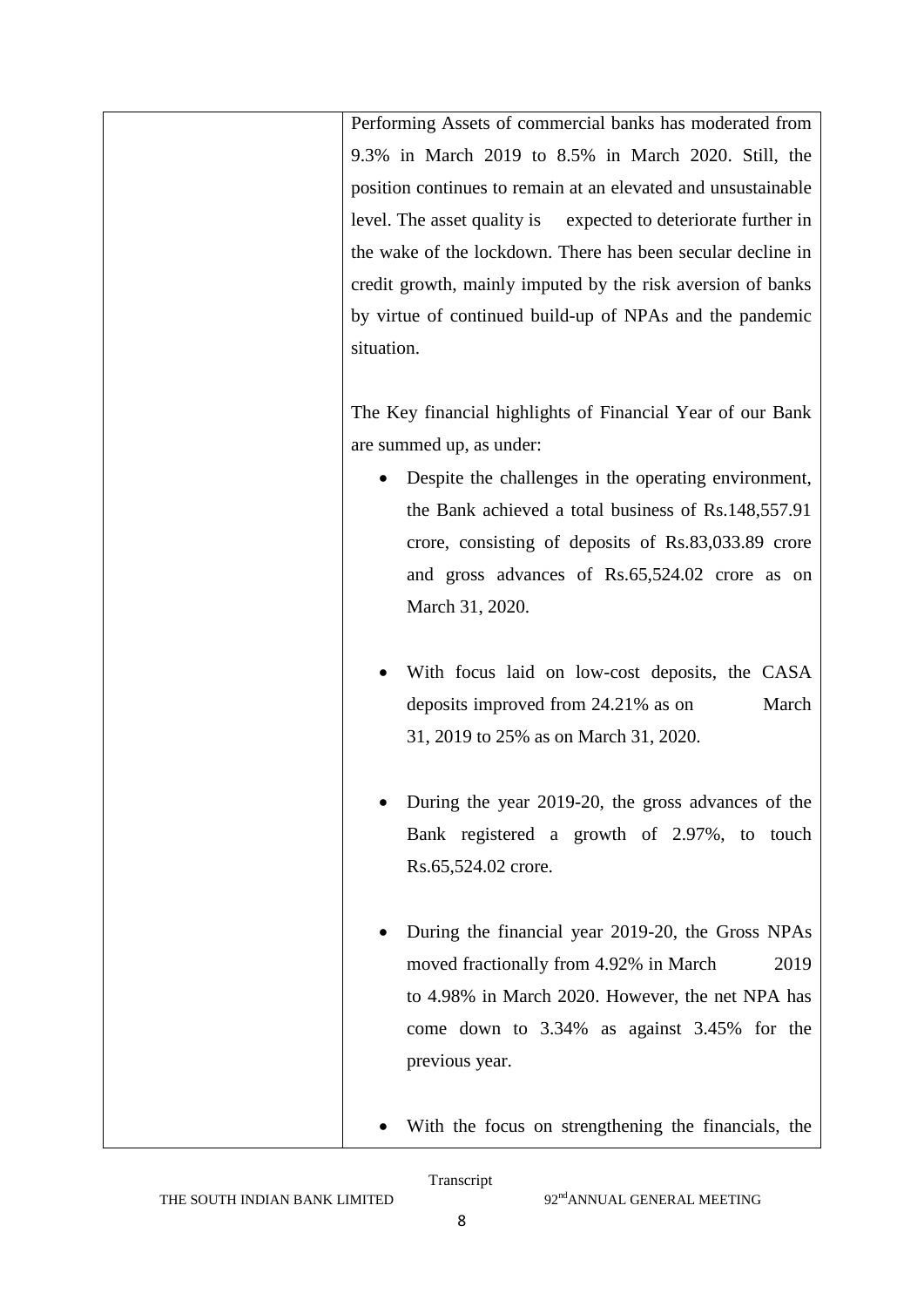Performing Assets of commercial banks has moderated from 9.3% in March 2019 to 8.5% in March 2020. Still, the position continues to remain at an elevated and unsustainable level. The asset quality is expected to deteriorate further in the wake of the lockdown. There has been secular decline in credit growth, mainly imputed by the risk aversion of banks by virtue of continued build-up of NPAs and the pandemic situation.

The Key financial highlights of Financial Year of our Bank are summed up, as under:

- Despite the challenges in the operating environment, the Bank achieved a total business of Rs.148,557.91 crore, consisting of deposits of Rs.83,033.89 crore and gross advances of Rs.65,524.02 crore as on March 31, 2020.

- With focus laid on low-cost deposits, the CASA deposits improved from 24.21% as on March 31, 2019 to 25% as on March 31, 2020.

- During the year 2019-20, the gross advances of the Bank registered a growth of 2.97%, to touch Rs.65,524.02 crore.

- During the financial year 2019-20, the Gross NPAs moved fractionally from 4.92% in March 2019 to 4.98% in March 2020. However, the net NPA has come down to 3.34% as against 3.45% for the previous year.

- With the focus on strengthening the financials, the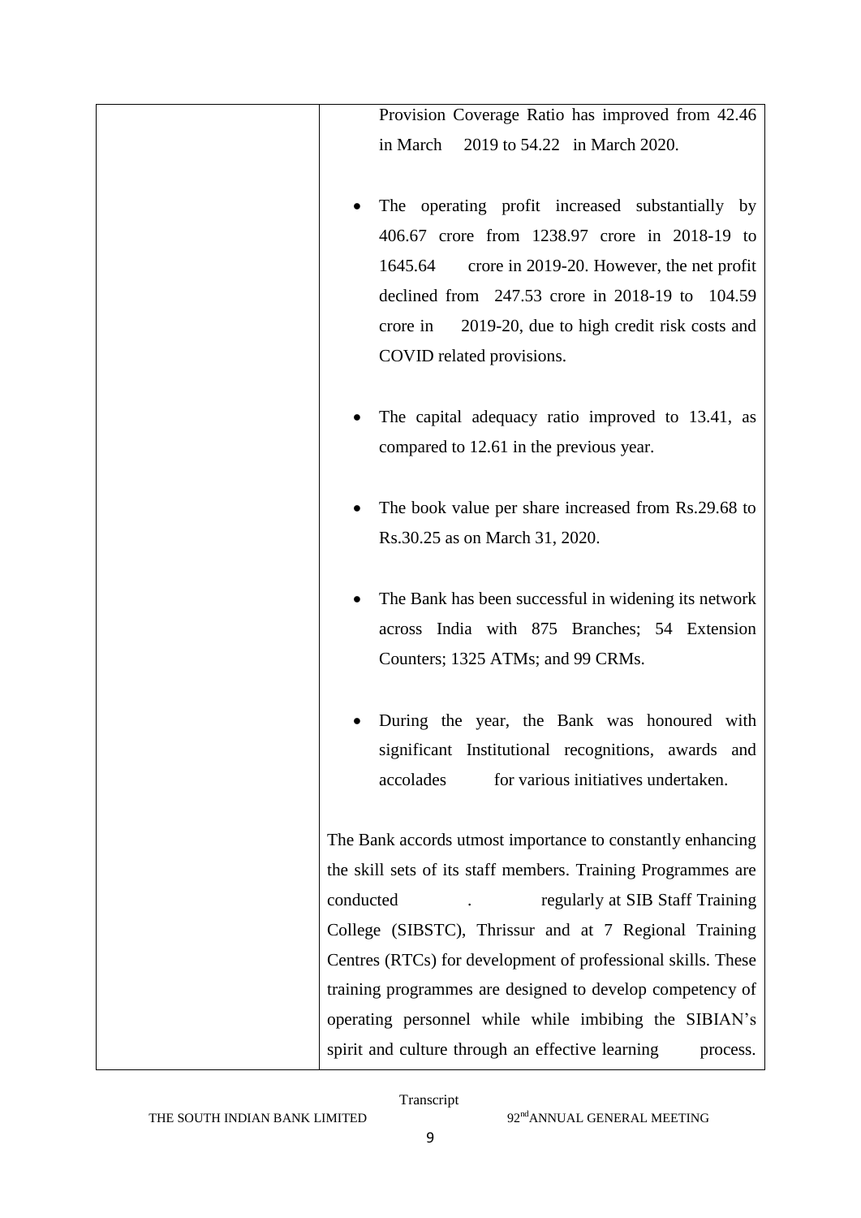| | Provision Coverage Ratio has improved from 42.46 in March 2019 to 54.22 in March 2020.<br><br>• The operating profit increased substantially by 406.67 crore from 1238.97 crore in 2018-19 to 1645.64 crore in 2019-20. However, the net profit declined from 247.53 crore in 2018-19 to 104.59 crore in 2019-20, due to high credit risk costs and COVID related provisions.<br><br>• The capital adequacy ratio improved to 13.41, as compared to 12.61 in the previous year.<br><br>• The book value per share increased from Rs.29.68 to Rs.30.25 as on March 31, 2020.<br><br>• The Bank has been successful in widening its network across India with 875 Branches; 54 Extension Counters; 1325 ATMs; and 99 CRMs.<br><br>• During the year, the Bank was honoured with significant Institutional recognitions, awards and accolades for various initiatives undertaken.<br><br>The Bank accords utmost importance to constantly enhancing the skill sets of its staff members. Training Programmes are conducted . regularly at SIB Staff Training College (SIBSTC), Thrissur and at 7 Regional Training Centres (RTCs) for development of professional skills. These training programmes are designed to develop competency of operating personnel while while imbibing the SIBIAN's spirit and culture through an effective learning process. |
|---|---|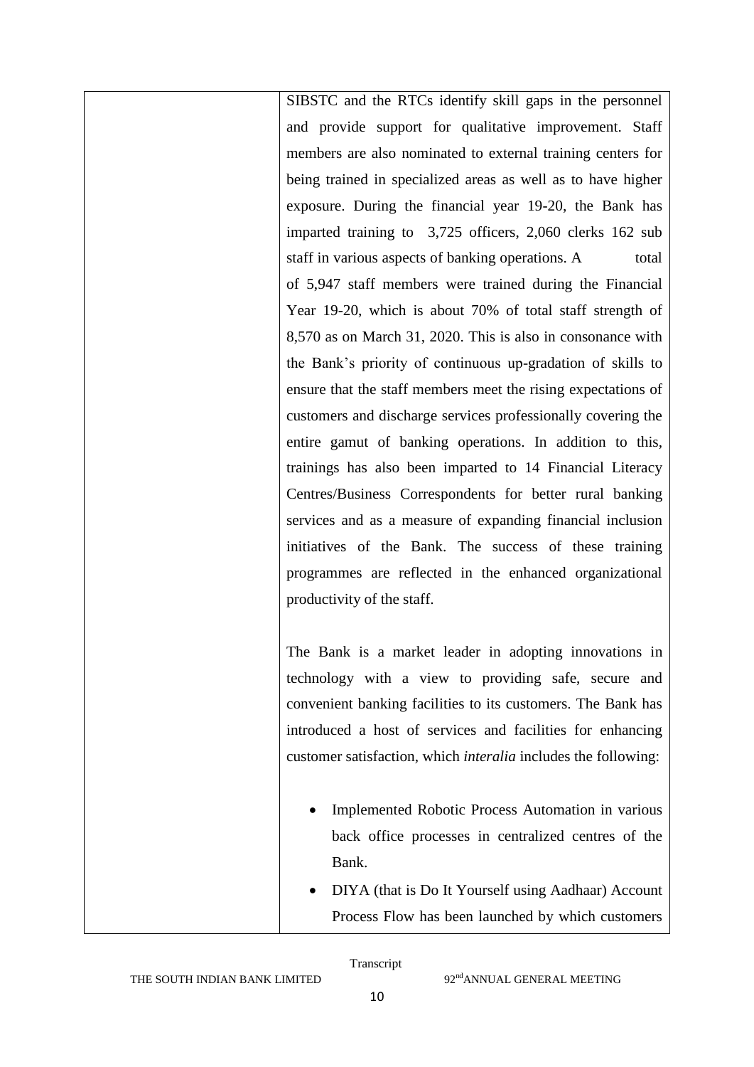| | |
|---|---|
| | SIBSTC and the RTCs identify skill gaps in the personnel and provide support for qualitative improvement. Staff members are also nominated to external training centers for being trained in specialized areas as well as to have higher exposure. During the financial year 19-20, the Bank has imparted training to 3,725 officers, 2,060 clerks 162 sub staff in various aspects of banking operations. A total of 5,947 staff members were trained during the Financial Year 19-20, which is about 70% of total staff strength of 8,570 as on March 31, 2020. This is also in consonance with the Bank's priority of continuous up-gradation of skills to ensure that the staff members meet the rising expectations of customers and discharge services professionally covering the entire gamut of banking operations. In addition to this, trainings has also been imparted to 14 Financial Literacy Centres/Business Correspondents for better rural banking services and as a measure of expanding financial inclusion initiatives of the Bank. The success of these training programmes are reflected in the enhanced organizational productivity of the staff.<br><br>The Bank is a market leader in adopting innovations in technology with a view to providing safe, secure and convenient banking facilities to its customers. The Bank has introduced a host of services and facilities for enhancing customer satisfaction, which *interalia* includes the following:<br><br>• Implemented Robotic Process Automation in various back office processes in centralized centres of the Bank.<br>• DIYA (that is Do It Yourself using Aadhaar) Account Process Flow has been launched by which customers |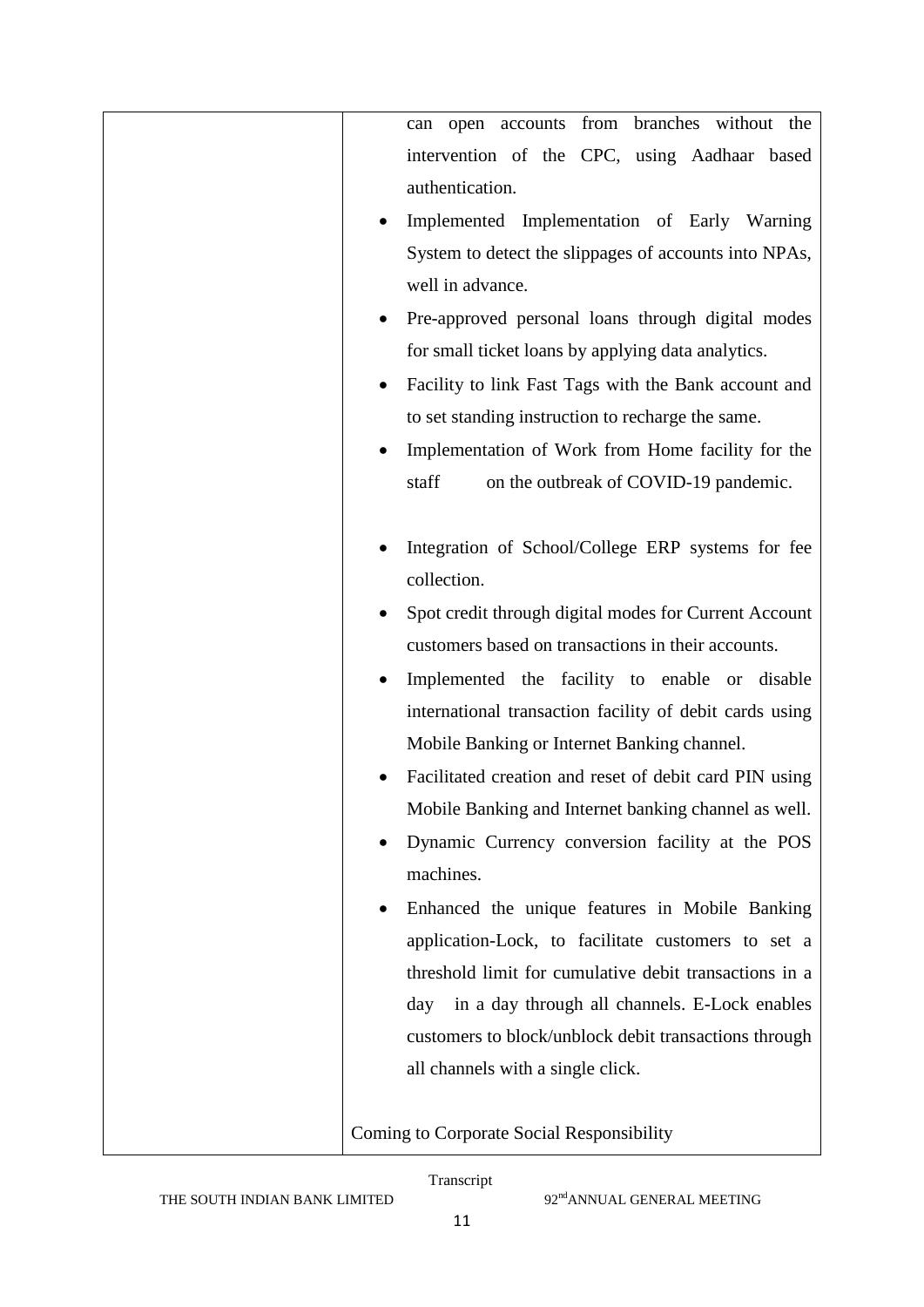| | |
|---|---|
| | can open accounts from branches without the intervention of the CPC, using Aadhaar based authentication.<br>• Implemented Implementation of Early Warning System to detect the slippages of accounts into NPAs, well in advance.<br>• Pre-approved personal loans through digital modes for small ticket loans by applying data analytics.<br>• Facility to link Fast Tags with the Bank account and to set standing instruction to recharge the same.<br>• Implementation of Work from Home facility for the staff on the outbreak of COVID-19 pandemic.<br><br>• Integration of School/College ERP systems for fee collection.<br>• Spot credit through digital modes for Current Account customers based on transactions in their accounts.<br>• Implemented the facility to enable or disable international transaction facility of debit cards using Mobile Banking or Internet Banking channel.<br>• Facilitated creation and reset of debit card PIN using Mobile Banking and Internet banking channel as well.<br>• Dynamic Currency conversion facility at the POS machines.<br>• Enhanced the unique features in Mobile Banking application-Lock, to facilitate customers to set a threshold limit for cumulative debit transactions in a day in a day through all channels. E-Lock enables customers to block/unblock debit transactions through all channels with a single click.<br><br>Coming to Corporate Social Responsibility |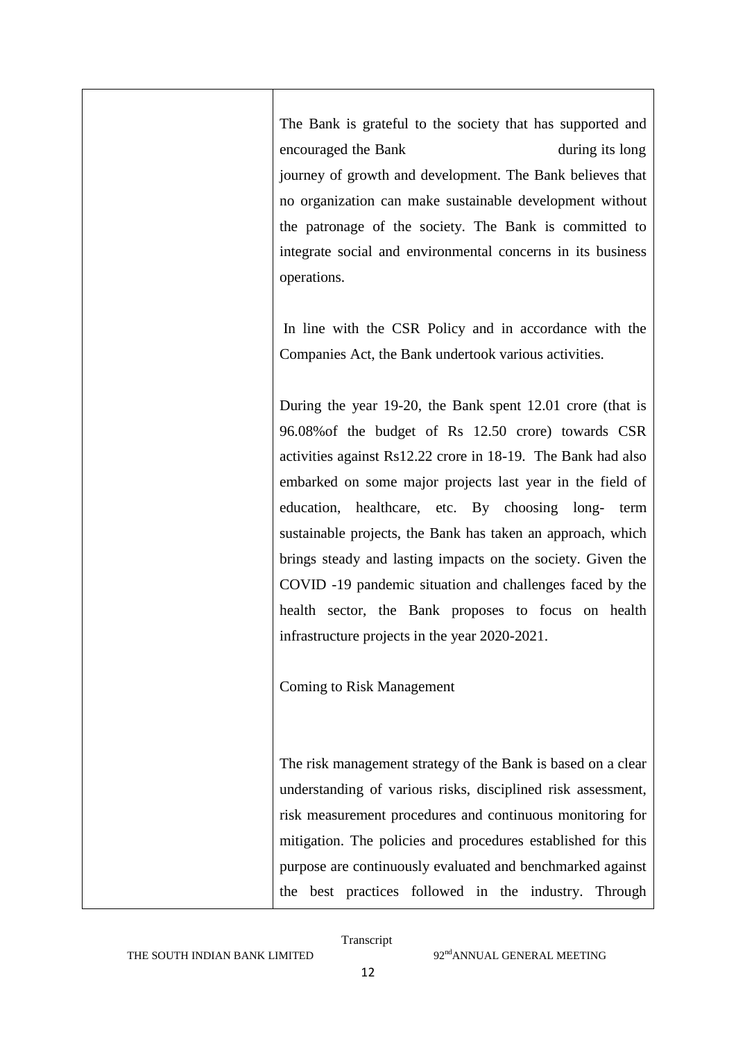| | |
|---|---|
| | The Bank is grateful to the society that has supported and encouraged the Bank during its long journey of growth and development. The Bank believes that no organization can make sustainable development without the patronage of the society. The Bank is committed to integrate social and environmental concerns in its business operations.<br><br>In line with the CSR Policy and in accordance with the Companies Act, the Bank undertook various activities.<br><br>During the year 19-20, the Bank spent 12.01 crore (that is 96.08%of the budget of Rs 12.50 crore) towards CSR activities against Rs12.22 crore in 18-19. The Bank had also embarked on some major projects last year in the field of education, healthcare, etc. By choosing long- term sustainable projects, the Bank has taken an approach, which brings steady and lasting impacts on the society. Given the COVID -19 pandemic situation and challenges faced by the health sector, the Bank proposes to focus on health infrastructure projects in the year 2020-2021.<br><br>Coming to Risk Management<br><br>The risk management strategy of the Bank is based on a clear understanding of various risks, disciplined risk assessment, risk measurement procedures and continuous monitoring for mitigation. The policies and procedures established for this purpose are continuously evaluated and benchmarked against the best practices followed in the industry. Through |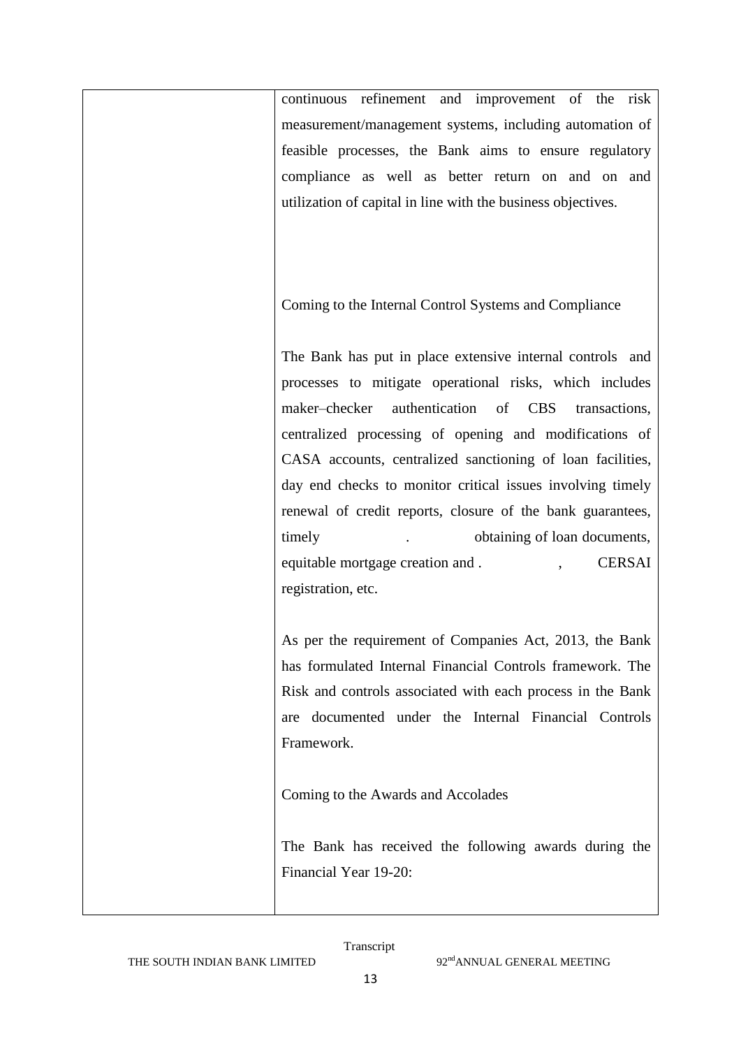| | continuous refinement and improvement of the risk measurement/management systems, including automation of feasible processes, the Bank aims to ensure regulatory compliance as well as better return on and on and utilization of capital in line with the business objectives.<br><br>Coming to the Internal Control Systems and Compliance<br><br>The Bank has put in place extensive internal controls and processes to mitigate operational risks, which includes maker–checker authentication of CBS transactions, centralized processing of opening and modifications of CASA accounts, centralized sanctioning of loan facilities, day end checks to monitor critical issues involving timely renewal of credit reports, closure of the bank guarantees, timely . obtaining of loan documents, equitable mortgage creation and . , CERSAI registration, etc.<br><br>As per the requirement of Companies Act, 2013, the Bank has formulated Internal Financial Controls framework. The Risk and controls associated with each process in the Bank are documented under the Internal Financial Controls Framework.<br><br>Coming to the Awards and Accolades<br><br>The Bank has received the following awards during the Financial Year 19-20: |
|---|---|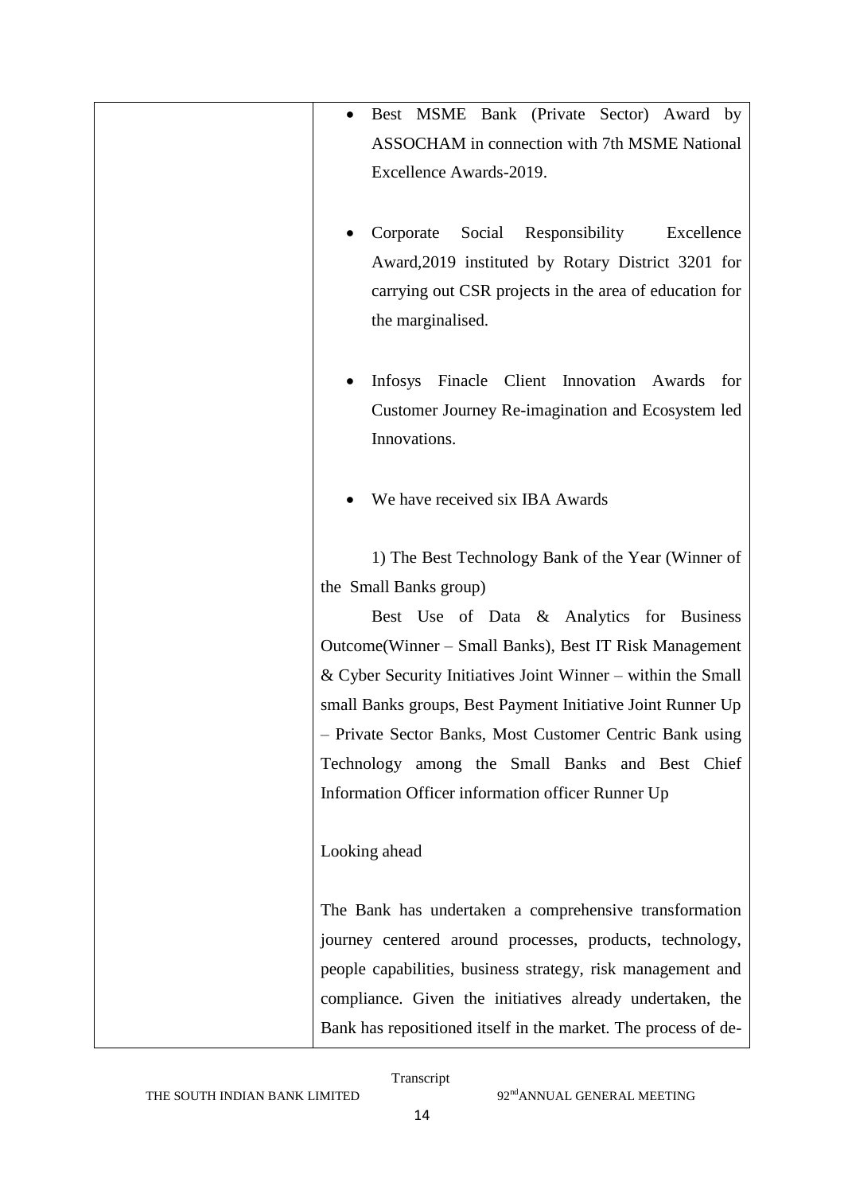| | |
|---|---|
| | • Best MSME Bank (Private Sector) Award by ASSOCHAM in connection with 7th MSME National Excellence Awards-2019.<br><br>• Corporate Social Responsibility Excellence Award,2019 instituted by Rotary District 3201 for carrying out CSR projects in the area of education for the marginalised.<br><br>• Infosys Finacle Client Innovation Awards for Customer Journey Re-imagination and Ecosystem led Innovations.<br><br>• We have received six IBA Awards<br><br>1) The Best Technology Bank of the Year (Winner of the Small Banks group)<br>Best Use of Data & Analytics for Business Outcome(Winner – Small Banks), Best IT Risk Management & Cyber Security Initiatives Joint Winner – within the Small small Banks groups, Best Payment Initiative Joint Runner Up – Private Sector Banks, Most Customer Centric Bank using Technology among the Small Banks and Best Chief Information Officer information officer Runner Up<br><br>Looking ahead<br><br>The Bank has undertaken a comprehensive transformation journey centered around processes, products, technology, people capabilities, business strategy, risk management and compliance. Given the initiatives already undertaken, the Bank has repositioned itself in the market. The process of de- |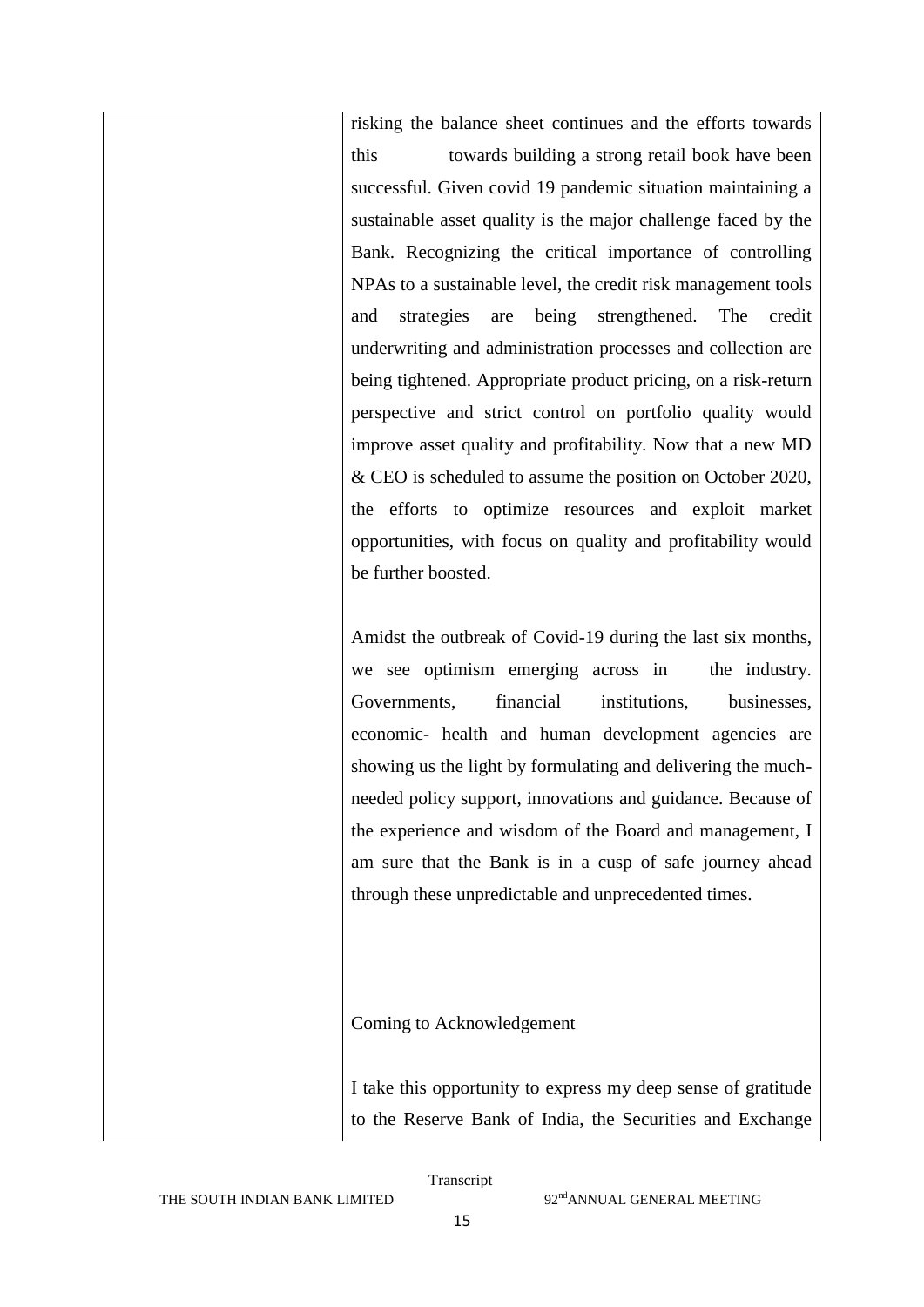| | risking the balance sheet continues and the efforts towards this towards building a strong retail book have been successful. Given covid 19 pandemic situation maintaining a sustainable asset quality is the major challenge faced by the Bank. Recognizing the critical importance of controlling NPAs to a sustainable level, the credit risk management tools and strategies are being strengthened. The credit underwriting and administration processes and collection are being tightened. Appropriate product pricing, on a risk-return perspective and strict control on portfolio quality would improve asset quality and profitability. Now that a new MD & CEO is scheduled to assume the position on October 2020, the efforts to optimize resources and exploit market opportunities, with focus on quality and profitability would be further boosted.<br><br>Amidst the outbreak of Covid-19 during the last six months, we see optimism emerging across in the industry. Governments, financial institutions, businesses, economic- health and human development agencies are showing us the light by formulating and delivering the much-needed policy support, innovations and guidance. Because of the experience and wisdom of the Board and management, I am sure that the Bank is in a cusp of safe journey ahead through these unpredictable and unprecedented times.<br><br>Coming to Acknowledgement<br><br>I take this opportunity to express my deep sense of gratitude to the Reserve Bank of India, the Securities and Exchange |
|---|---|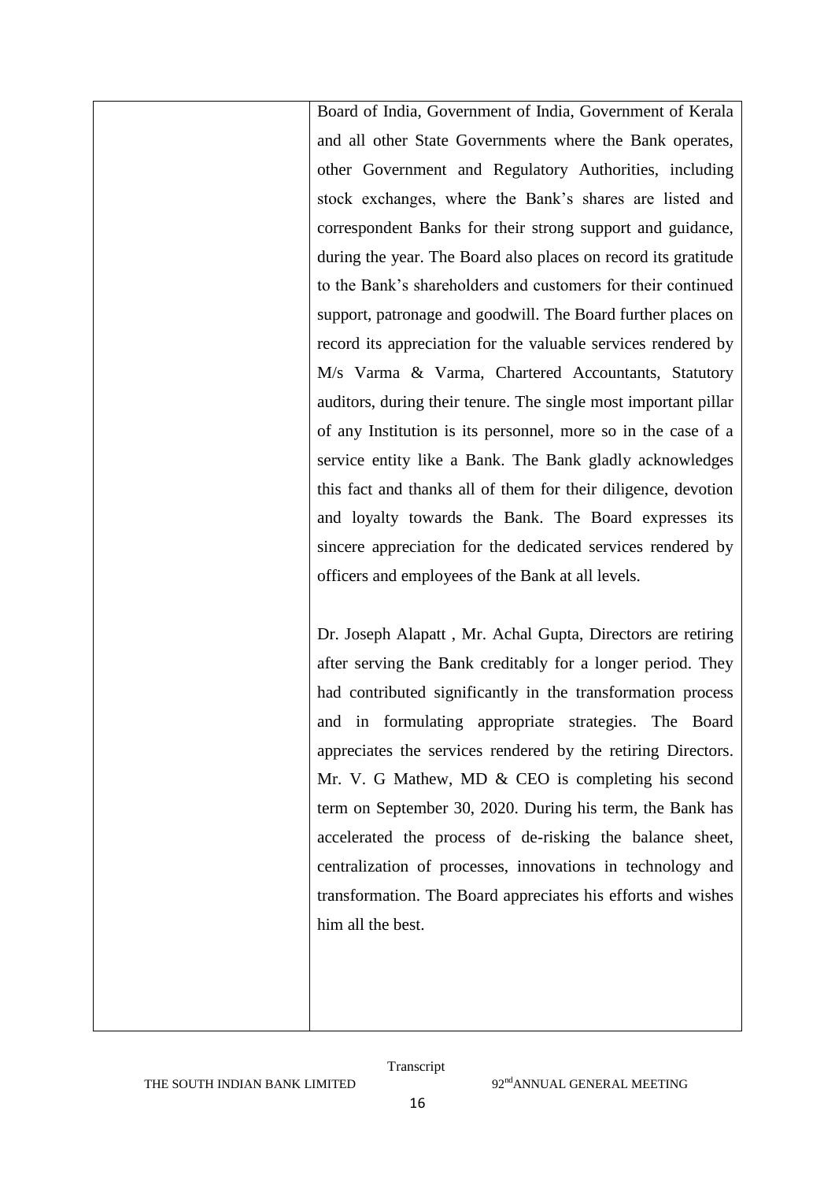| | Board of India, Government of India, Government of Kerala and all other State Governments where the Bank operates, other Government and Regulatory Authorities, including stock exchanges, where the Bank's shares are listed and correspondent Banks for their strong support and guidance, during the year. The Board also places on record its gratitude to the Bank's shareholders and customers for their continued support, patronage and goodwill. The Board further places on record its appreciation for the valuable services rendered by M/s Varma & Varma, Chartered Accountants, Statutory auditors, during their tenure. The single most important pillar of any Institution is its personnel, more so in the case of a service entity like a Bank. The Bank gladly acknowledges this fact and thanks all of them for their diligence, devotion and loyalty towards the Bank. The Board expresses its sincere appreciation for the dedicated services rendered by officers and employees of the Bank at all levels.<br><br>Dr. Joseph Alapatt , Mr. Achal Gupta, Directors are retiring after serving the Bank creditably for a longer period. They had contributed significantly in the transformation process and in formulating appropriate strategies. The Board appreciates the services rendered by the retiring Directors. Mr. V. G Mathew, MD & CEO is completing his second term on September 30, 2020. During his term, the Bank has accelerated the process of de-risking the balance sheet, centralization of processes, innovations in technology and transformation. The Board appreciates his efforts and wishes him all the best. |
|---|---|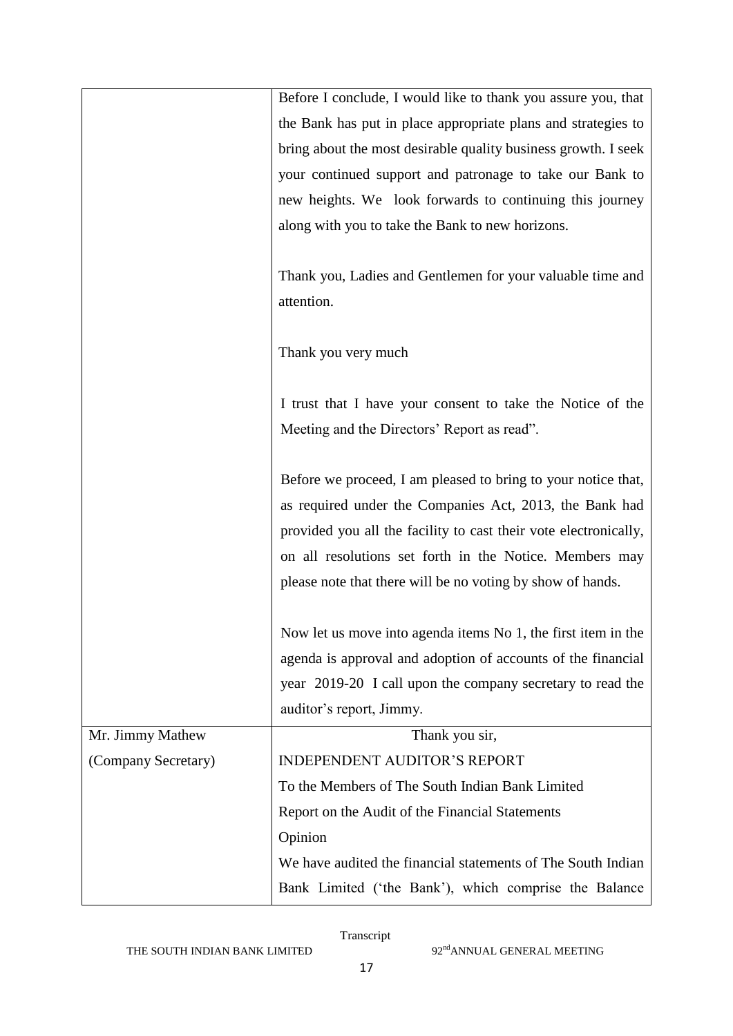| | |
|---|---|
| | Before I conclude, I would like to thank you assure you, that the Bank has put in place appropriate plans and strategies to bring about the most desirable quality business growth. I seek your continued support and patronage to take our Bank to new heights. We look forwards to continuing this journey along with you to take the Bank to new horizons.<br><br>Thank you, Ladies and Gentlemen for your valuable time and attention.<br><br>Thank you very much<br><br>I trust that I have your consent to take the Notice of the Meeting and the Directors' Report as read".<br><br>Before we proceed, I am pleased to bring to your notice that, as required under the Companies Act, 2013, the Bank had provided you all the facility to cast their vote electronically, on all resolutions set forth in the Notice. Members may please note that there will be no voting by show of hands.<br><br>Now let us move into agenda items No 1, the first item in the agenda is approval and adoption of accounts of the financial year 2019-20 I call upon the company secretary to read the auditor's report, Jimmy. |
| Mr. Jimmy Mathew<br>(Company Secretary) | Thank you sir,<br>INDEPENDENT AUDITOR'S REPORT<br>To the Members of The South Indian Bank Limited<br>Report on the Audit of the Financial Statements<br>Opinion<br>We have audited the financial statements of The South Indian Bank Limited ('the Bank'), which comprise the Balance |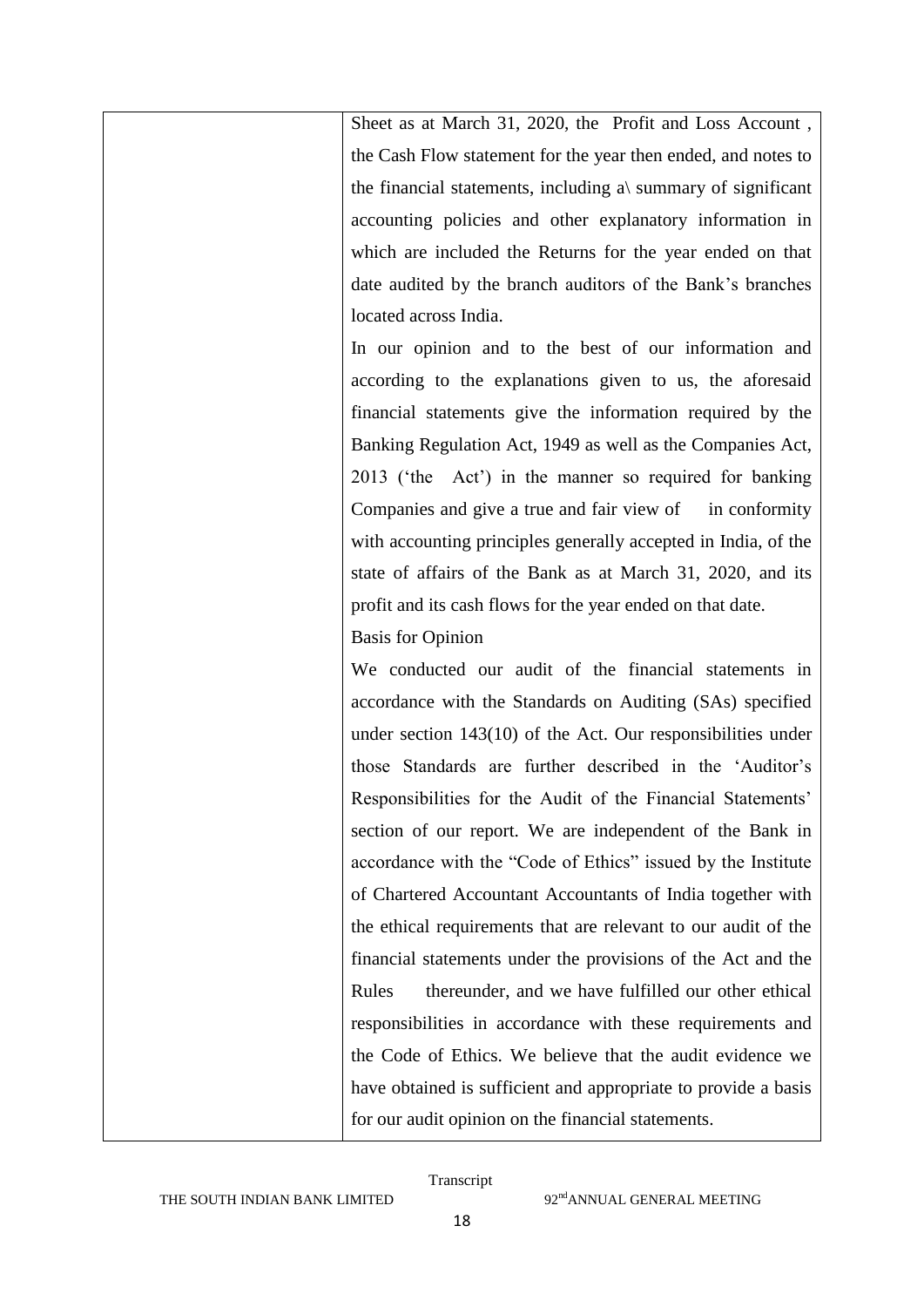| | Sheet as at March 31, 2020, the Profit and Loss Account, the Cash Flow statement for the year then ended, and notes to the financial statements, including a\ summary of significant accounting policies and other explanatory information in which are included the Returns for the year ended on that date audited by the branch auditors of the Bank's branches located across India.<br>In our opinion and to the best of our information and according to the explanations given to us, the aforesaid financial statements give the information required by the Banking Regulation Act, 1949 as well as the Companies Act, 2013 ('the Act') in the manner so required for banking Companies and give a true and fair view of in conformity with accounting principles generally accepted in India, of the state of affairs of the Bank as at March 31, 2020, and its profit and its cash flows for the year ended on that date.<br>Basis for Opinion<br>We conducted our audit of the financial statements in accordance with the Standards on Auditing (SAs) specified under section 143(10) of the Act. Our responsibilities under those Standards are further described in the 'Auditor's Responsibilities for the Audit of the Financial Statements' section of our report. We are independent of the Bank in accordance with the "Code of Ethics" issued by the Institute of Chartered Accountant Accountants of India together with the ethical requirements that are relevant to our audit of the financial statements under the provisions of the Act and the Rules thereunder, and we have fulfilled our other ethical responsibilities in accordance with these requirements and the Code of Ethics. We believe that the audit evidence we have obtained is sufficient and appropriate to provide a basis for our audit opinion on the financial statements. |
|---|---|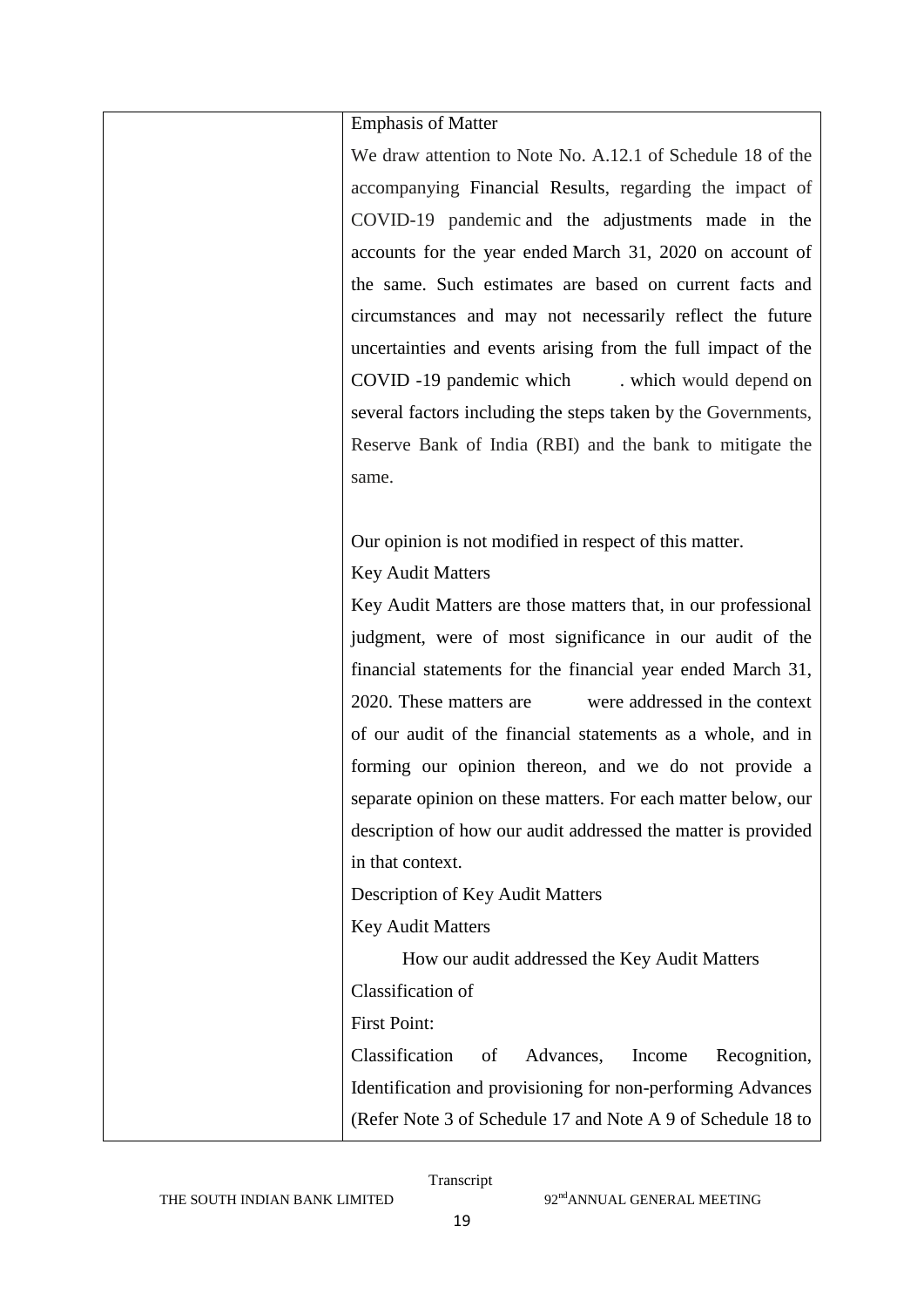| | Emphasis of Matter<br><br>We draw attention to Note No. A.12.1 of Schedule 18 of the accompanying Financial Results, regarding the impact of COVID-19 pandemic and the adjustments made in the accounts for the year ended March 31, 2020 on account of the same. Such estimates are based on current facts and circumstances and may not necessarily reflect the future uncertainties and events arising from the full impact of the COVID -19 pandemic which . which would depend on several factors including the steps taken by the Governments, Reserve Bank of India (RBI) and the bank to mitigate the same.<br><br>Our opinion is not modified in respect of this matter.<br><br>Key Audit Matters<br><br>Key Audit Matters are those matters that, in our professional judgment, were of most significance in our audit of the financial statements for the financial year ended March 31, 2020. These matters are were addressed in the context of our audit of the financial statements as a whole, and in forming our opinion thereon, and we do not provide a separate opinion on these matters. For each matter below, our description of how our audit addressed the matter is provided in that context.<br><br>Description of Key Audit Matters<br><br>Key Audit Matters<br><br>How our audit addressed the Key Audit Matters<br><br>Classification of<br><br>First Point:<br><br>Classification of Advances, Income Recognition, Identification and provisioning for non-performing Advances (Refer Note 3 of Schedule 17 and Note A 9 of Schedule 18 to |
|---|---|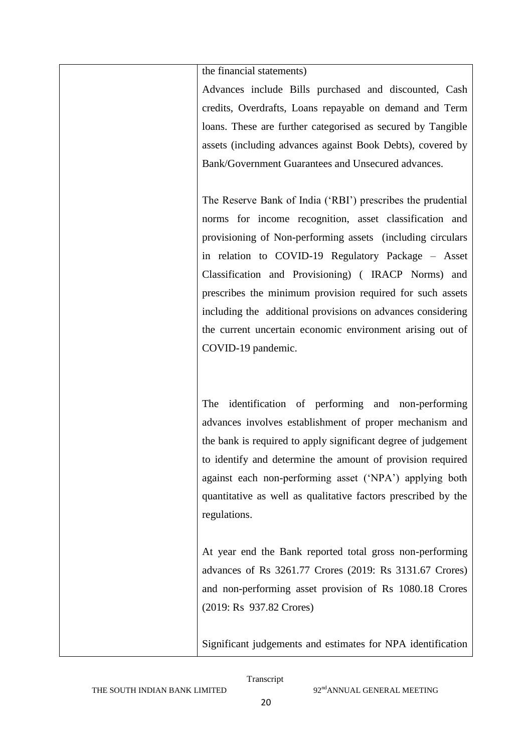| | |
|---|---|
| | the financial statements)<br><br>Advances include Bills purchased and discounted, Cash credits, Overdrafts, Loans repayable on demand and Term loans. These are further categorised as secured by Tangible assets (including advances against Book Debts), covered by Bank/Government Guarantees and Unsecured advances.<br><br>The Reserve Bank of India ('RBI') prescribes the prudential norms for income recognition, asset classification and provisioning of Non-performing assets (including circulars in relation to COVID-19 Regulatory Package – Asset Classification and Provisioning) ( IRACP Norms) and prescribes the minimum provision required for such assets including the additional provisions on advances considering the current uncertain economic environment arising out of COVID-19 pandemic.<br><br>The identification of performing and non-performing advances involves establishment of proper mechanism and the bank is required to apply significant degree of judgement to identify and determine the amount of provision required against each non-performing asset ('NPA') applying both quantitative as well as qualitative factors prescribed by the regulations.<br><br>At year end the Bank reported total gross non-performing advances of Rs 3261.77 Crores (2019: Rs 3131.67 Crores) and non-performing asset provision of Rs 1080.18 Crores (2019: Rs 937.82 Crores)<br><br>Significant judgements and estimates for NPA identification |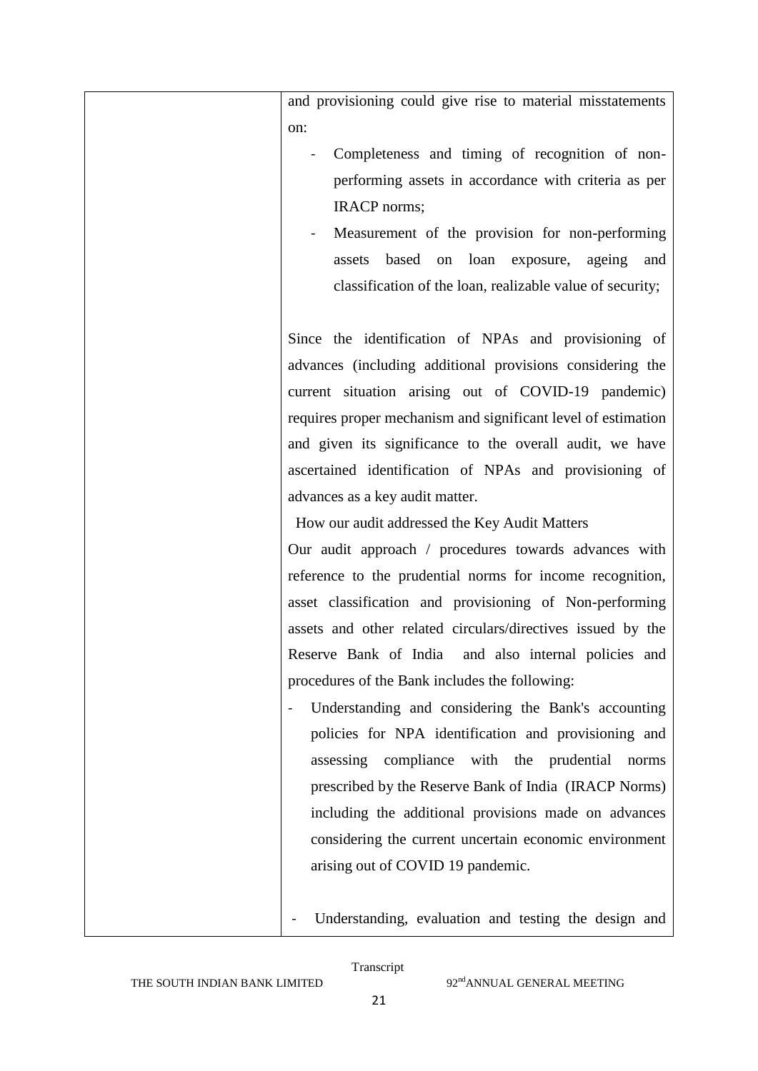| | and provisioning could give rise to material misstatements on:<br>- Completeness and timing of recognition of non-performing assets in accordance with criteria as per IRACP norms;<br>- Measurement of the provision for non-performing assets based on loan exposure, ageing and classification of the loan, realizable value of security;<br><br>Since the identification of NPAs and provisioning of advances (including additional provisions considering the current situation arising out of COVID-19 pandemic) requires proper mechanism and significant level of estimation and given its significance to the overall audit, we have ascertained identification of NPAs and provisioning of advances as a key audit matter.<br>How our audit addressed the Key Audit Matters<br>Our audit approach / procedures towards advances with reference to the prudential norms for income recognition, asset classification and provisioning of Non-performing assets and other related circulars/directives issued by the Reserve Bank of India and also internal policies and procedures of the Bank includes the following:<br>- Understanding and considering the Bank's accounting policies for NPA identification and provisioning and assessing compliance with the prudential norms prescribed by the Reserve Bank of India (IRACP Norms) including the additional provisions made on advances considering the current uncertain economic environment arising out of COVID 19 pandemic.<br><br>- Understanding, evaluation and testing the design and |
|---|---|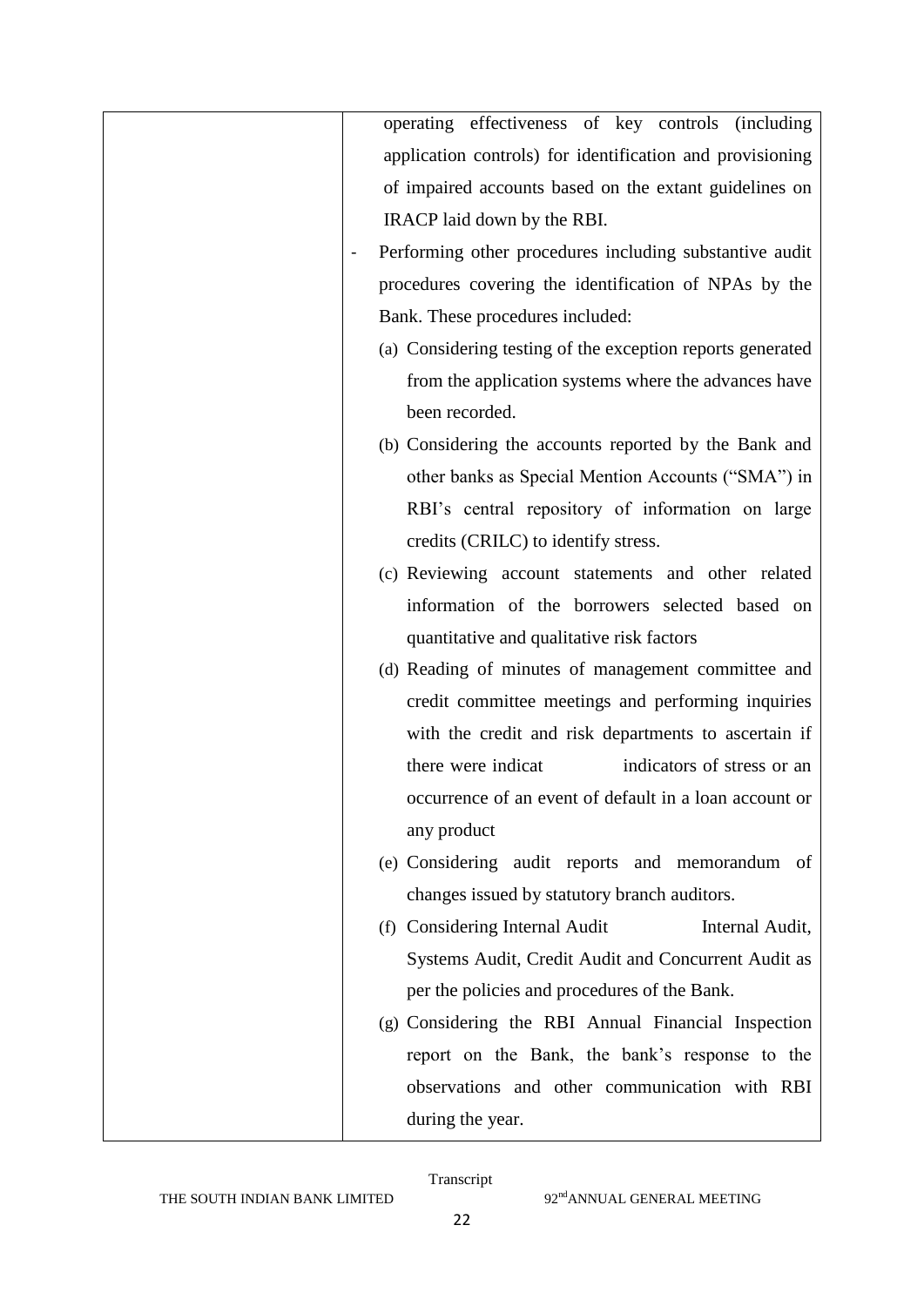| | operating effectiveness of key controls (including application controls) for identification and provisioning of impaired accounts based on the extant guidelines on IRACP laid down by the RBI.<br>- Performing other procedures including substantive audit procedures covering the identification of NPAs by the Bank. These procedures included:<br>(a) Considering testing of the exception reports generated from the application systems where the advances have been recorded.<br>(b) Considering the accounts reported by the Bank and other banks as Special Mention Accounts ("SMA") in RBI's central repository of information on large credits (CRILC) to identify stress.<br>(c) Reviewing account statements and other related information of the borrowers selected based on quantitative and qualitative risk factors<br>(d) Reading of minutes of management committee and credit committee meetings and performing inquiries with the credit and risk departments to ascertain if there were indicat indicators of stress or an occurrence of an event of default in a loan account or any product<br>(e) Considering audit reports and memorandum of changes issued by statutory branch auditors.<br>(f) Considering Internal Audit Internal Audit, Systems Audit, Credit Audit and Concurrent Audit as per the policies and procedures of the Bank.<br>(g) Considering the RBI Annual Financial Inspection report on the Bank, the bank's response to the observations and other communication with RBI during the year. |
|---|---|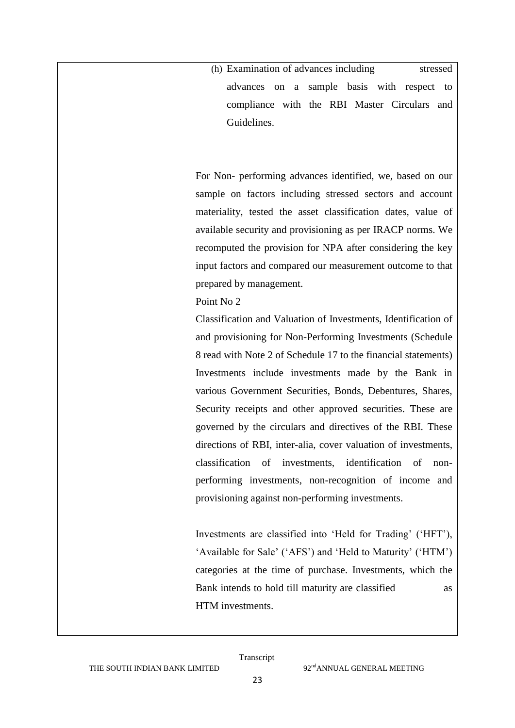| | (h) Examination of advances including stressed advances on a sample basis with respect to compliance with the RBI Master Circulars and Guidelines.<br><br>For Non- performing advances identified, we, based on our sample on factors including stressed sectors and account materiality, tested the asset classification dates, value of available security and provisioning as per IRACP norms. We recomputed the provision for NPA after considering the key input factors and compared our measurement outcome to that prepared by management.<br>Point No 2<br>Classification and Valuation of Investments, Identification of and provisioning for Non-Performing Investments (Schedule 8 read with Note 2 of Schedule 17 to the financial statements)<br>Investments include investments made by the Bank in various Government Securities, Bonds, Debentures, Shares, Security receipts and other approved securities. These are governed by the circulars and directives of the RBI. These directions of RBI, inter-alia, cover valuation of investments, classification of investments, identification of non-performing investments, non-recognition of income and provisioning against non-performing investments.<br><br>Investments are classified into 'Held for Trading' ('HFT'), 'Available for Sale' ('AFS') and 'Held to Maturity' ('HTM') categories at the time of purchase. Investments, which the Bank intends to hold till maturity are classified as HTM investments. |
|---|---|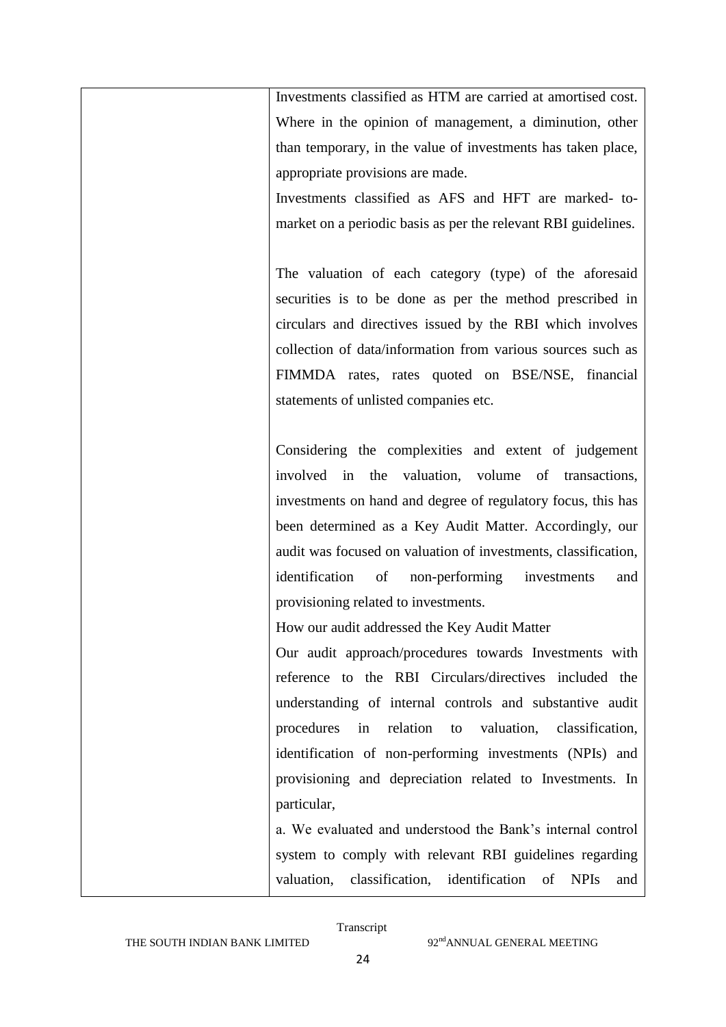| | |
|---|---|
| | Investments classified as HTM are carried at amortised cost. Where in the opinion of management, a diminution, other than temporary, in the value of investments has taken place, appropriate provisions are made.<br>Investments classified as AFS and HFT are marked- to-market on a periodic basis as per the relevant RBI guidelines.<br><br>The valuation of each category (type) of the aforesaid securities is to be done as per the method prescribed in circulars and directives issued by the RBI which involves collection of data/information from various sources such as FIMMDA rates, rates quoted on BSE/NSE, financial statements of unlisted companies etc.<br><br>Considering the complexities and extent of judgement involved in the valuation, volume of transactions, investments on hand and degree of regulatory focus, this has been determined as a Key Audit Matter. Accordingly, our audit was focused on valuation of investments, classification, identification of non-performing investments and provisioning related to investments.<br>How our audit addressed the Key Audit Matter<br>Our audit approach/procedures towards Investments with reference to the RBI Circulars/directives included the understanding of internal controls and substantive audit procedures in relation to valuation, classification, identification of non-performing investments (NPIs) and provisioning and depreciation related to Investments. In particular,<br>a. We evaluated and understood the Bank's internal control system to comply with relevant RBI guidelines regarding valuation, classification, identification of NPIs and |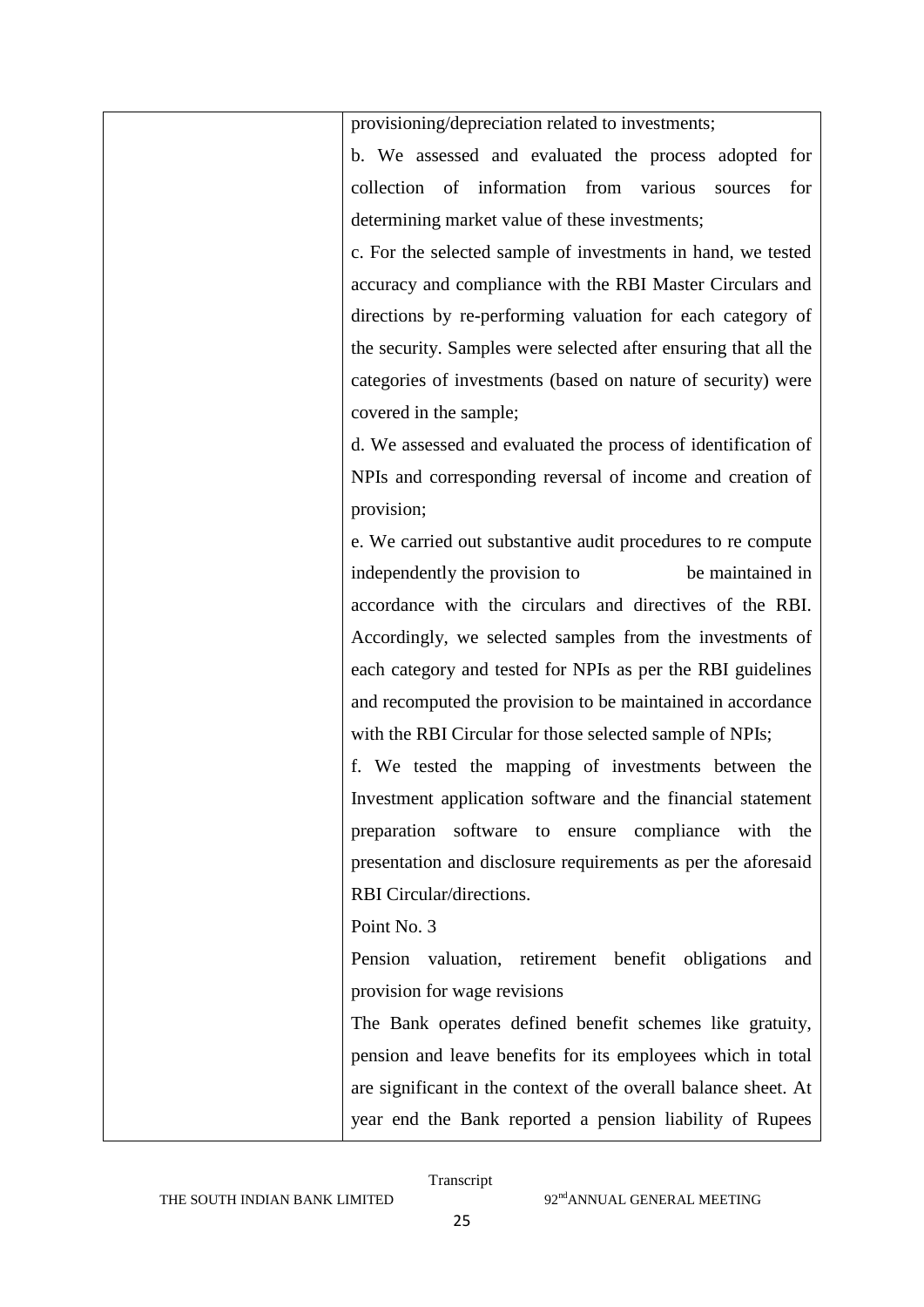| | |
|---|---|
| | provisioning/depreciation related to investments;<br>b. We assessed and evaluated the process adopted for collection of information from various sources for determining market value of these investments;<br>c. For the selected sample of investments in hand, we tested accuracy and compliance with the RBI Master Circulars and directions by re-performing valuation for each category of the security. Samples were selected after ensuring that all the categories of investments (based on nature of security) were covered in the sample;<br>d. We assessed and evaluated the process of identification of NPIs and corresponding reversal of income and creation of provision;<br>e. We carried out substantive audit procedures to re compute independently the provision to be maintained in accordance with the circulars and directives of the RBI. Accordingly, we selected samples from the investments of each category and tested for NPIs as per the RBI guidelines and recomputed the provision to be maintained in accordance with the RBI Circular for those selected sample of NPIs;<br>f. We tested the mapping of investments between the Investment application software and the financial statement preparation software to ensure compliance with the presentation and disclosure requirements as per the aforesaid RBI Circular/directions.<br>Point No. 3<br>Pension valuation, retirement benefit obligations and provision for wage revisions<br>The Bank operates defined benefit schemes like gratuity, pension and leave benefits for its employees which in total are significant in the context of the overall balance sheet. At year end the Bank reported a pension liability of Rupees |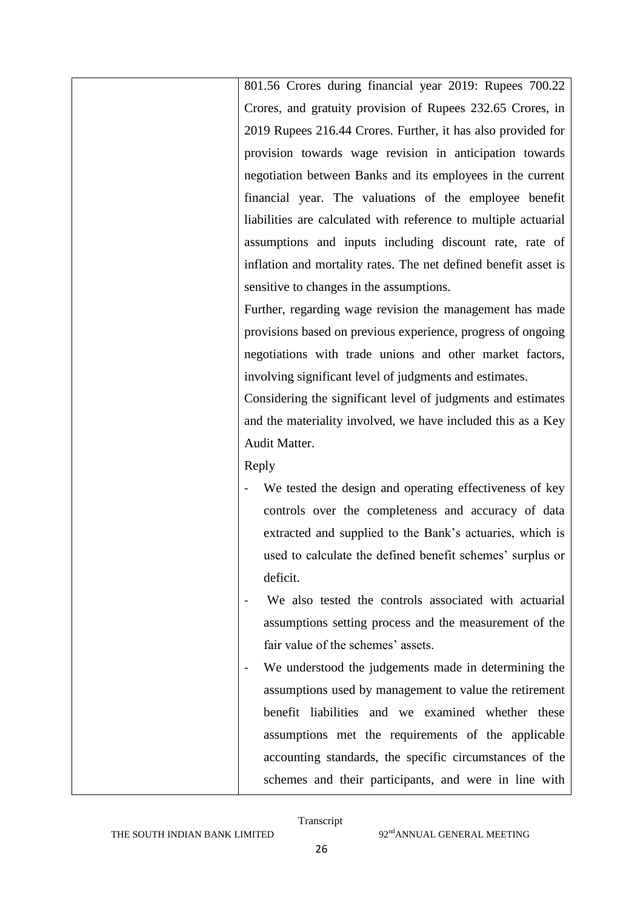| | 801.56 Crores during financial year 2019: Rupees 700.22 Crores, and gratuity provision of Rupees 232.65 Crores, in 2019 Rupees 216.44 Crores. Further, it has also provided for provision towards wage revision in anticipation towards negotiation between Banks and its employees in the current financial year. The valuations of the employee benefit liabilities are calculated with reference to multiple actuarial assumptions and inputs including discount rate, rate of inflation and mortality rates. The net defined benefit asset is sensitive to changes in the assumptions.<br>Further, regarding wage revision the management has made provisions based on previous experience, progress of ongoing negotiations with trade unions and other market factors, involving significant level of judgments and estimates.<br>Considering the significant level of judgments and estimates and the materiality involved, we have included this as a Key Audit Matter.<br>Reply<br>- We tested the design and operating effectiveness of key controls over the completeness and accuracy of data extracted and supplied to the Bank's actuaries, which is used to calculate the defined benefit schemes' surplus or deficit.<br>- We also tested the controls associated with actuarial assumptions setting process and the measurement of the fair value of the schemes' assets.<br>- We understood the judgements made in determining the assumptions used by management to value the retirement benefit liabilities and we examined whether these assumptions met the requirements of the applicable accounting standards, the specific circumstances of the schemes and their participants, and were in line with |
|---|---|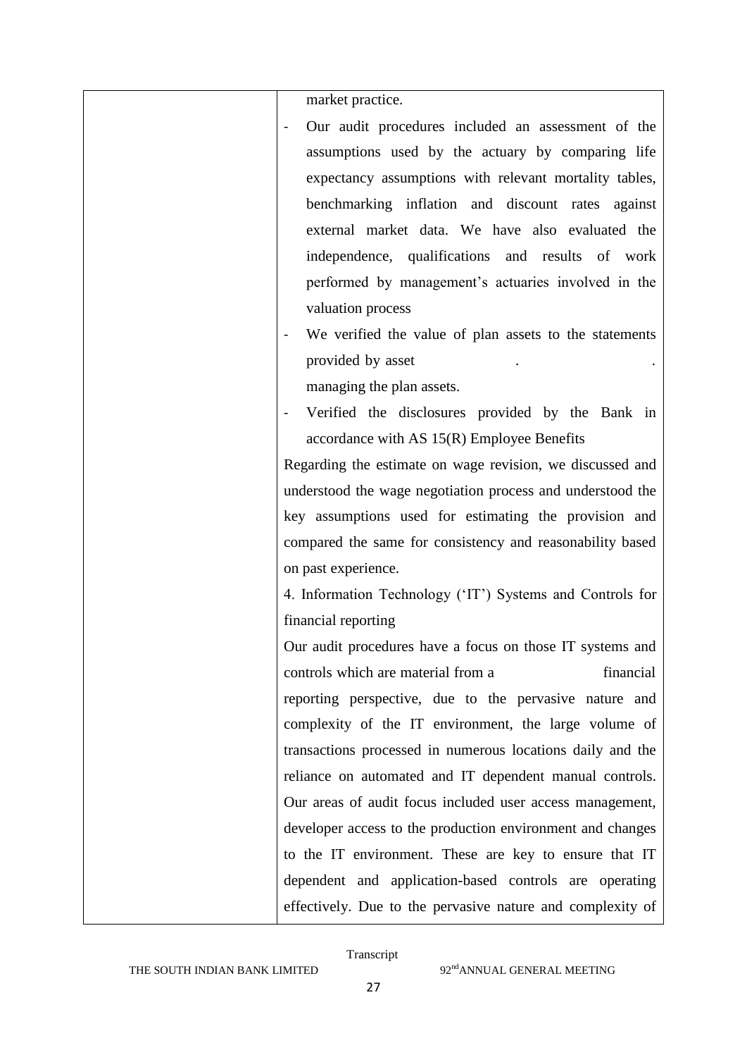| | market practice.<br>- Our audit procedures included an assessment of the assumptions used by the actuary by comparing life expectancy assumptions with relevant mortality tables, benchmarking inflation and discount rates against external market data. We have also evaluated the independence, qualifications and results of work performed by management's actuaries involved in the valuation process<br>- We verified the value of plan assets to the statements provided by asset . . managing the plan assets.<br>- Verified the disclosures provided by the Bank in accordance with AS 15(R) Employee Benefits<br>Regarding the estimate on wage revision, we discussed and understood the wage negotiation process and understood the key assumptions used for estimating the provision and compared the same for consistency and reasonability based on past experience.<br>4. Information Technology ('IT') Systems and Controls for financial reporting<br>Our audit procedures have a focus on those IT systems and controls which are material from a financial reporting perspective, due to the pervasive nature and complexity of the IT environment, the large volume of transactions processed in numerous locations daily and the reliance on automated and IT dependent manual controls. Our areas of audit focus included user access management, developer access to the production environment and changes to the IT environment. These are key to ensure that IT dependent and application-based controls are operating effectively. Due to the pervasive nature and complexity of |
|---|---|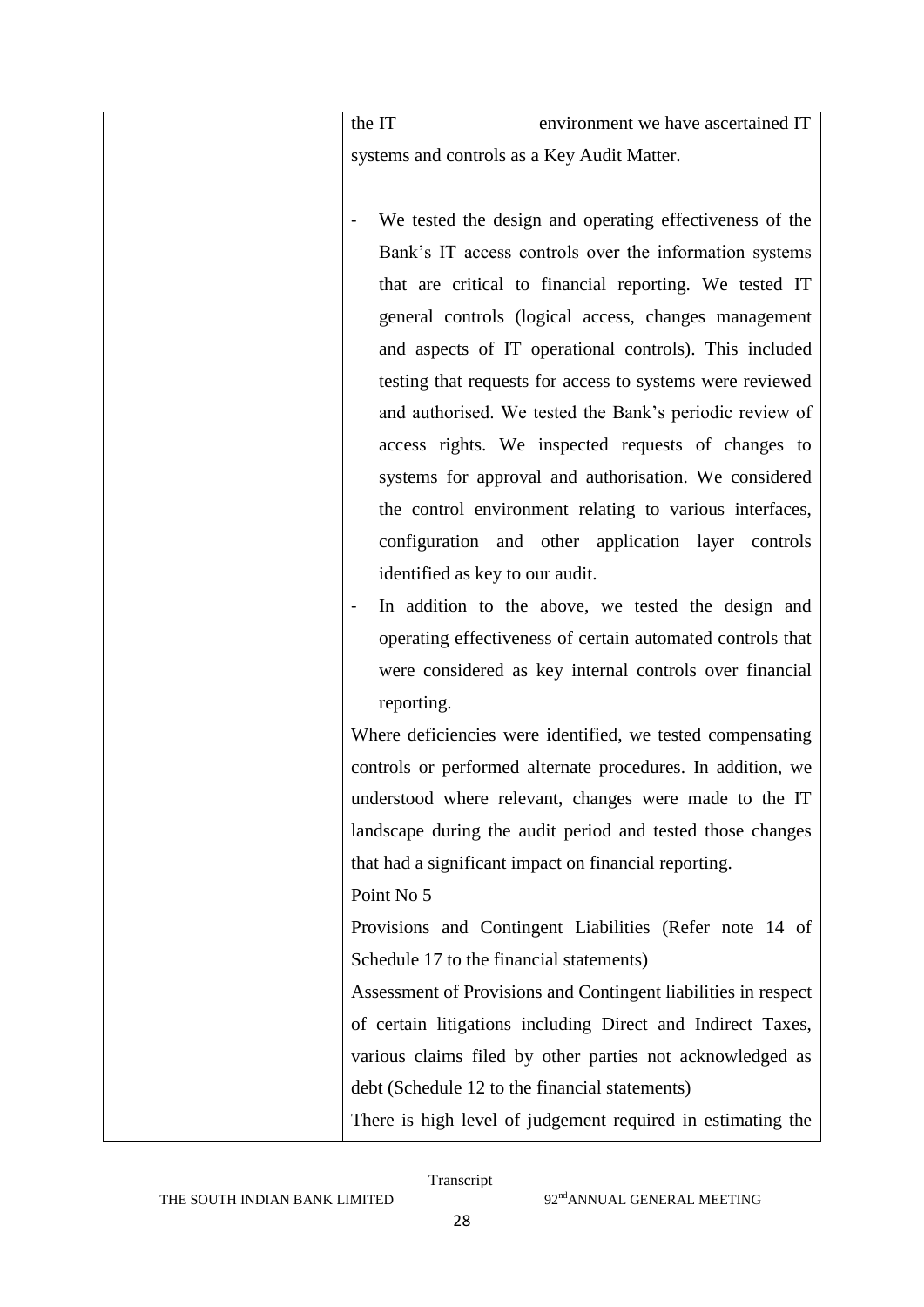| | |
|---|---|
| | the IT environment we have ascertained IT systems and controls as a Key Audit Matter.<br><br>- We tested the design and operating effectiveness of the Bank's IT access controls over the information systems that are critical to financial reporting. We tested IT general controls (logical access, changes management and aspects of IT operational controls). This included testing that requests for access to systems were reviewed and authorised. We tested the Bank's periodic review of access rights. We inspected requests of changes to systems for approval and authorisation. We considered the control environment relating to various interfaces, configuration and other application layer controls identified as key to our audit.<br>- In addition to the above, we tested the design and operating effectiveness of certain automated controls that were considered as key internal controls over financial reporting.<br><br>Where deficiencies were identified, we tested compensating controls or performed alternate procedures. In addition, we understood where relevant, changes were made to the IT landscape during the audit period and tested those changes that had a significant impact on financial reporting.<br>Point No 5<br>Provisions and Contingent Liabilities (Refer note 14 of Schedule 17 to the financial statements)<br>Assessment of Provisions and Contingent liabilities in respect of certain litigations including Direct and Indirect Taxes, various claims filed by other parties not acknowledged as debt (Schedule 12 to the financial statements)<br>There is high level of judgement required in estimating the |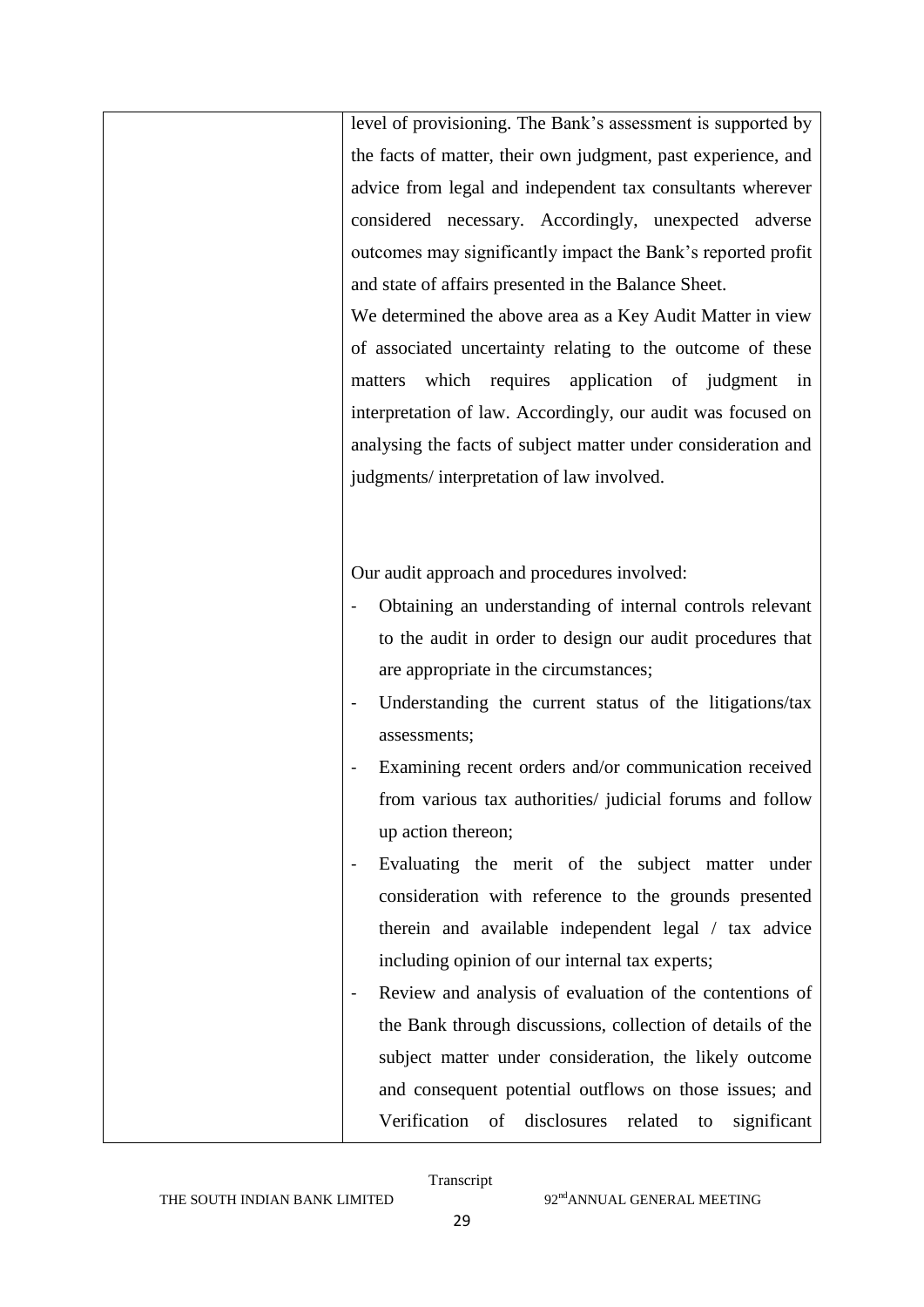| | |
|---|---|
| | level of provisioning. The Bank's assessment is supported by the facts of matter, their own judgment, past experience, and advice from legal and independent tax consultants wherever considered necessary. Accordingly, unexpected adverse outcomes may significantly impact the Bank's reported profit and state of affairs presented in the Balance Sheet.<br>We determined the above area as a Key Audit Matter in view of associated uncertainty relating to the outcome of these matters which requires application of judgment in interpretation of law. Accordingly, our audit was focused on analysing the facts of subject matter under consideration and judgments/ interpretation of law involved.<br><br>Our audit approach and procedures involved:<br>- Obtaining an understanding of internal controls relevant to the audit in order to design our audit procedures that are appropriate in the circumstances;<br>- Understanding the current status of the litigations/tax assessments;<br>- Examining recent orders and/or communication received from various tax authorities/ judicial forums and follow up action thereon;<br>- Evaluating the merit of the subject matter under consideration with reference to the grounds presented therein and available independent legal / tax advice including opinion of our internal tax experts;<br>- Review and analysis of evaluation of the contentions of the Bank through discussions, collection of details of the subject matter under consideration, the likely outcome and consequent potential outflows on those issues; and Verification of disclosures related to significant |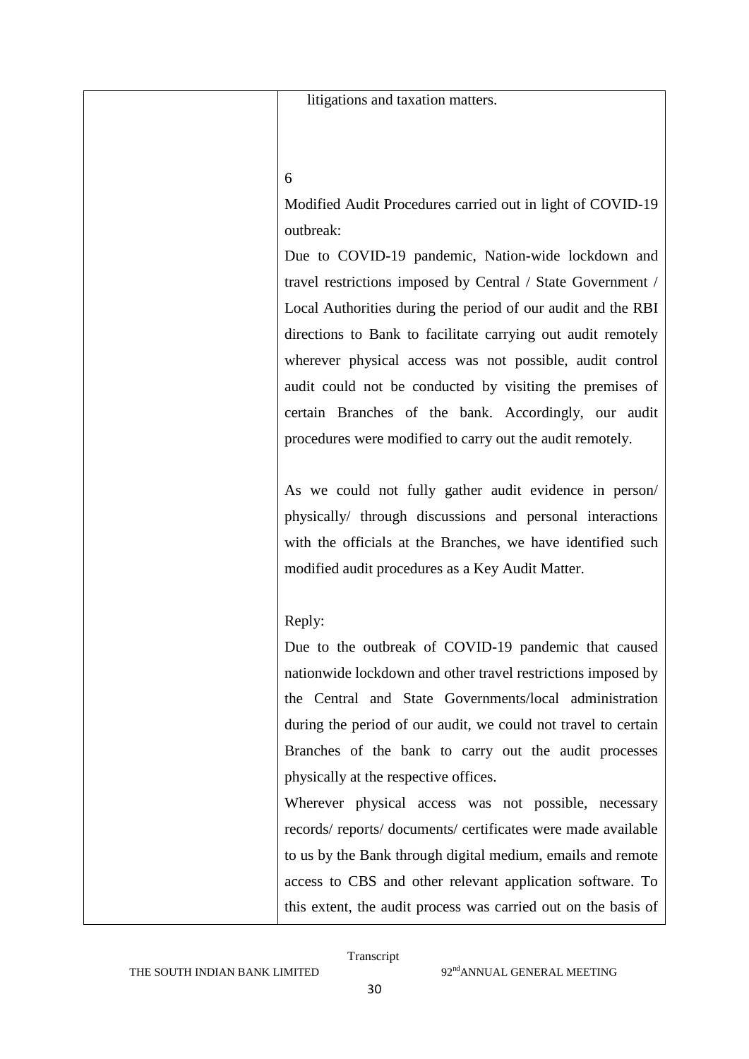| | litigations and taxation matters.<br><br>6<br><br>Modified Audit Procedures carried out in light of COVID-19 outbreak:<br><br>Due to COVID-19 pandemic, Nation-wide lockdown and travel restrictions imposed by Central / State Government / Local Authorities during the period of our audit and the RBI directions to Bank to facilitate carrying out audit remotely wherever physical access was not possible, audit control audit could not be conducted by visiting the premises of certain Branches of the bank. Accordingly, our audit procedures were modified to carry out the audit remotely.<br><br>As we could not fully gather audit evidence in person/ physically/ through discussions and personal interactions with the officials at the Branches, we have identified such modified audit procedures as a Key Audit Matter.<br><br>Reply:<br><br>Due to the outbreak of COVID-19 pandemic that caused nationwide lockdown and other travel restrictions imposed by the Central and State Governments/local administration during the period of our audit, we could not travel to certain Branches of the bank to carry out the audit processes physically at the respective offices.<br><br>Wherever physical access was not possible, necessary records/ reports/ documents/ certificates were made available to us by the Bank through digital medium, emails and remote access to CBS and other relevant application software. To this extent, the audit process was carried out on the basis of |
|---|---|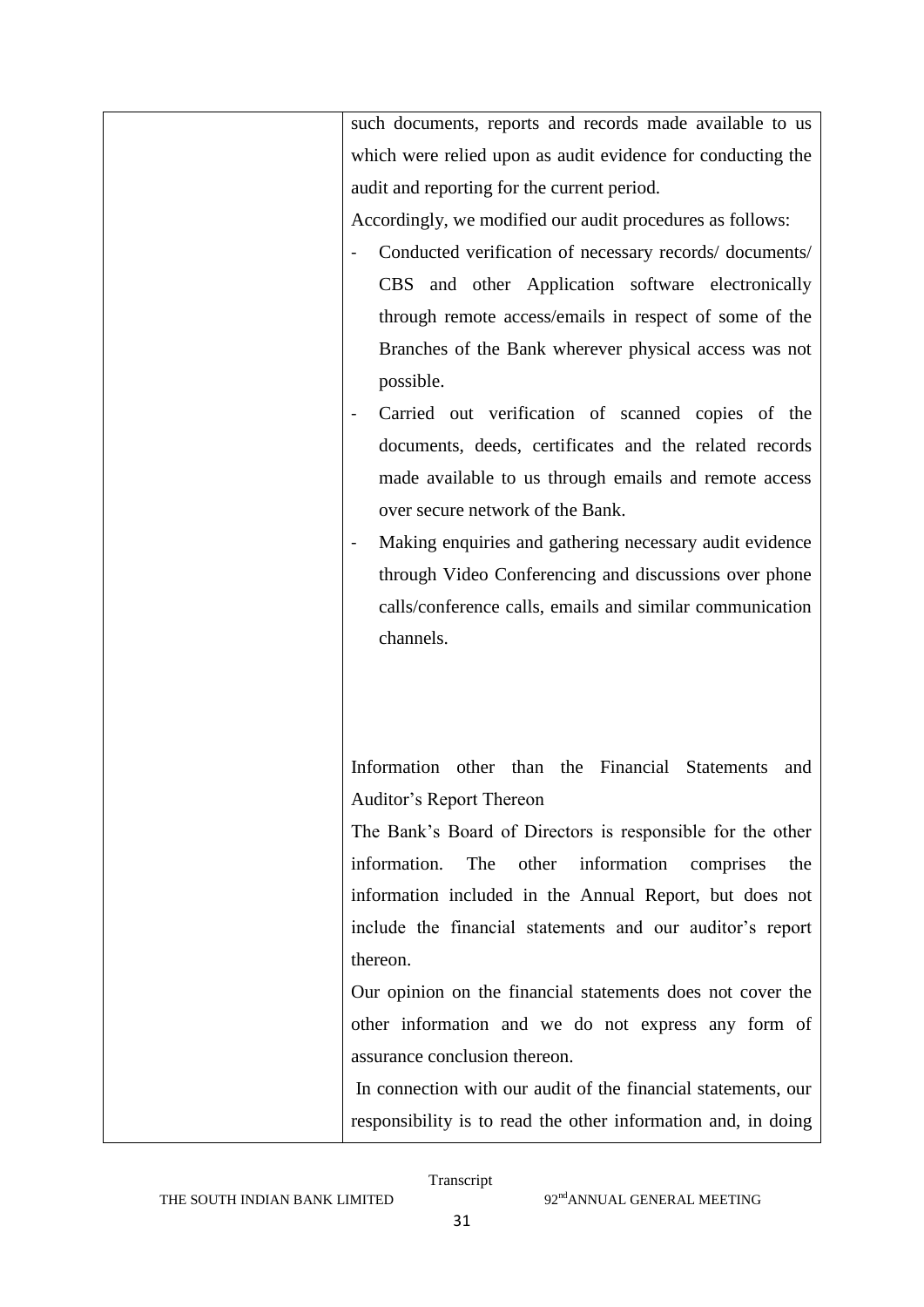| | such documents, reports and records made available to us which were relied upon as audit evidence for conducting the audit and reporting for the current period.<br>Accordingly, we modified our audit procedures as follows:<br>- Conducted verification of necessary records/ documents/ CBS and other Application software electronically through remote access/emails in respect of some of the Branches of the Bank wherever physical access was not possible.<br>- Carried out verification of scanned copies of the documents, deeds, certificates and the related records made available to us through emails and remote access over secure network of the Bank.<br>- Making enquiries and gathering necessary audit evidence through Video Conferencing and discussions over phone calls/conference calls, emails and similar communication channels.<br><br>Information other than the Financial Statements and Auditor's Report Thereon<br>The Bank's Board of Directors is responsible for the other information. The other information comprises the information included in the Annual Report, but does not include the financial statements and our auditor's report thereon.<br>Our opinion on the financial statements does not cover the other information and we do not express any form of assurance conclusion thereon.<br>In connection with our audit of the financial statements, our responsibility is to read the other information and, in doing |
|---|---|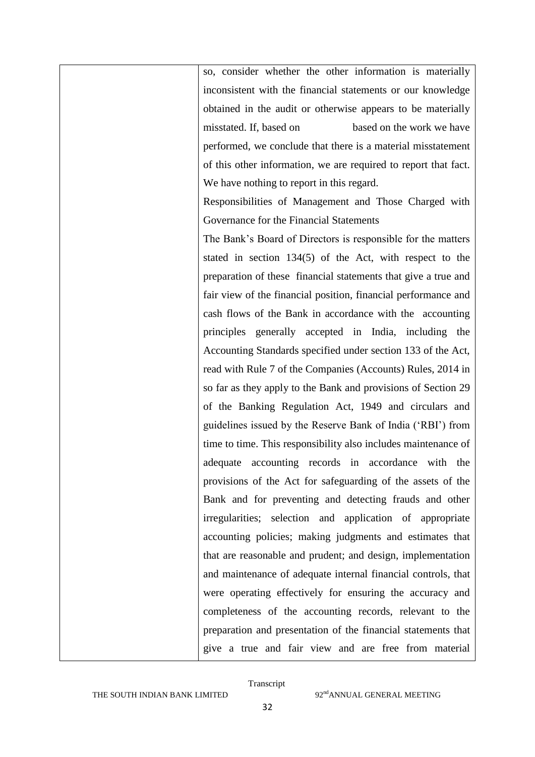| | so, consider whether the other information is materially inconsistent with the financial statements or our knowledge obtained in the audit or otherwise appears to be materially misstated. If, based on based on the work we have performed, we conclude that there is a material misstatement of this other information, we are required to report that fact. We have nothing to report in this regard.<br>Responsibilities of Management and Those Charged with Governance for the Financial Statements<br>The Bank's Board of Directors is responsible for the matters stated in section 134(5) of the Act, with respect to the preparation of these financial statements that give a true and fair view of the financial position, financial performance and cash flows of the Bank in accordance with the accounting principles generally accepted in India, including the Accounting Standards specified under section 133 of the Act, read with Rule 7 of the Companies (Accounts) Rules, 2014 in so far as they apply to the Bank and provisions of Section 29 of the Banking Regulation Act, 1949 and circulars and guidelines issued by the Reserve Bank of India ('RBI') from time to time. This responsibility also includes maintenance of adequate accounting records in accordance with the provisions of the Act for safeguarding of the assets of the Bank and for preventing and detecting frauds and other irregularities; selection and application of appropriate accounting policies; making judgments and estimates that that are reasonable and prudent; and design, implementation and maintenance of adequate internal financial controls, that were operating effectively for ensuring the accuracy and completeness of the accounting records, relevant to the preparation and presentation of the financial statements that give a true and fair view and are free from material |
|---|---|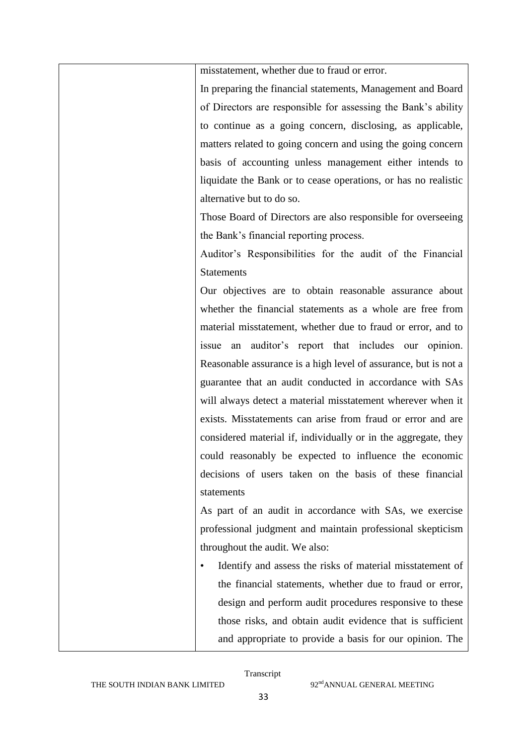| | misstatement, whether due to fraud or error.<br>In preparing the financial statements, Management and Board of Directors are responsible for assessing the Bank's ability to continue as a going concern, disclosing, as applicable, matters related to going concern and using the going concern basis of accounting unless management either intends to liquidate the Bank or to cease operations, or has no realistic alternative but to do so.<br>Those Board of Directors are also responsible for overseeing the Bank's financial reporting process.<br>Auditor's Responsibilities for the audit of the Financial Statements<br>Our objectives are to obtain reasonable assurance about whether the financial statements as a whole are free from material misstatement, whether due to fraud or error, and to issue an auditor's report that includes our opinion. Reasonable assurance is a high level of assurance, but is not a guarantee that an audit conducted in accordance with SAs will always detect a material misstatement wherever when it exists. Misstatements can arise from fraud or error and are considered material if, individually or in the aggregate, they could reasonably be expected to influence the economic decisions of users taken on the basis of these financial statements<br>As part of an audit in accordance with SAs, we exercise professional judgment and maintain professional skepticism throughout the audit. We also:<br>• Identify and assess the risks of material misstatement of the financial statements, whether due to fraud or error, design and perform audit procedures responsive to these those risks, and obtain audit evidence that is sufficient and appropriate to provide a basis for our opinion. The |
|---|---|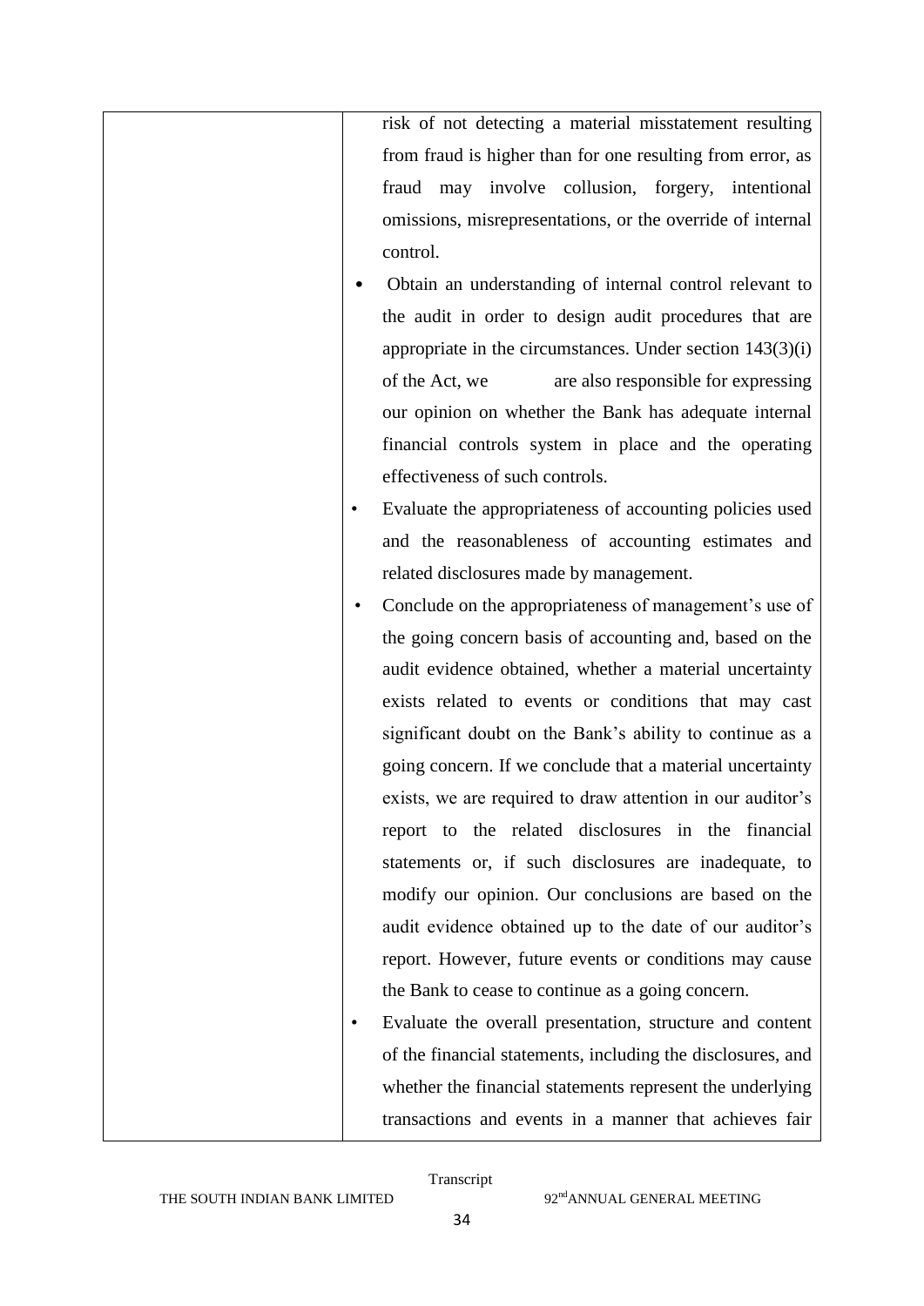| | risk of not detecting a material misstatement resulting from fraud is higher than for one resulting from error, as fraud may involve collusion, forgery, intentional omissions, misrepresentations, or the override of internal control.<br>• Obtain an understanding of internal control relevant to the audit in order to design audit procedures that are appropriate in the circumstances. Under section 143(3)(i) of the Act, we are also responsible for expressing our opinion on whether the Bank has adequate internal financial controls system in place and the operating effectiveness of such controls.<br>• Evaluate the appropriateness of accounting policies used and the reasonableness of accounting estimates and related disclosures made by management.<br>• Conclude on the appropriateness of management's use of the going concern basis of accounting and, based on the audit evidence obtained, whether a material uncertainty exists related to events or conditions that may cast significant doubt on the Bank's ability to continue as a going concern. If we conclude that a material uncertainty exists, we are required to draw attention in our auditor's report to the related disclosures in the financial statements or, if such disclosures are inadequate, to modify our opinion. Our conclusions are based on the audit evidence obtained up to the date of our auditor's report. However, future events or conditions may cause the Bank to cease to continue as a going concern.<br>• Evaluate the overall presentation, structure and content of the financial statements, including the disclosures, and whether the financial statements represent the underlying transactions and events in a manner that achieves fair |
|---|---|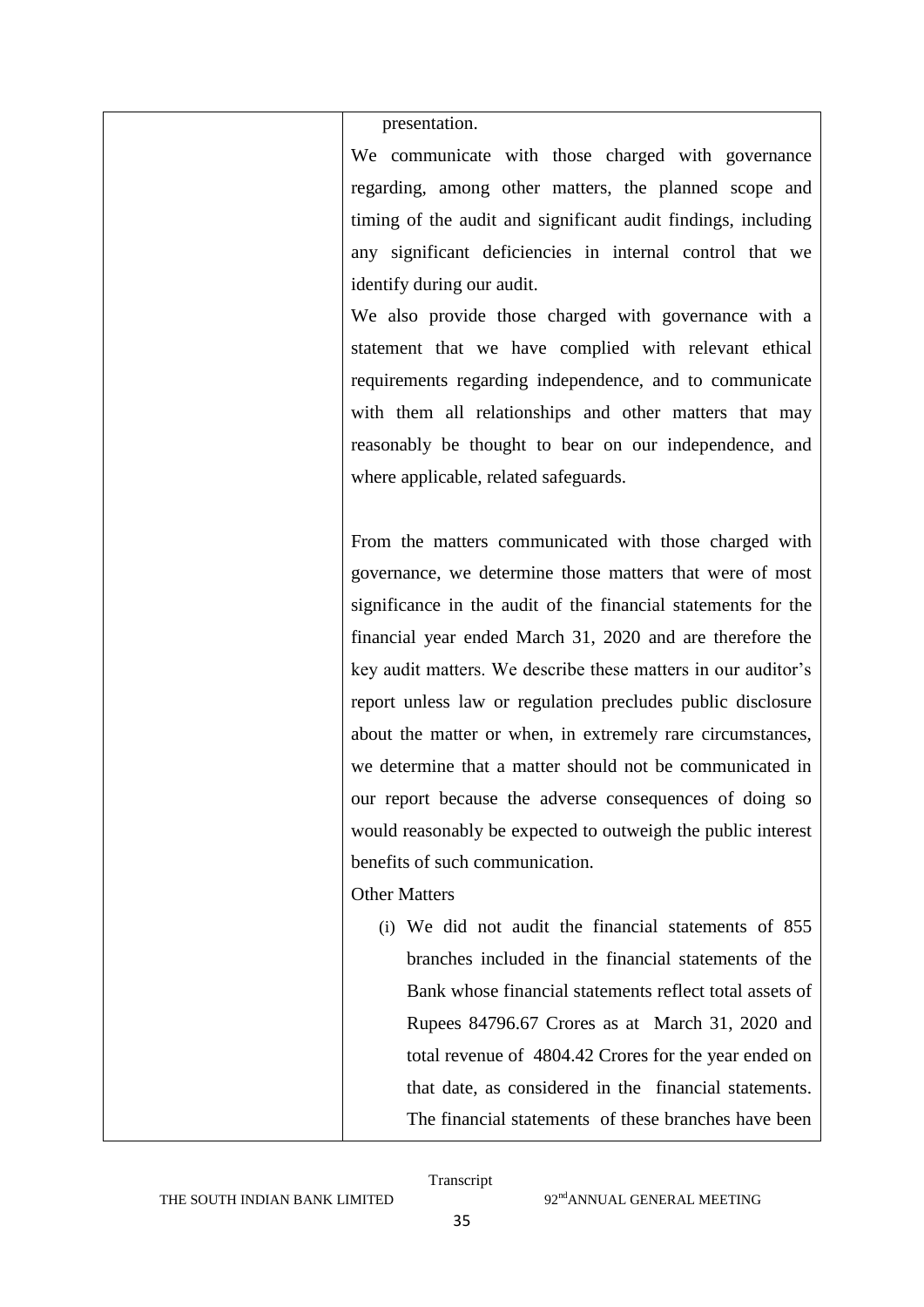| | presentation.<br><br>We communicate with those charged with governance regarding, among other matters, the planned scope and timing of the audit and significant audit findings, including any significant deficiencies in internal control that we identify during our audit.<br><br>We also provide those charged with governance with a statement that we have complied with relevant ethical requirements regarding independence, and to communicate with them all relationships and other matters that may reasonably be thought to bear on our independence, and where applicable, related safeguards.<br><br>From the matters communicated with those charged with governance, we determine those matters that were of most significance in the audit of the financial statements for the financial year ended March 31, 2020 and are therefore the key audit matters. We describe these matters in our auditor's report unless law or regulation precludes public disclosure about the matter or when, in extremely rare circumstances, we determine that a matter should not be communicated in our report because the adverse consequences of doing so would reasonably be expected to outweigh the public interest benefits of such communication.<br><br>Other Matters<br><br>(i) We did not audit the financial statements of 855 branches included in the financial statements of the Bank whose financial statements reflect total assets of Rupees 84796.67 Crores as at March 31, 2020 and total revenue of 4804.42 Crores for the year ended on that date, as considered in the financial statements. The financial statements of these branches have been |
|---|---|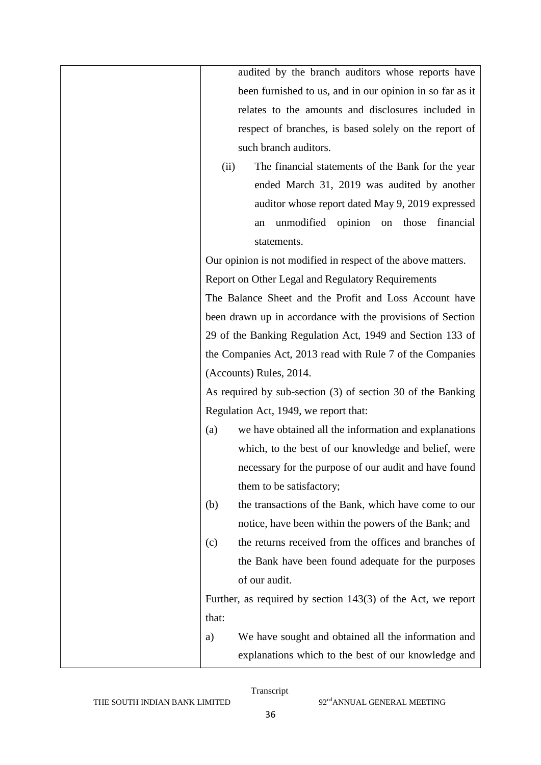audited by the branch auditors whose reports have been furnished to us, and in our opinion in so far as it relates to the amounts and disclosures included in respect of branches, is based solely on the report of such branch auditors.

(ii) The financial statements of the Bank for the year ended March 31, 2019 was audited by another auditor whose report dated May 9, 2019 expressed an unmodified opinion on those financial statements.

Our opinion is not modified in respect of the above matters.

Report on Other Legal and Regulatory Requirements

The Balance Sheet and the Profit and Loss Account have been drawn up in accordance with the provisions of Section 29 of the Banking Regulation Act, 1949 and Section 133 of the Companies Act, 2013 read with Rule 7 of the Companies (Accounts) Rules, 2014.

As required by sub-section (3) of section 30 of the Banking Regulation Act, 1949, we report that:

(a) we have obtained all the information and explanations which, to the best of our knowledge and belief, were necessary for the purpose of our audit and have found them to be satisfactory;

(b) the transactions of the Bank, which have come to our notice, have been within the powers of the Bank; and

(c) the returns received from the offices and branches of the Bank have been found adequate for the purposes of our audit.

Further, as required by section 143(3) of the Act, we report that:

a) We have sought and obtained all the information and explanations which to the best of our knowledge and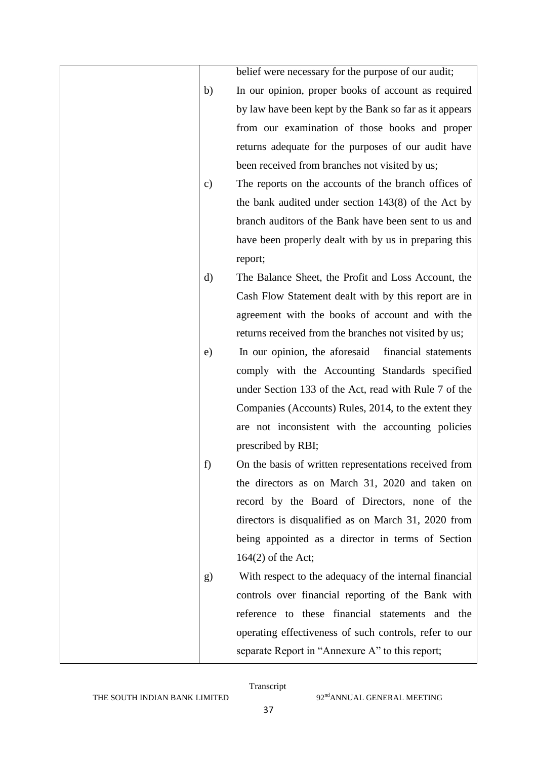| | | |
|---|---|---|
| | | belief were necessary for the purpose of our audit; |
| | b) | In our opinion, proper books of account as required by law have been kept by the Bank so far as it appears from our examination of those books and proper returns adequate for the purposes of our audit have been received from branches not visited by us; |
| | c) | The reports on the accounts of the branch offices of the bank audited under section 143(8) of the Act by branch auditors of the Bank have been sent to us and have been properly dealt with by us in preparing this report; |
| | d) | The Balance Sheet, the Profit and Loss Account, the Cash Flow Statement dealt with by this report are in agreement with the books of account and with the returns received from the branches not visited by us; |
| | e) | In our opinion, the aforesaid financial statements comply with the Accounting Standards specified under Section 133 of the Act, read with Rule 7 of the Companies (Accounts) Rules, 2014, to the extent they are not inconsistent with the accounting policies prescribed by RBI; |
| | f) | On the basis of written representations received from the directors as on March 31, 2020 and taken on record by the Board of Directors, none of the directors is disqualified as on March 31, 2020 from being appointed as a director in terms of Section 164(2) of the Act; |
| | g) | With respect to the adequacy of the internal financial controls over financial reporting of the Bank with reference to these financial statements and the operating effectiveness of such controls, refer to our separate Report in "Annexure A" to this report; |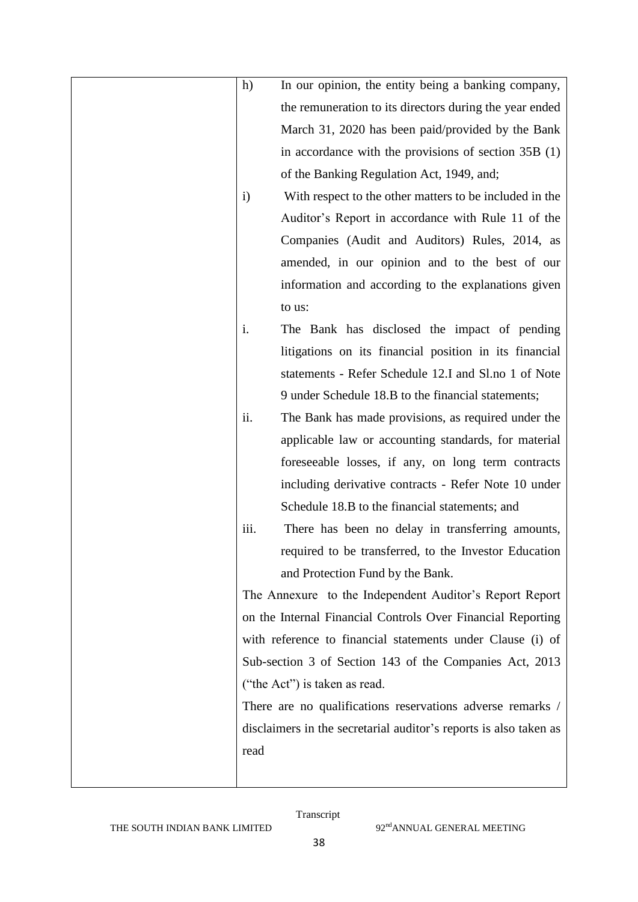| | h) In our opinion, the entity being a banking company, the remuneration to its directors during the year ended March 31, 2020 has been paid/provided by the Bank in accordance with the provisions of section 35B (1) of the Banking Regulation Act, 1949, and;<br>i) With respect to the other matters to be included in the Auditor's Report in accordance with Rule 11 of the Companies (Audit and Auditors) Rules, 2014, as amended, in our opinion and to the best of our information and according to the explanations given to us:<br>i. The Bank has disclosed the impact of pending litigations on its financial position in its financial statements - Refer Schedule 12.I and Sl.no 1 of Note 9 under Schedule 18.B to the financial statements;<br>ii. The Bank has made provisions, as required under the applicable law or accounting standards, for material foreseeable losses, if any, on long term contracts including derivative contracts - Refer Note 10 under Schedule 18.B to the financial statements; and<br>iii. There has been no delay in transferring amounts, required to be transferred, to the Investor Education and Protection Fund by the Bank.<br>The Annexure to the Independent Auditor's Report Report on the Internal Financial Controls Over Financial Reporting with reference to financial statements under Clause (i) of Sub-section 3 of Section 143 of the Companies Act, 2013 ("the Act") is taken as read.<br>There are no qualifications reservations adverse remarks / disclaimers in the secretarial auditor's reports is also taken as read |
|---|---|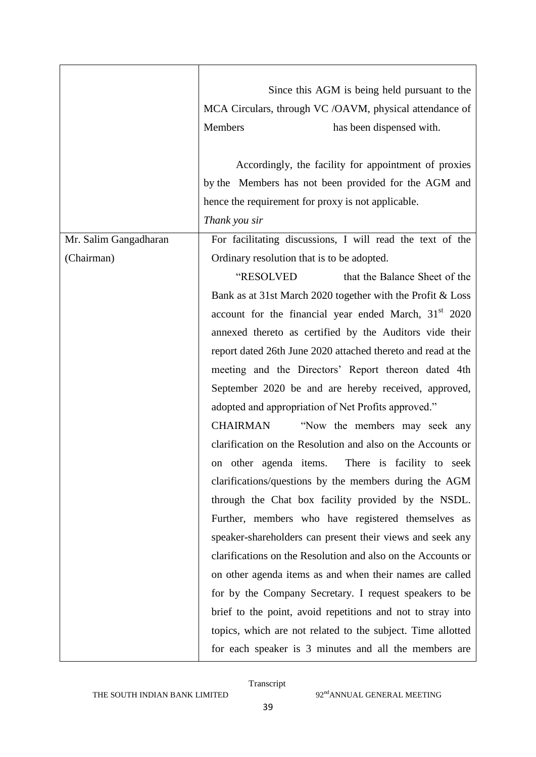| | |
|---|---|
| | Since this AGM is being held pursuant to the MCA Circulars, through VC /OAVM, physical attendance of Members has been dispensed with.<br><br>Accordingly, the facility for appointment of proxies by the Members has not been provided for the AGM and hence the requirement for proxy is not applicable.<br>*Thank you sir* |
| Mr. Salim Gangadharan (Chairman) | For facilitating discussions, I will read the text of the Ordinary resolution that is to be adopted.<br>"RESOLVED that the Balance Sheet of the Bank as at 31st March 2020 together with the Profit & Loss account for the financial year ended March, 31st 2020 annexed thereto as certified by the Auditors vide their report dated 26th June 2020 attached thereto and read at the meeting and the Directors' Report thereon dated 4th September 2020 be and are hereby received, approved, adopted and appropriation of Net Profits approved."<br>CHAIRMAN "Now the members may seek any clarification on the Resolution and also on the Accounts or on other agenda items. There is facility to seek clarifications/questions by the members during the AGM through the Chat box facility provided by the NSDL. Further, members who have registered themselves as speaker-shareholders can present their views and seek any clarifications on the Resolution and also on the Accounts or on other agenda items as and when their names are called for by the Company Secretary. I request speakers to be brief to the point, avoid repetitions and not to stray into topics, which are not related to the subject. Time allotted for each speaker is 3 minutes and all the members are |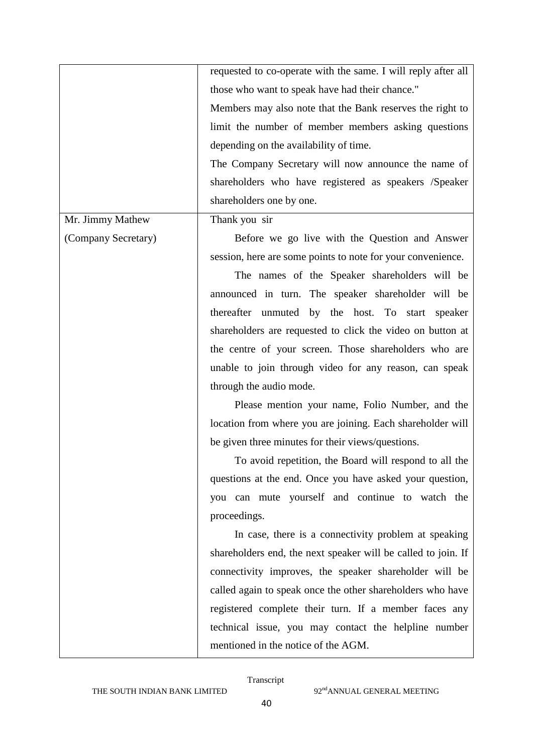| | |
|---|---|
| | requested to co-operate with the same. I will reply after all those who want to speak have had their chance."<br>Members may also note that the Bank reserves the right to limit the number of member members asking questions depending on the availability of time.<br>The Company Secretary will now announce the name of shareholders who have registered as speakers /Speaker shareholders one by one. |
| Mr. Jimmy Mathew<br>(Company Secretary) | Thank you sir<br>Before we go live with the Question and Answer session, here are some points to note for your convenience.<br>The names of the Speaker shareholders will be announced in turn. The speaker shareholder will be thereafter unmuted by the host. To start speaker shareholders are requested to click the video on button at the centre of your screen. Those shareholders who are unable to join through video for any reason, can speak through the audio mode.<br>Please mention your name, Folio Number, and the location from where you are joining. Each shareholder will be given three minutes for their views/questions.<br>To avoid repetition, the Board will respond to all the questions at the end. Once you have asked your question, you can mute yourself and continue to watch the proceedings.<br>In case, there is a connectivity problem at speaking shareholders end, the next speaker will be called to join. If connectivity improves, the speaker shareholder will be called again to speak once the other shareholders who have registered complete their turn. If a member faces any technical issue, you may contact the helpline number mentioned in the notice of the AGM. |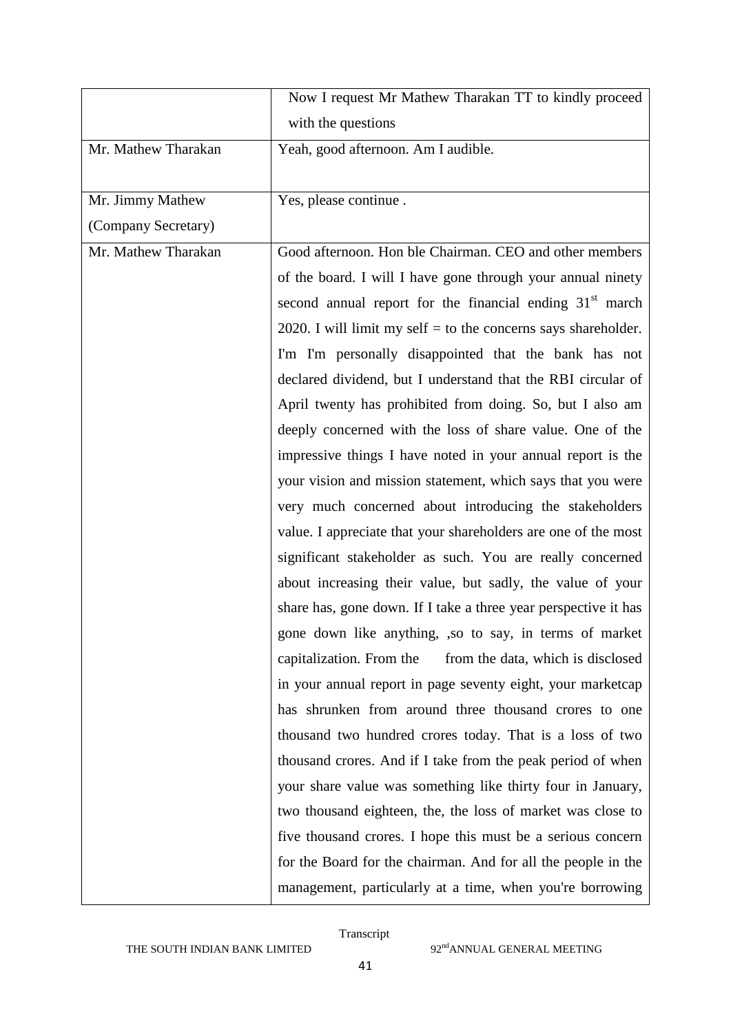| | |
|---|---|
| | Now I request Mr Mathew Tharakan TT to kindly proceed with the questions |
| Mr. Mathew Tharakan | Yeah, good afternoon. Am I audible. |
| Mr. Jimmy Mathew (Company Secretary) | Yes, please continue . |
| Mr. Mathew Tharakan | Good afternoon. Hon ble Chairman. CEO and other members of the board. I will I have gone through your annual ninety second annual report for the financial ending 31st march 2020. I will limit my self = to the concerns says shareholder. I'm I'm personally disappointed that the bank has not declared dividend, but I understand that the RBI circular of April twenty has prohibited from doing. So, but I also am deeply concerned with the loss of share value. One of the impressive things I have noted in your annual report is the your vision and mission statement, which says that you were very much concerned about introducing the stakeholders value. I appreciate that your shareholders are one of the most significant stakeholder as such. You are really concerned about increasing their value, but sadly, the value of your share has, gone down. If I take a three year perspective it has gone down like anything, ,so to say, in terms of market capitalization. From the from the data, which is disclosed in your annual report in page seventy eight, your marketcap has shrunken from around three thousand crores to one thousand two hundred crores today. That is a loss of two thousand crores. And if I take from the peak period of when your share value was something like thirty four in January, two thousand eighteen, the, the loss of market was close to five thousand crores. I hope this must be a serious concern for the Board for the chairman. And for all the people in the management, particularly at a time, when you're borrowing |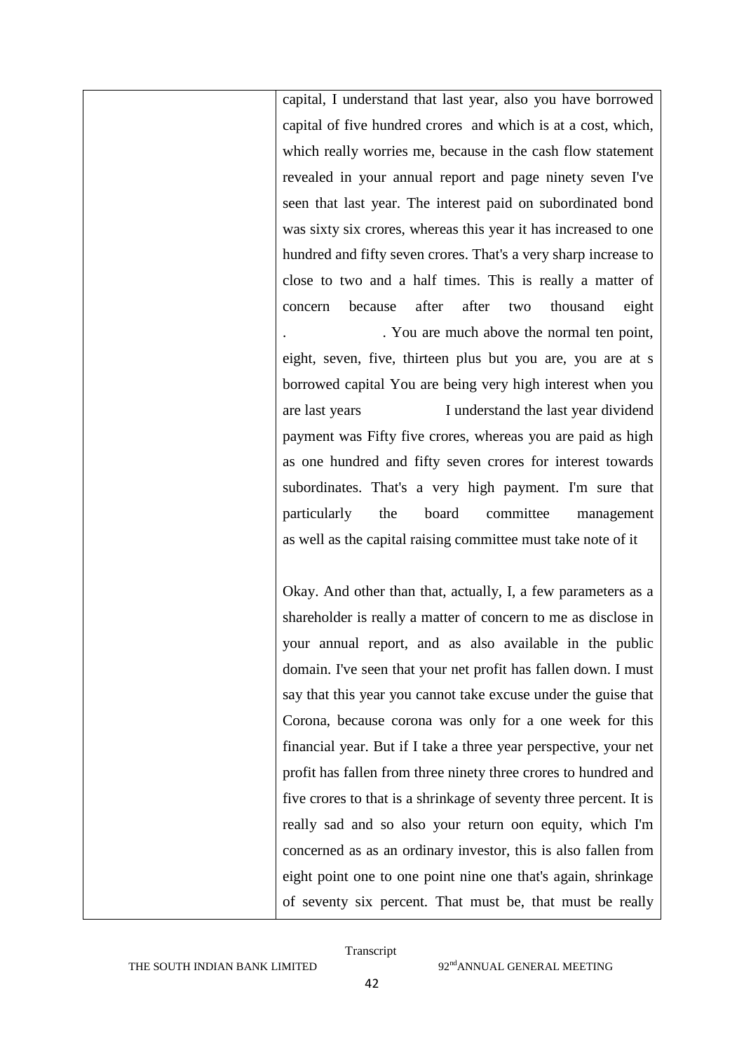| | capital, I understand that last year, also you have borrowed capital of five hundred crores and which is at a cost, which, which really worries me, because in the cash flow statement revealed in your annual report and page ninety seven I've seen that last year. The interest paid on subordinated bond was sixty six crores, whereas this year it has increased to one hundred and fifty seven crores. That's a very sharp increase to close to two and a half times. This is really a matter of concern because after after two thousand eight . . You are much above the normal ten point, eight, seven, five, thirteen plus but you are, you are at s borrowed capital You are being very high interest when you are last years I understand the last year dividend payment was Fifty five crores, whereas you are paid as high as one hundred and fifty seven crores for interest towards subordinates. That's a very high payment. I'm sure that particularly the board committee management as well as the capital raising committee must take note of it<br><br>Okay. And other than that, actually, I, a few parameters as a shareholder is really a matter of concern to me as disclose in your annual report, and as also available in the public domain. I've seen that your net profit has fallen down. I must say that this year you cannot take excuse under the guise that Corona, because corona was only for a one week for this financial year. But if I take a three year perspective, your net profit has fallen from three ninety three crores to hundred and five crores to that is a shrinkage of seventy three percent. It is really sad and so also your return oon equity, which I'm concerned as as an ordinary investor, this is also fallen from eight point one to one point nine one that's again, shrinkage of seventy six percent. That must be, that must be really |
|---|---|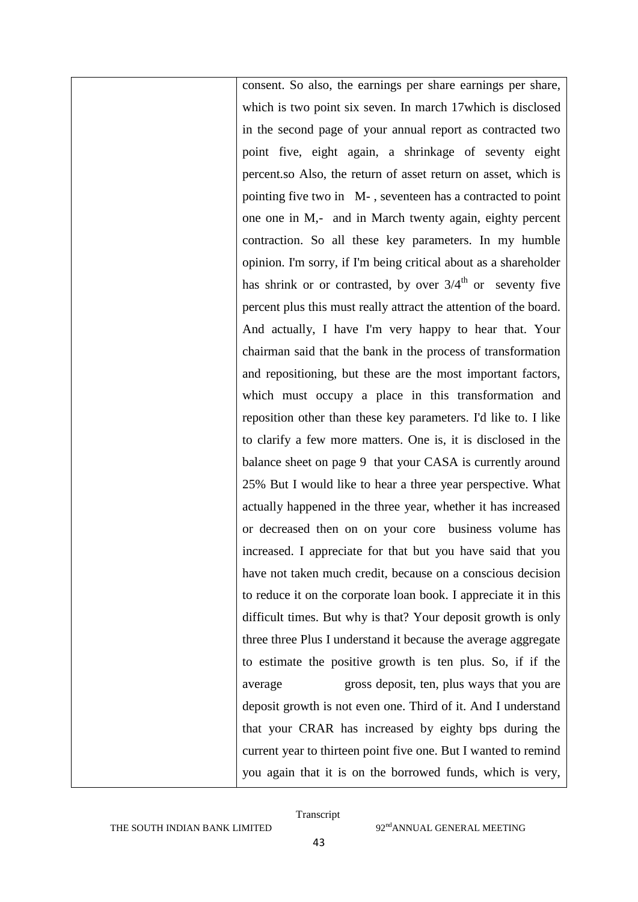| | consent. So also, the earnings per share earnings per share, which is two point six seven. In march 17which is disclosed in the second page of your annual report as contracted two point five, eight again, a shrinkage of seventy eight percent.so Also, the return of asset return on asset, which is pointing five two in M- , seventeen has a contracted to point one one in M,- and in March twenty again, eighty percent contraction. So all these key parameters. In my humble opinion. I'm sorry, if I'm being critical about as a shareholder has shrink or or contrasted, by over 3/4th or seventy five percent plus this must really attract the attention of the board. And actually, I have I'm very happy to hear that. Your chairman said that the bank in the process of transformation and repositioning, but these are the most important factors, which must occupy a place in this transformation and reposition other than these key parameters. I'd like to. I like to clarify a few more matters. One is, it is disclosed in the balance sheet on page 9 that your CASA is currently around 25% But I would like to hear a three year perspective. What actually happened in the three year, whether it has increased or decreased then on on your core business volume has increased. I appreciate for that but you have said that you have not taken much credit, because on a conscious decision to reduce it on the corporate loan book. I appreciate it in this difficult times. But why is that? Your deposit growth is only three three Plus I understand it because the average aggregate to estimate the positive growth is ten plus. So, if if the average gross deposit, ten, plus ways that you are deposit growth is not even one. Third of it. And I understand that your CRAR has increased by eighty bps during the current year to thirteen point five one. But I wanted to remind you again that it is on the borrowed funds, which is very, |
|---|---|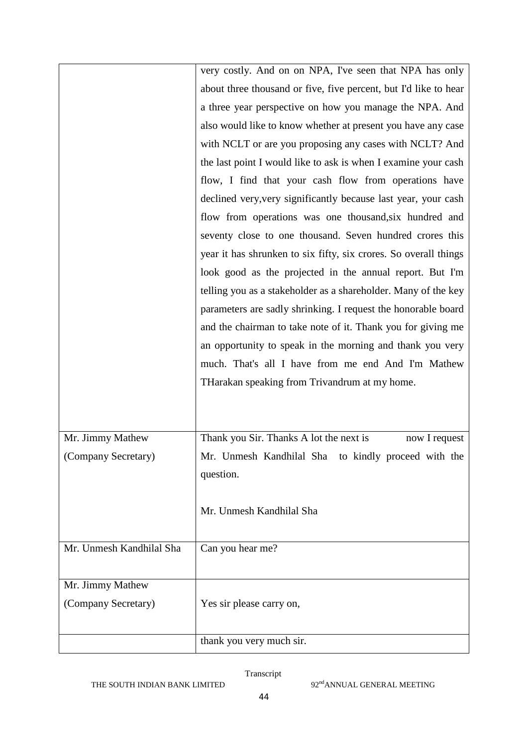| | |
|---|---|
| | very costly. And on on NPA, I've seen that NPA has only about three thousand or five, five percent, but I'd like to hear a three year perspective on how you manage the NPA. And also would like to know whether at present you have any case with NCLT or are you proposing any cases with NCLT? And the last point I would like to ask is when I examine your cash flow, I find that your cash flow from operations have declined very,very significantly because last year, your cash flow from operations was one thousand,six hundred and seventy close to one thousand. Seven hundred crores this year it has shrunken to six fifty, six crores. So overall things look good as the projected in the annual report. But I'm telling you as a stakeholder as a shareholder. Many of the key parameters are sadly shrinking. I request the honorable board and the chairman to take note of it. Thank you for giving me an opportunity to speak in the morning and thank you very much. That's all I have from me end And I'm Mathew THarakan speaking from Trivandrum at my home. |
| Mr. Jimmy Mathew (Company Secretary) | Thank you Sir. Thanks A lot the next is now I request Mr. Unmesh Kandhilal Sha to kindly proceed with the question.<br><br>Mr. Unmesh Kandhilal Sha |
| Mr. Unmesh Kandhilal Sha | Can you hear me? |
| Mr. Jimmy Mathew (Company Secretary) | Yes sir please carry on, |
| | thank you very much sir. |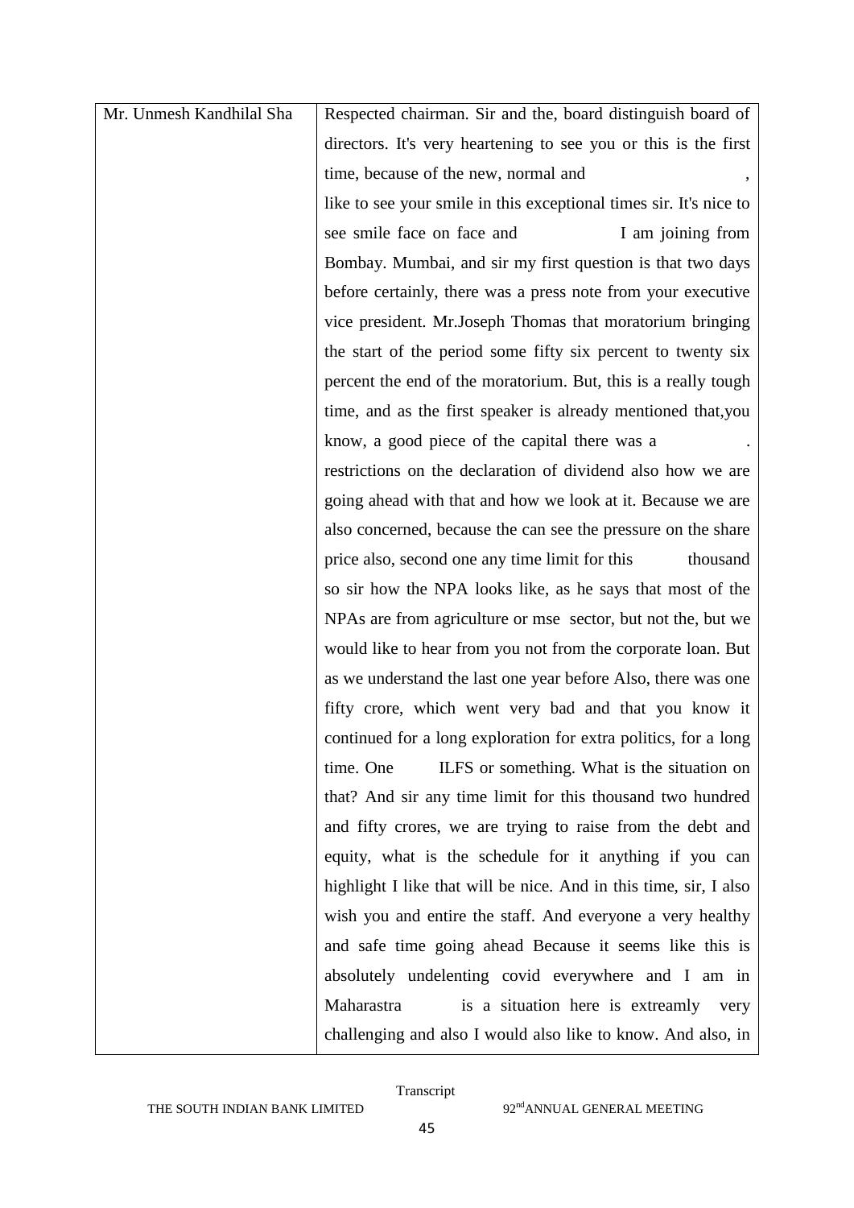| Mr. Unmesh Kandhilal Sha | Respected chairman. Sir and the, board distinguish board of directors. It's very heartening to see you or this is the first time, because of the new, normal and , like to see your smile in this exceptional times sir. It's nice to see smile face on face and I am joining from Bombay. Mumbai, and sir my first question is that two days before certainly, there was a press note from your executive vice president. Mr.Joseph Thomas that moratorium bringing the start of the period some fifty six percent to twenty six percent the end of the moratorium. But, this is a really tough time, and as the first speaker is already mentioned that,you know, a good piece of the capital there was a . restrictions on the declaration of dividend also how we are going ahead with that and how we look at it. Because we are also concerned, because the can see the pressure on the share price also, second one any time limit for this thousand so sir how the NPA looks like, as he says that most of the NPAs are from agriculture or mse sector, but not the, but we would like to hear from you not from the corporate loan. But as we understand the last one year before Also, there was one fifty crore, which went very bad and that you know it continued for a long exploration for extra politics, for a long time. One ILFS or something. What is the situation on that? And sir any time limit for this thousand two hundred and fifty crores, we are trying to raise from the debt and equity, what is the schedule for it anything if you can highlight I like that will be nice. And in this time, sir, I also wish you and entire the staff. And everyone a very healthy and safe time going ahead Because it seems like this is absolutely undelenting covid everywhere and I am in Maharastra is a situation here is extreamly very challenging and also I would also like to know. And also, in |
|---|---|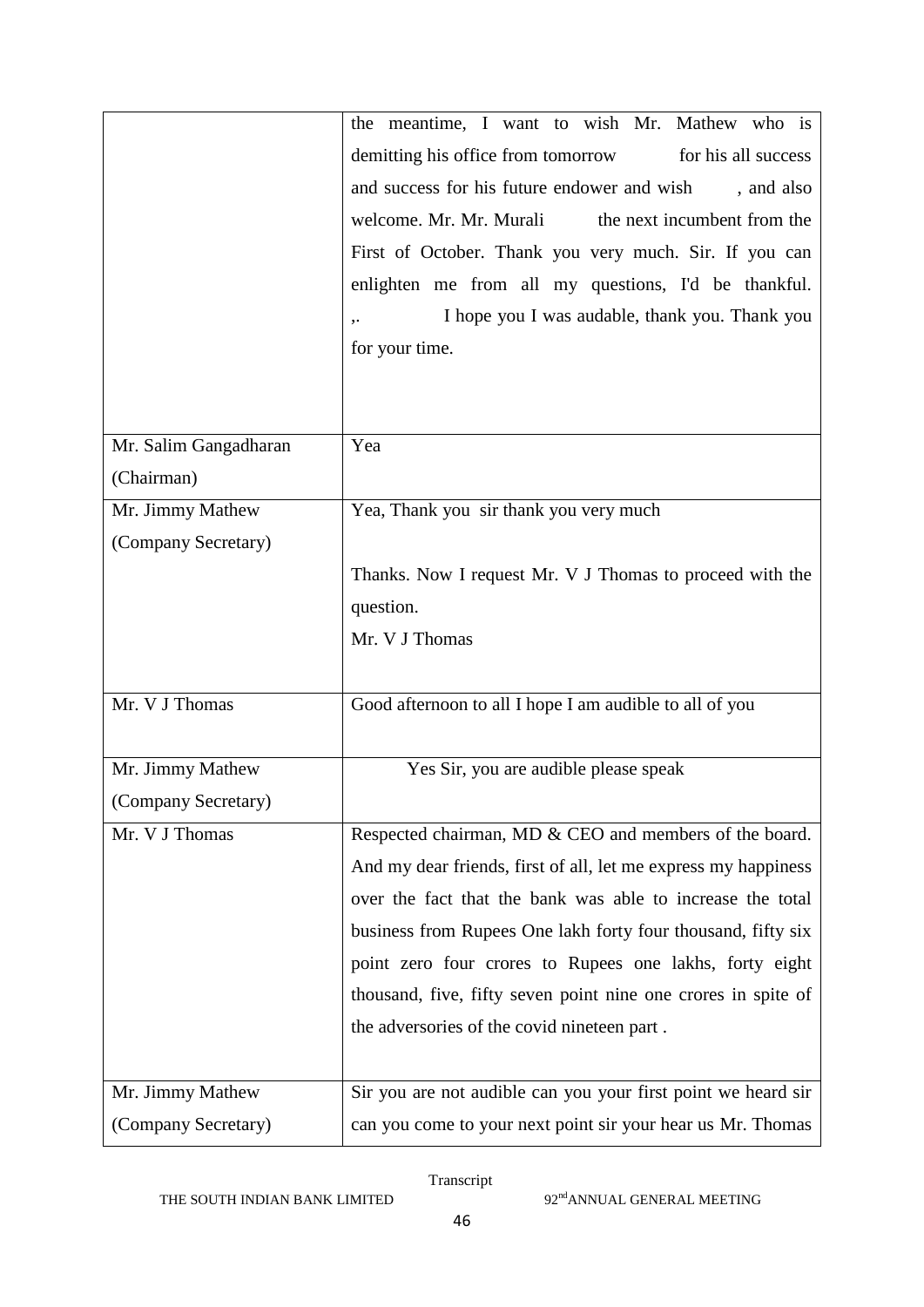| | |
|---|---|
| | the meantime, I want to wish Mr. Mathew who is demitting his office from tomorrow for his all success and success for his future endower and wish , and also welcome. Mr. Mr. Murali the next incumbent from the First of October. Thank you very much. Sir. If you can enlighten me from all my questions, I'd be thankful. ,. I hope you I was audable, thank you. Thank you for your time. |
| Mr. Salim Gangadharan (Chairman) | Yea |
| Mr. Jimmy Mathew (Company Secretary) | Yea, Thank you sir thank you very much<br><br>Thanks. Now I request Mr. V J Thomas to proceed with the question.<br>Mr. V J Thomas |
| Mr. V J Thomas | Good afternoon to all I hope I am audible to all of you |
| Mr. Jimmy Mathew (Company Secretary) | Yes Sir, you are audible please speak |
| Mr. V J Thomas | Respected chairman, MD & CEO and members of the board. And my dear friends, first of all, let me express my happiness over the fact that the bank was able to increase the total business from Rupees One lakh forty four thousand, fifty six point zero four crores to Rupees one lakhs, forty eight thousand, five, fifty seven point nine one crores in spite of the adversories of the covid nineteen part . |
| Mr. Jimmy Mathew (Company Secretary) | Sir you are not audible can you your first point we heard sir can you come to your next point sir your hear us Mr. Thomas |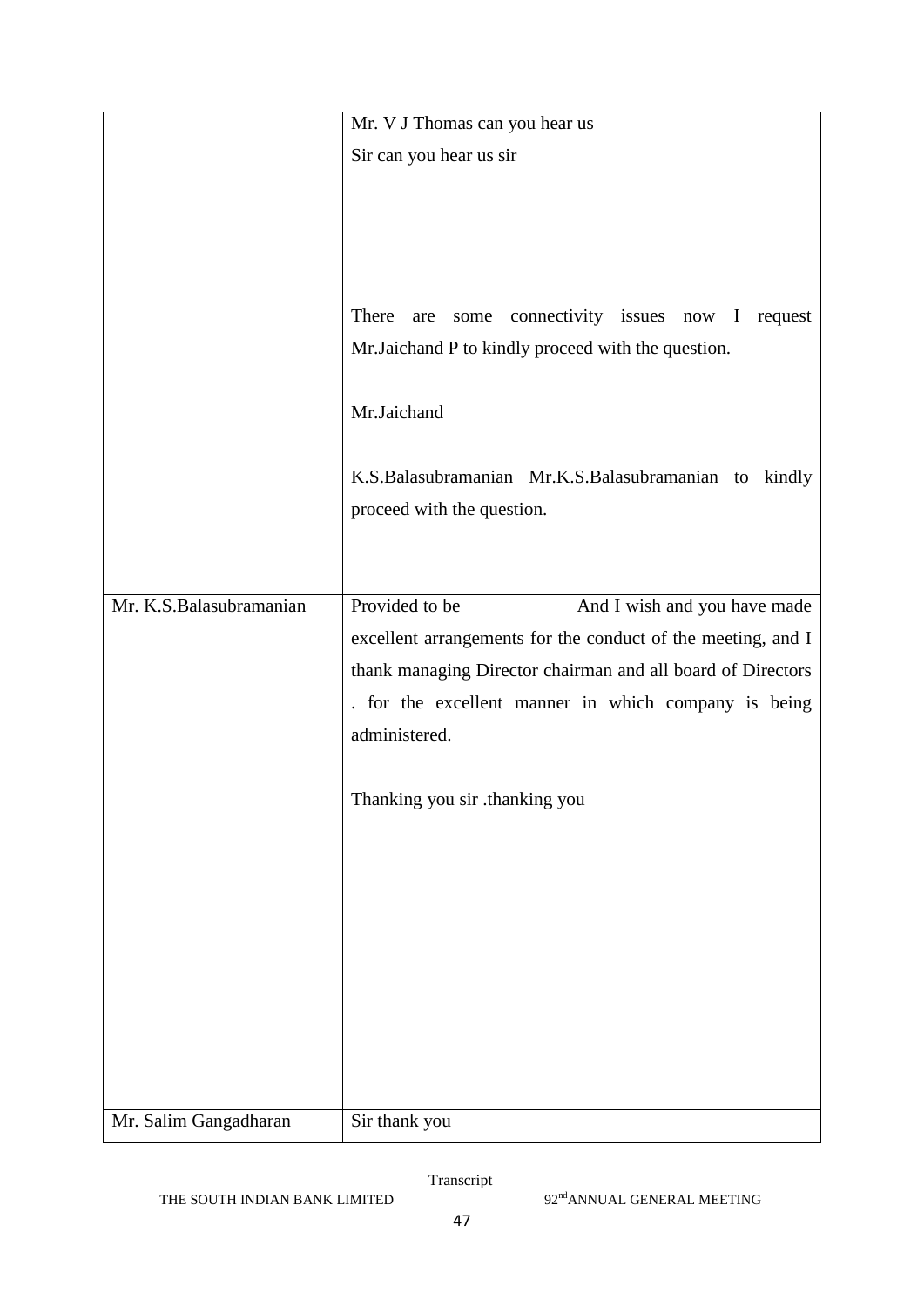| | |
|---|---|
| | Mr. V J Thomas can you hear us<br>Sir can you hear us sir<br><br>There are some connectivity issues now I request Mr.Jaichand P to kindly proceed with the question.<br><br>Mr.Jaichand<br><br>K.S.Balasubramanian Mr.K.S.Balasubramanian to kindly proceed with the question. |
| Mr. K.S.Balasubramanian | Provided to be And I wish and you have made excellent arrangements for the conduct of the meeting, and I thank managing Director chairman and all board of Directors . for the excellent manner in which company is being administered.<br><br>Thanking you sir .thanking you |
| Mr. Salim Gangadharan | Sir thank you |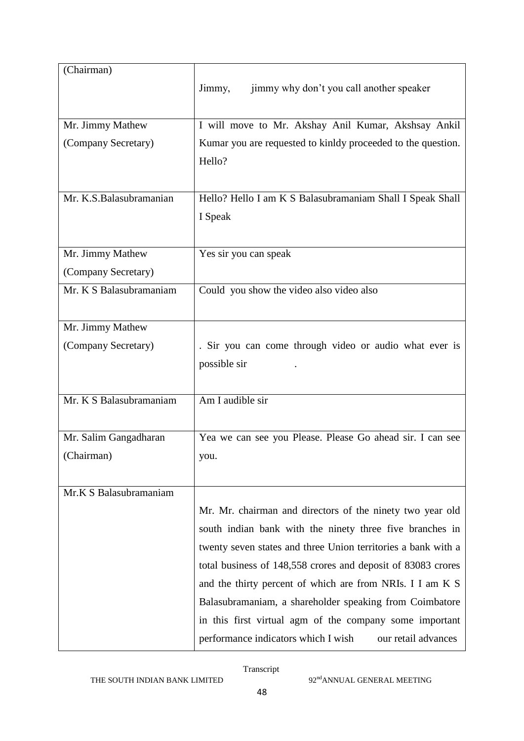| (Chairman) | Jimmy, jimmy why don't you call another speaker |
|---|---|
| Mr. Jimmy Mathew (Company Secretary) | I will move to Mr. Akshay Anil Kumar, Akshsay Ankil Kumar you are requested to kinldy proceeded to the question. Hello? |
| Mr. K.S.Balasubramanian | Hello? Hello I am K S Balasubramaniam Shall I Speak Shall I Speak |
| Mr. Jimmy Mathew (Company Secretary) | Yes sir you can speak |
| Mr. K S Balasubramaniam | Could you show the video also video also |
| Mr. Jimmy Mathew (Company Secretary) | . Sir you can come through video or audio what ever is possible sir . |
| Mr. K S Balasubramaniam | Am I audible sir |
| Mr. Salim Gangadharan (Chairman) | Yea we can see you Please. Please Go ahead sir. I can see you. |
| Mr.K S Balasubramaniam | Mr. Mr. chairman and directors of the ninety two year old south indian bank with the ninety three five branches in twenty seven states and three Union territories a bank with a total business of 148,558 crores and deposit of 83083 crores and the thirty percent of which are from NRIs. I I am K S Balasubramaniam, a shareholder speaking from Coimbatore in this first virtual agm of the company some important performance indicators which I wish our retail advances |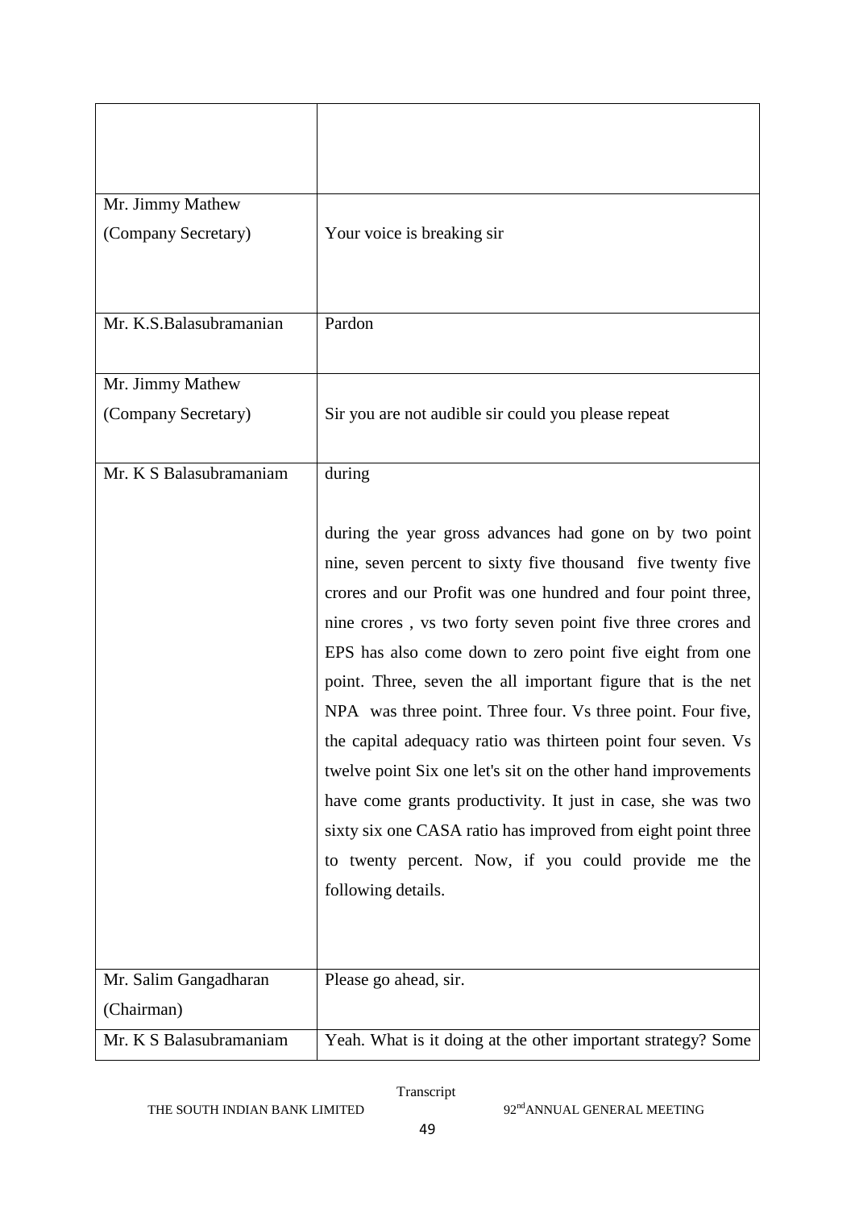| | |
|---|---|
| | |
| Mr. Jimmy Mathew (Company Secretary) | Your voice is breaking sir |
| Mr. K.S.Balasubramanian | Pardon |
| Mr. Jimmy Mathew (Company Secretary) | Sir you are not audible sir could you please repeat |
| Mr. K S Balasubramaniam | during<br><br>during the year gross advances had gone on by two point nine, seven percent to sixty five thousand five twenty five crores and our Profit was one hundred and four point three, nine crores , vs two forty seven point five three crores and EPS has also come down to zero point five eight from one point. Three, seven the all important figure that is the net NPA was three point. Three four. Vs three point. Four five, the capital adequacy ratio was thirteen point four seven. Vs twelve point Six one let's sit on the other hand improvements have come grants productivity. It just in case, she was two sixty six one CASA ratio has improved from eight point three to twenty percent. Now, if you could provide me the following details. |
| Mr. Salim Gangadharan (Chairman) | Please go ahead, sir. |
| Mr. K S Balasubramaniam | Yeah. What is it doing at the other important strategy? Some |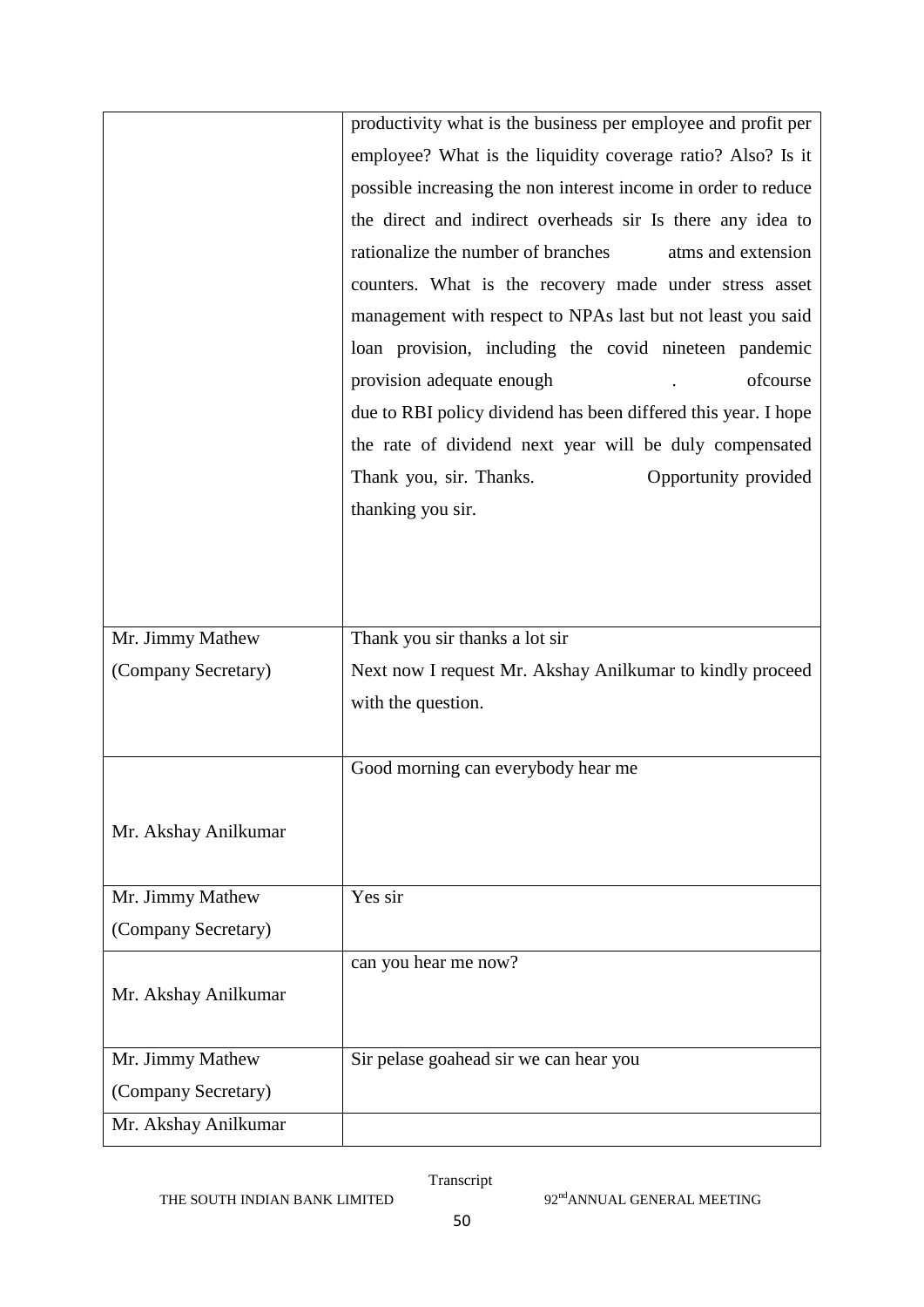| | |
|---|---|
| | productivity what is the business per employee and profit per employee? What is the liquidity coverage ratio? Also? Is it possible increasing the non interest income in order to reduce the direct and indirect overheads sir Is there any idea to rationalize the number of branches atms and extension counters. What is the recovery made under stress asset management with respect to NPAs last but not least you said loan provision, including the covid nineteen pandemic provision adequate enough . ofcourse due to RBI policy dividend has been differed this year. I hope the rate of dividend next year will be duly compensated Thank you, sir. Thanks. Opportunity provided thanking you sir. |
| Mr. Jimmy Mathew (Company Secretary) | Thank you sir thanks a lot sir<br>Next now I request Mr. Akshay Anilkumar to kindly proceed with the question. |
| Mr. Akshay Anilkumar | Good morning can everybody hear me |
| Mr. Jimmy Mathew (Company Secretary) | Yes sir |
| Mr. Akshay Anilkumar | can you hear me now? |
| Mr. Jimmy Mathew (Company Secretary) | Sir pelase goahead sir we can hear you |
| Mr. Akshay Anilkumar | |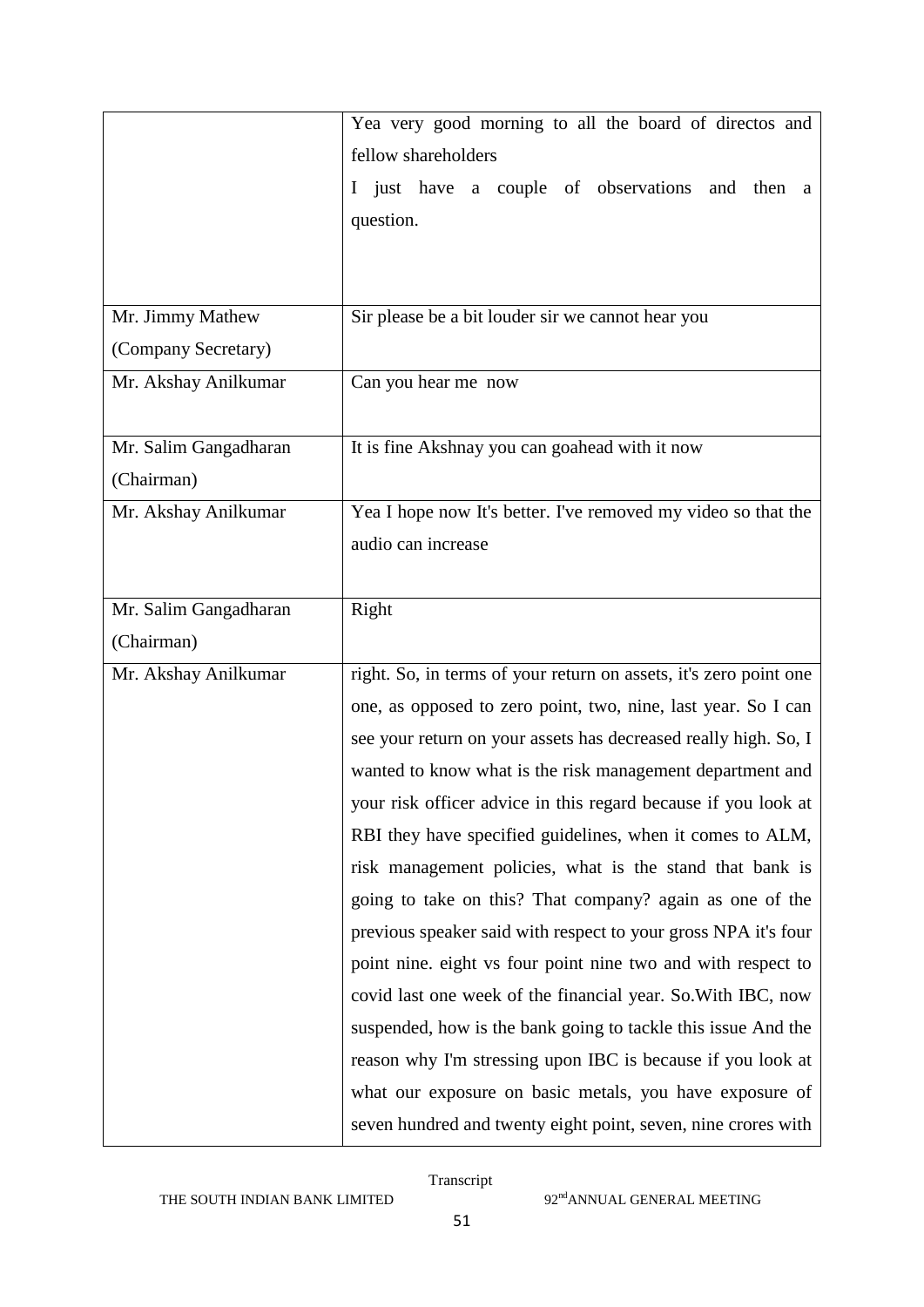| | |
|---|---|
| | Yea very good morning to all the board of directos and fellow shareholders<br>I just have a couple of observations and then a question. |
| Mr. Jimmy Mathew (Company Secretary) | Sir please be a bit louder sir we cannot hear you |
| Mr. Akshay Anilkumar | Can you hear me now |
| Mr. Salim Gangadharan (Chairman) | It is fine Akshnay you can goahead with it now |
| Mr. Akshay Anilkumar | Yea I hope now It's better. I've removed my video so that the audio can increase |
| Mr. Salim Gangadharan (Chairman) | Right |
| Mr. Akshay Anilkumar | right. So, in terms of your return on assets, it's zero point one one, as opposed to zero point, two, nine, last year. So I can see your return on your assets has decreased really high. So, I wanted to know what is the risk management department and your risk officer advice in this regard because if you look at RBI they have specified guidelines, when it comes to ALM, risk management policies, what is the stand that bank is going to take on this? That company? again as one of the previous speaker said with respect to your gross NPA it's four point nine. eight vs four point nine two and with respect to covid last one week of the financial year. So.With IBC, now suspended, how is the bank going to tackle this issue And the reason why I'm stressing upon IBC is because if you look at what our exposure on basic metals, you have exposure of seven hundred and twenty eight point, seven, nine crores with |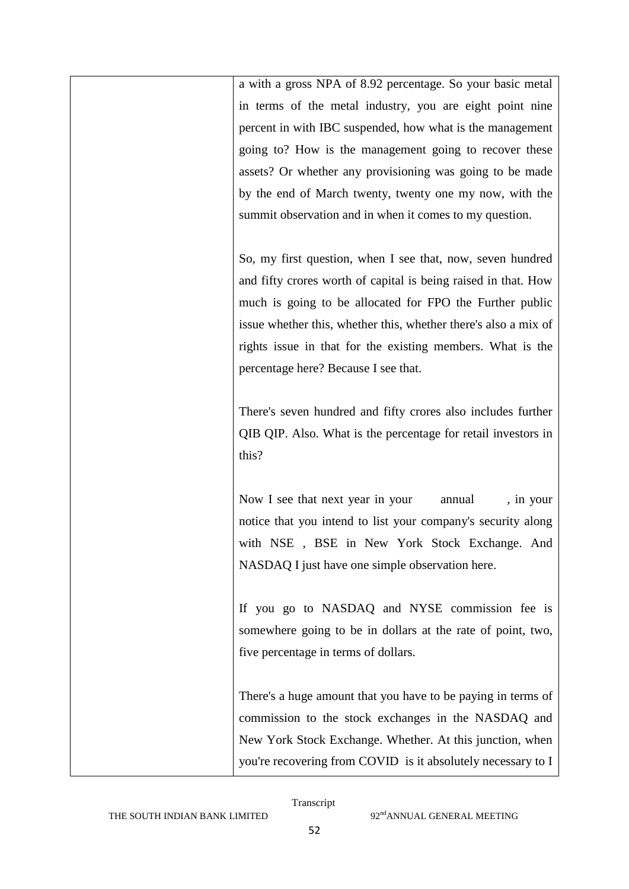| | a with a gross NPA of 8.92 percentage. So your basic metal in terms of the metal industry, you are eight point nine percent in with IBC suspended, how what is the management going to? How is the management going to recover these assets? Or whether any provisioning was going to be made by the end of March twenty, twenty one my now, with the summit observation and in when it comes to my question.<br><br>So, my first question, when I see that, now, seven hundred and fifty crores worth of capital is being raised in that. How much is going to be allocated for FPO the Further public issue whether this, whether this, whether there's also a mix of rights issue in that for the existing members. What is the percentage here? Because I see that.<br><br>There's seven hundred and fifty crores also includes further QIB QIP. Also. What is the percentage for retail investors in this?<br><br>Now I see that next year in your annual , in your notice that you intend to list your company's security along with NSE , BSE in New York Stock Exchange. And NASDAQ I just have one simple observation here.<br><br>If you go to NASDAQ and NYSE commission fee is somewhere going to be in dollars at the rate of point, two, five percentage in terms of dollars.<br><br>There's a huge amount that you have to be paying in terms of commission to the stock exchanges in the NASDAQ and New York Stock Exchange. Whether. At this junction, when you're recovering from COVID is it absolutely necessary to I |
|---|---|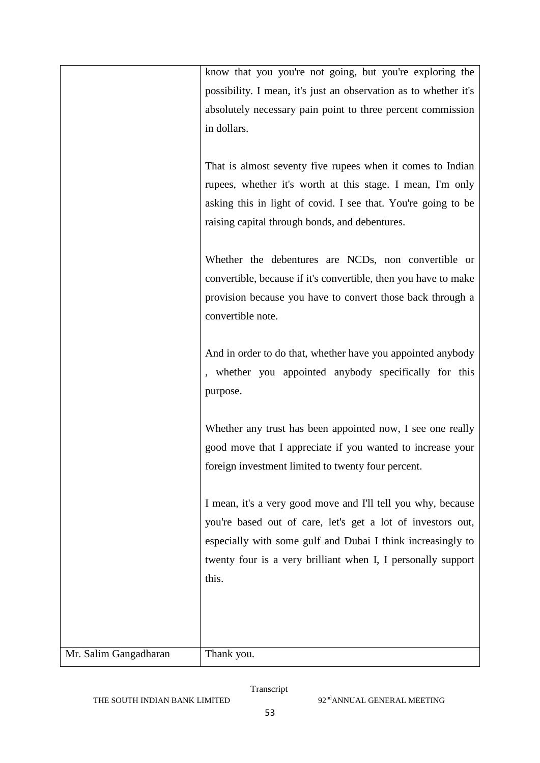| | |
|---|---|
| | know that you you're not going, but you're exploring the possibility. I mean, it's just an observation as to whether it's absolutely necessary pain point to three percent commission in dollars.<br><br>That is almost seventy five rupees when it comes to Indian rupees, whether it's worth at this stage. I mean, I'm only asking this in light of covid. I see that. You're going to be raising capital through bonds, and debentures.<br><br>Whether the debentures are NCDs, non convertible or convertible, because if it's convertible, then you have to make provision because you have to convert those back through a convertible note.<br><br>And in order to do that, whether have you appointed anybody , whether you appointed anybody specifically for this purpose.<br><br>Whether any trust has been appointed now, I see one really good move that I appreciate if you wanted to increase your foreign investment limited to twenty four percent.<br><br>I mean, it's a very good move and I'll tell you why, because you're based out of care, let's get a lot of investors out, especially with some gulf and Dubai I think increasingly to twenty four is a very brilliant when I, I personally support this. |
| Mr. Salim Gangadharan | Thank you. |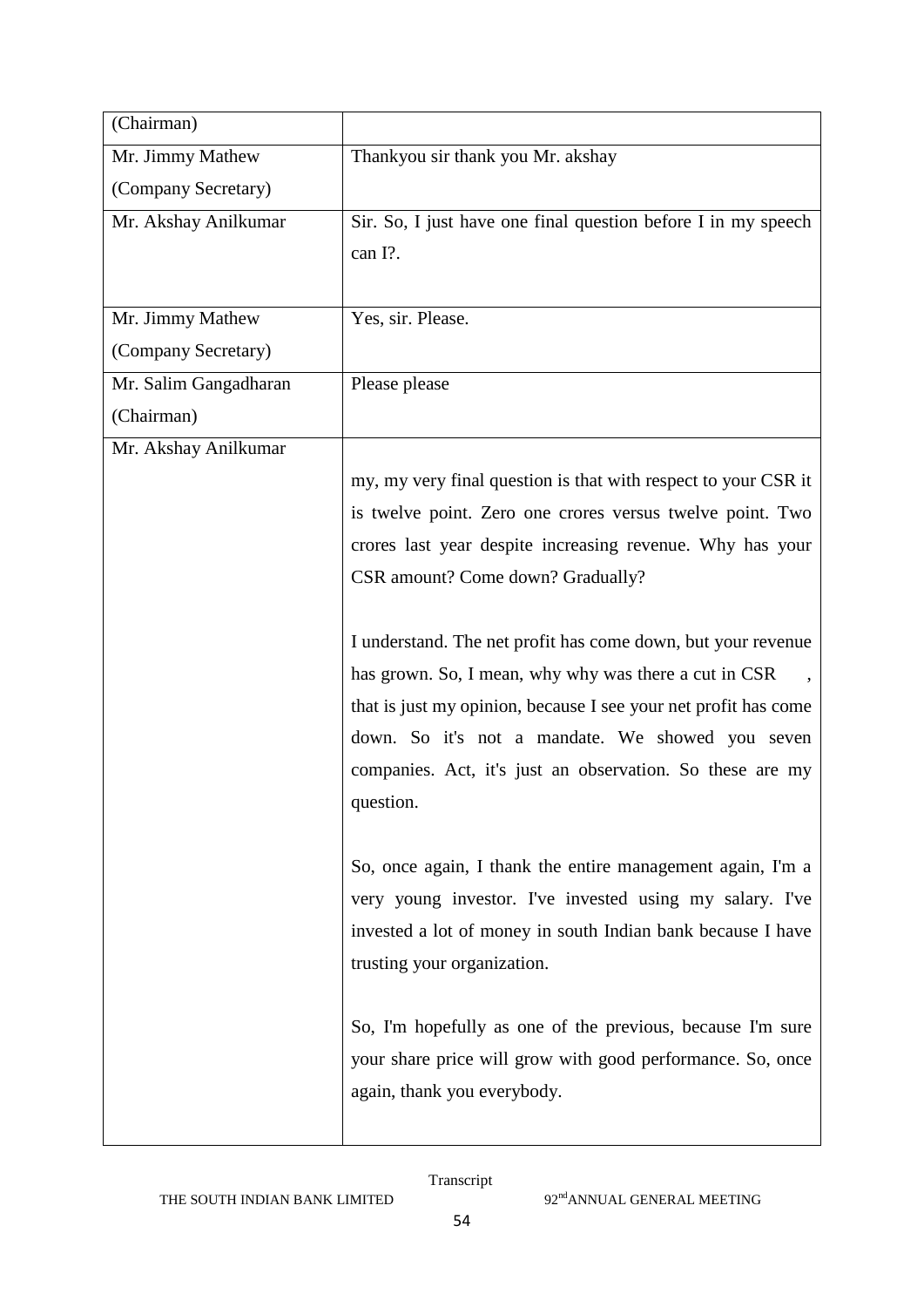| | |
|---|---|
| (Chairman) | |
| Mr. Jimmy Mathew (Company Secretary) | Thankyou sir thank you Mr. akshay |
| Mr. Akshay Anilkumar | Sir. So, I just have one final question before I in my speech can I?. |
| Mr. Jimmy Mathew (Company Secretary) | Yes, sir. Please. |
| Mr. Salim Gangadharan (Chairman) | Please please |
| Mr. Akshay Anilkumar | my, my very final question is that with respect to your CSR it is twelve point. Zero one crores versus twelve point. Two crores last year despite increasing revenue. Why has your CSR amount? Come down? Gradually?<br><br>I understand. The net profit has come down, but your revenue has grown. So, I mean, why why was there a cut in CSR , that is just my opinion, because I see your net profit has come down. So it's not a mandate. We showed you seven companies. Act, it's just an observation. So these are my question.<br><br>So, once again, I thank the entire management again, I'm a very young investor. I've invested using my salary. I've invested a lot of money in south Indian bank because I have trusting your organization.<br><br>So, I'm hopefully as one of the previous, because I'm sure your share price will grow with good performance. So, once again, thank you everybody. |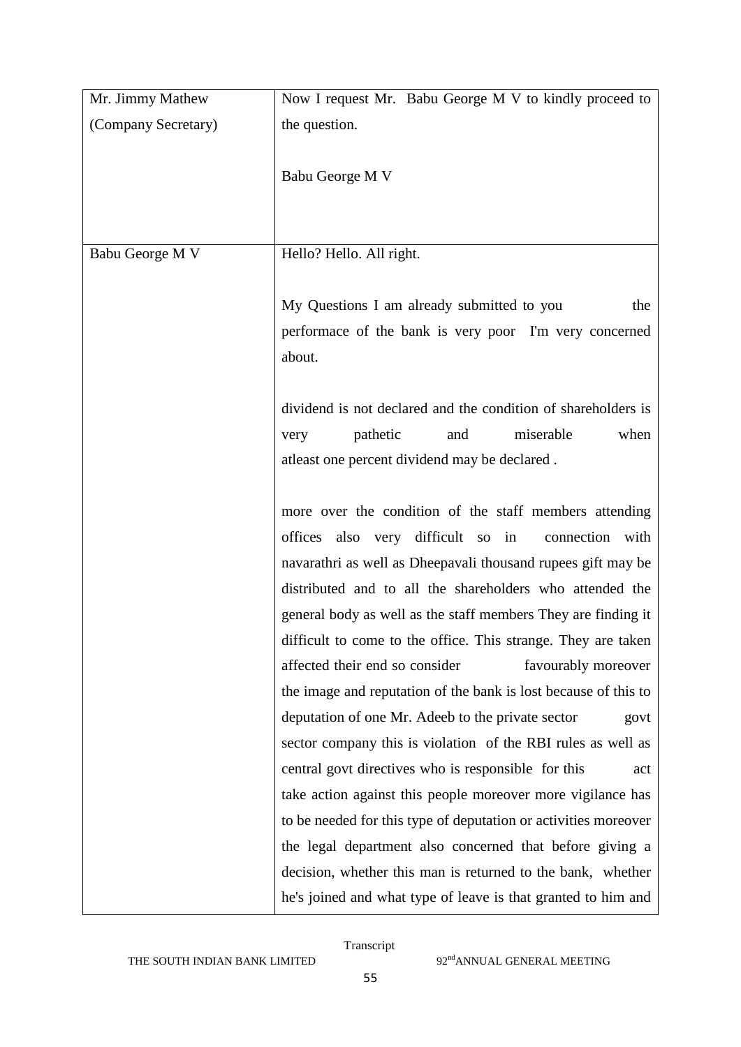| | |
|---|---|
| Mr. Jimmy Mathew (Company Secretary) | Now I request Mr. Babu George M V to kindly proceed to the question.<br><br>Babu George M V |
| Babu George M V | Hello? Hello. All right.<br><br>My Questions I am already submitted to you the performace of the bank is very poor I'm very concerned about.<br><br>dividend is not declared and the condition of shareholders is very pathetic and miserable when atleast one percent dividend may be declared .<br><br>more over the condition of the staff members attending offices also very difficult so in connection with navarathri as well as Dheepavali thousand rupees gift may be distributed and to all the shareholders who attended the general body as well as the staff members They are finding it difficult to come to the office. This strange. They are taken affected their end so consider favourably moreover the image and reputation of the bank is lost because of this to deputation of one Mr. Adeeb to the private sector govt sector company this is violation of the RBI rules as well as central govt directives who is responsible for this act take action against this people moreover more vigilance has to be needed for this type of deputation or activities moreover the legal department also concerned that before giving a decision, whether this man is returned to the bank, whether he's joined and what type of leave is that granted to him and |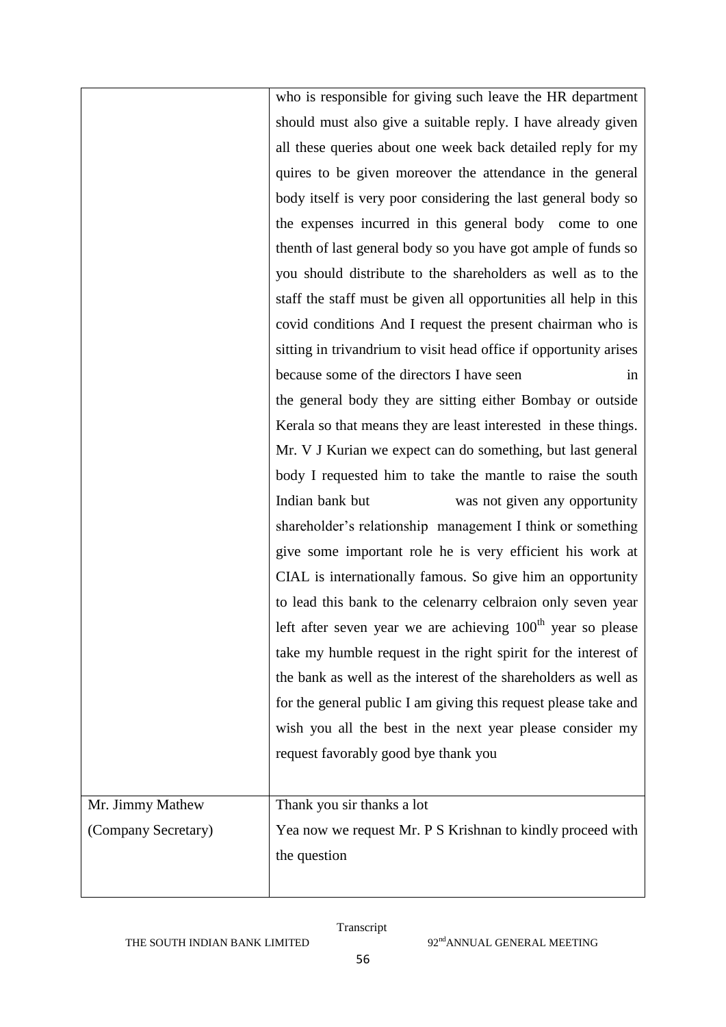| | |
|---|---|
| | who is responsible for giving such leave the HR department should must also give a suitable reply. I have already given all these queries about one week back detailed reply for my quires to be given moreover the attendance in the general body itself is very poor considering the last general body so the expenses incurred in this general body come to one thenth of last general body so you have got ample of funds so you should distribute to the shareholders as well as to the staff the staff must be given all opportunities all help in this covid conditions And I request the present chairman who is sitting in trivandrium to visit head office if opportunity arises because some of the directors I have seen in the general body they are sitting either Bombay or outside Kerala so that means they are least interested in these things. Mr. V J Kurian we expect can do something, but last general body I requested him to take the mantle to raise the south Indian bank but was not given any opportunity shareholder's relationship management I think or something give some important role he is very efficient his work at CIAL is internationally famous. So give him an opportunity to lead this bank to the celenarry celbraion only seven year left after seven year we are achieving 100th year so please take my humble request in the right spirit for the interest of the bank as well as the interest of the shareholders as well as for the general public I am giving this request please take and wish you all the best in the next year please consider my request favorably good bye thank you |
| Mr. Jimmy Mathew (Company Secretary) | Thank you sir thanks a lot<br>Yea now we request Mr. P S Krishnan to kindly proceed with the question |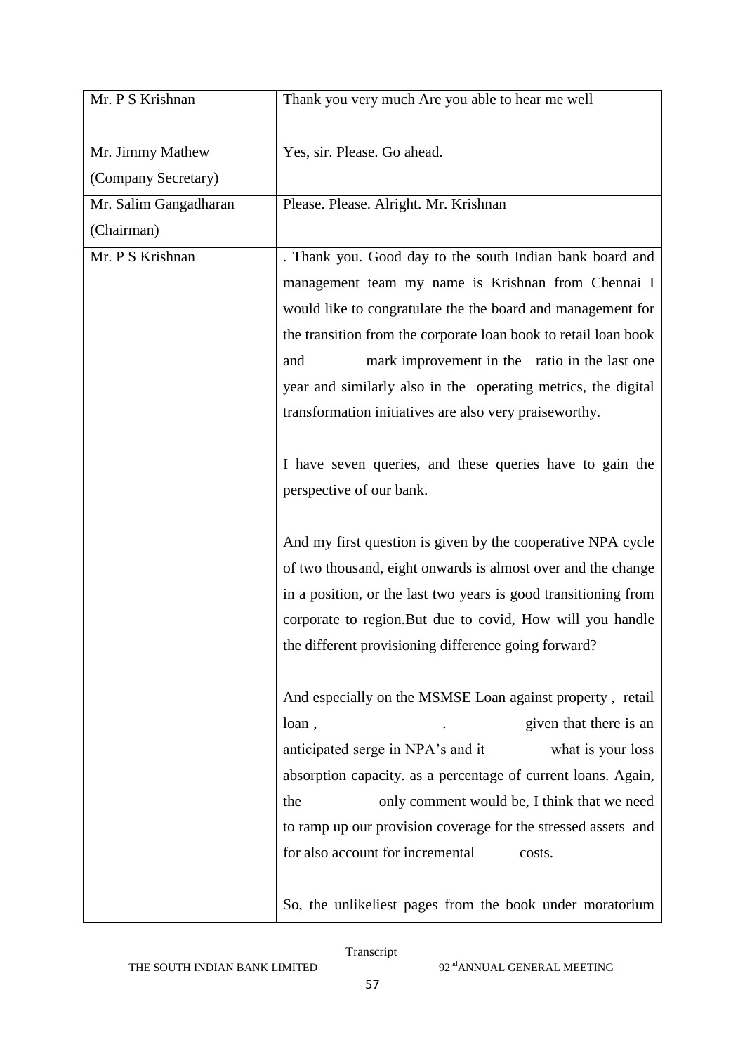| Mr. P S Krishnan | Thank you very much Are you able to hear me well |
|---|---|
| Mr. Jimmy Mathew (Company Secretary) | Yes, sir. Please. Go ahead. |
| Mr. Salim Gangadharan (Chairman) | Please. Please. Alright. Mr. Krishnan |
| Mr. P S Krishnan | . Thank you. Good day to the south Indian bank board and management team my name is Krishnan from Chennai I would like to congratulate the the board and management for the transition from the corporate loan book to retail loan book and mark improvement in the ratio in the last one year and similarly also in the operating metrics, the digital transformation initiatives are also very praiseworthy.<br><br>I have seven queries, and these queries have to gain the perspective of our bank.<br><br>And my first question is given by the cooperative NPA cycle of two thousand, eight onwards is almost over and the change in a position, or the last two years is good transitioning from corporate to region.But due to covid, How will you handle the different provisioning difference going forward?<br><br>And especially on the MSMSE Loan against property , retail loan , . given that there is an anticipated serge in NPA's and it what is your loss absorption capacity. as a percentage of current loans. Again, the only comment would be, I think that we need to ramp up our provision coverage for the stressed assets and for also account for incremental costs.<br><br>So, the unlikeliest pages from the book under moratorium |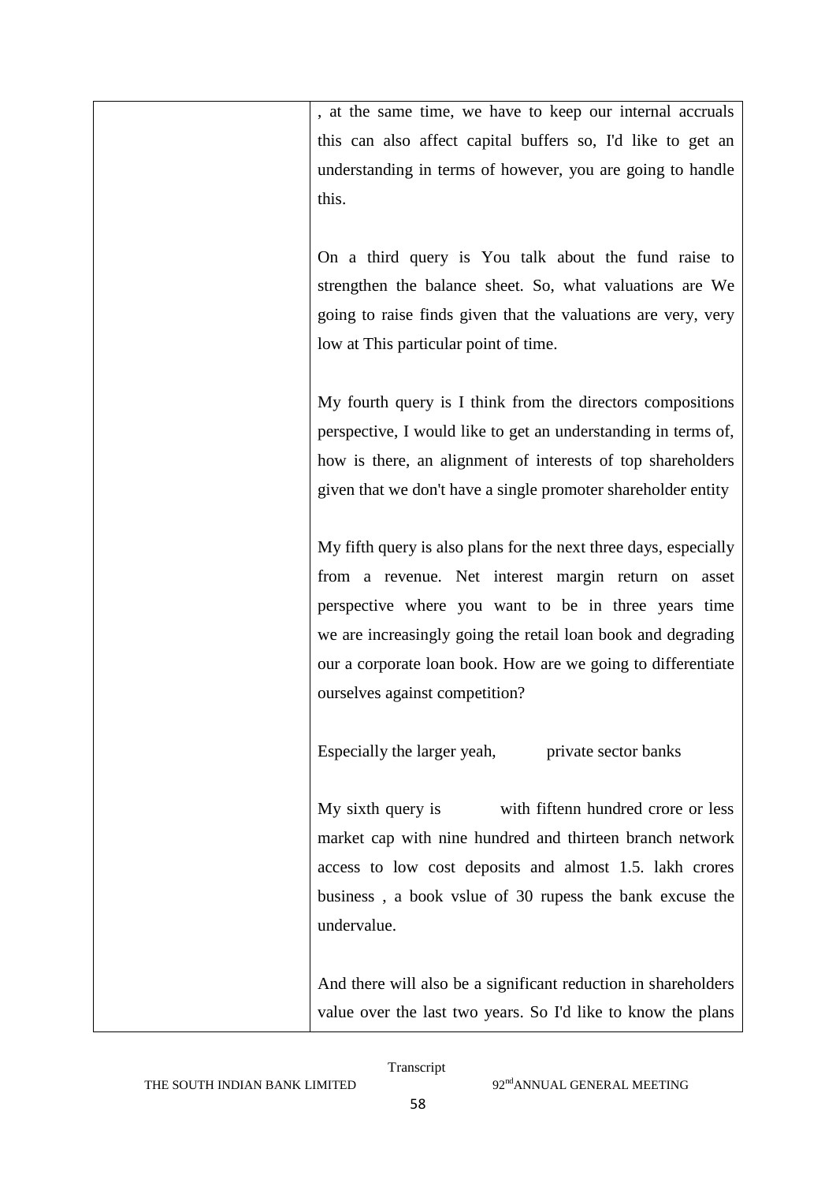|  | , at the same time, we have to keep our internal accruals this can also affect capital buffers so, I'd like to get an understanding in terms of however, you are going to handle this.<br><br>On a third query is You talk about the fund raise to strengthen the balance sheet. So, what valuations are We going to raise finds given that the valuations are very, very low at This particular point of time.<br><br>My fourth query is I think from the directors compositions perspective, I would like to get an understanding in terms of, how is there, an alignment of interests of top shareholders given that we don't have a single promoter shareholder entity<br><br>My fifth query is also plans for the next three days, especially from a revenue. Net interest margin return on asset perspective where you want to be in three years time we are increasingly going the retail loan book and degrading our a corporate loan book. How are we going to differentiate ourselves against competition?<br><br>Especially the larger yeah, private sector banks<br><br>My sixth query is with fiftenn hundred crore or less market cap with nine hundred and thirteen branch network access to low cost deposits and almost 1.5. lakh crores business , a book vslue of 30 rupess the bank excuse the undervalue.<br><br>And there will also be a significant reduction in shareholders value over the last two years. So I'd like to know the plans |
|---|---|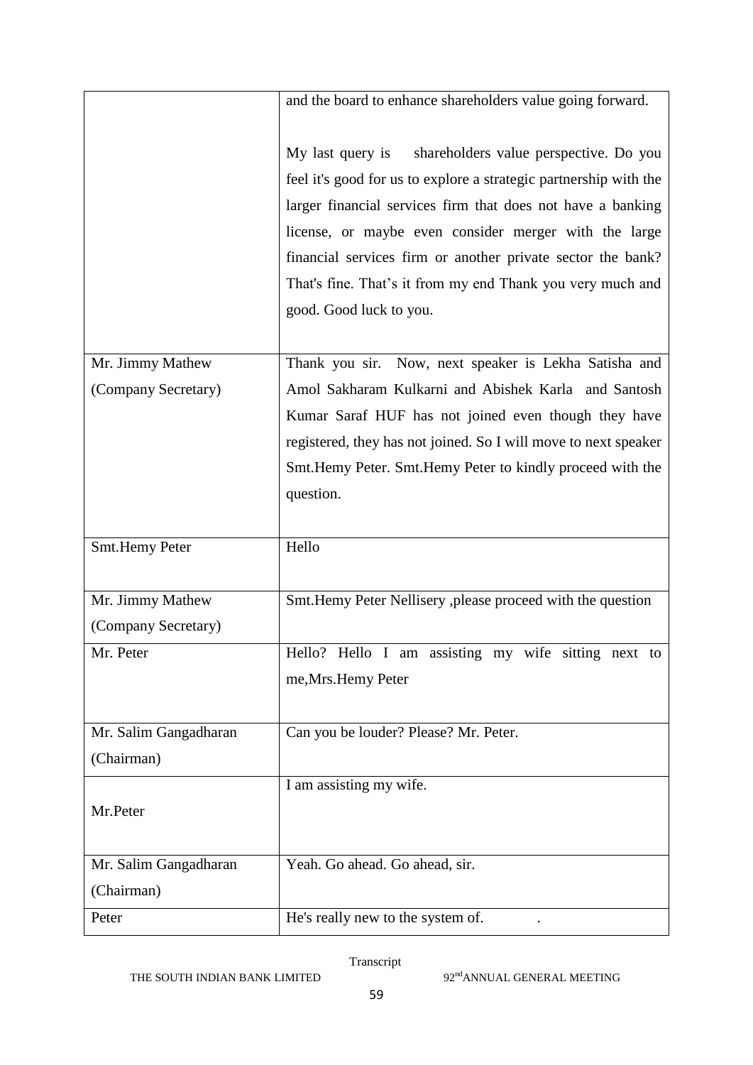| | |
|---|---|
| | and the board to enhance shareholders value going forward.<br><br>My last query is shareholders value perspective. Do you feel it's good for us to explore a strategic partnership with the larger financial services firm that does not have a banking license, or maybe even consider merger with the large financial services firm or another private sector the bank? That's fine. That's it from my end Thank you very much and good. Good luck to you. |
| Mr. Jimmy Mathew (Company Secretary) | Thank you sir. Now, next speaker is Lekha Satisha and Amol Sakharam Kulkarni and Abishek Karla and Santosh Kumar Saraf HUF has not joined even though they have registered, they has not joined. So I will move to next speaker Smt.Hemy Peter. Smt.Hemy Peter to kindly proceed with the question. |
| Smt.Hemy Peter | Hello |
| Mr. Jimmy Mathew (Company Secretary) | Smt.Hemy Peter Nellisery ,please proceed with the question |
| Mr. Peter | Hello? Hello I am assisting my wife sitting next to me,Mrs.Hemy Peter |
| Mr. Salim Gangadharan (Chairman) | Can you be louder? Please? Mr. Peter. |
| Mr.Peter | I am assisting my wife. |
| Mr. Salim Gangadharan (Chairman) | Yeah. Go ahead. Go ahead, sir. |
| Peter | He's really new to the system of. . |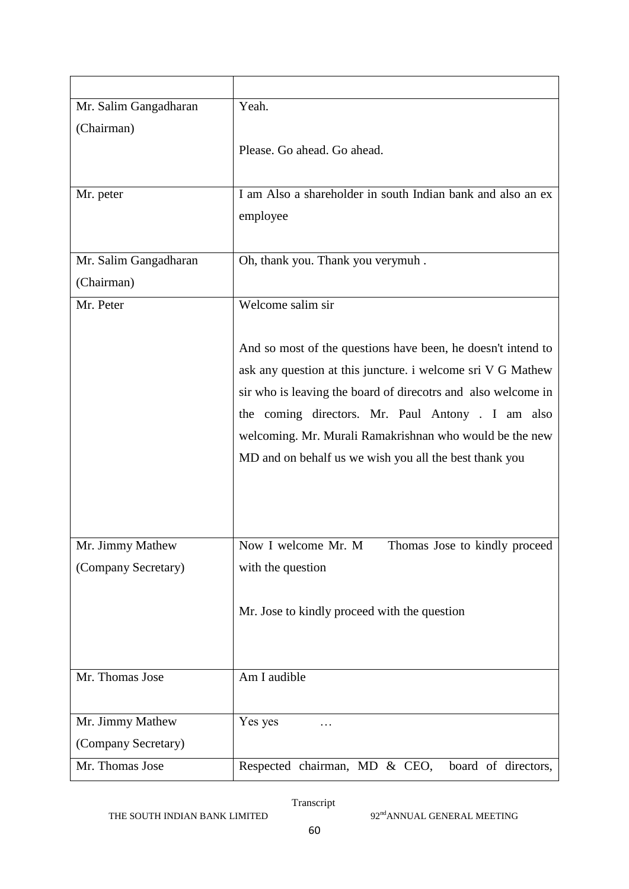| | |
|---|---|
| Mr. Salim Gangadharan (Chairman) | Yeah.<br><br>Please. Go ahead. Go ahead. |
| Mr. peter | I am Also a shareholder in south Indian bank and also an ex employee |
| Mr. Salim Gangadharan (Chairman) | Oh, thank you. Thank you verymuh . |
| Mr. Peter | Welcome salim sir<br><br>And so most of the questions have been, he doesn't intend to ask any question at this juncture. i welcome sri V G Mathew sir who is leaving the board of direcotrs and also welcome in the coming directors. Mr. Paul Antony . I am also welcoming. Mr. Murali Ramakrishnan who would be the new MD and on behalf us we wish you all the best thank you |
| Mr. Jimmy Mathew (Company Secretary) | Now I welcome Mr. M Thomas Jose to kindly proceed with the question<br><br>Mr. Jose to kindly proceed with the question |
| Mr. Thomas Jose | Am I audible |
| Mr. Jimmy Mathew (Company Secretary) | Yes yes … |
| Mr. Thomas Jose | Respected chairman, MD & CEO, board of directors, |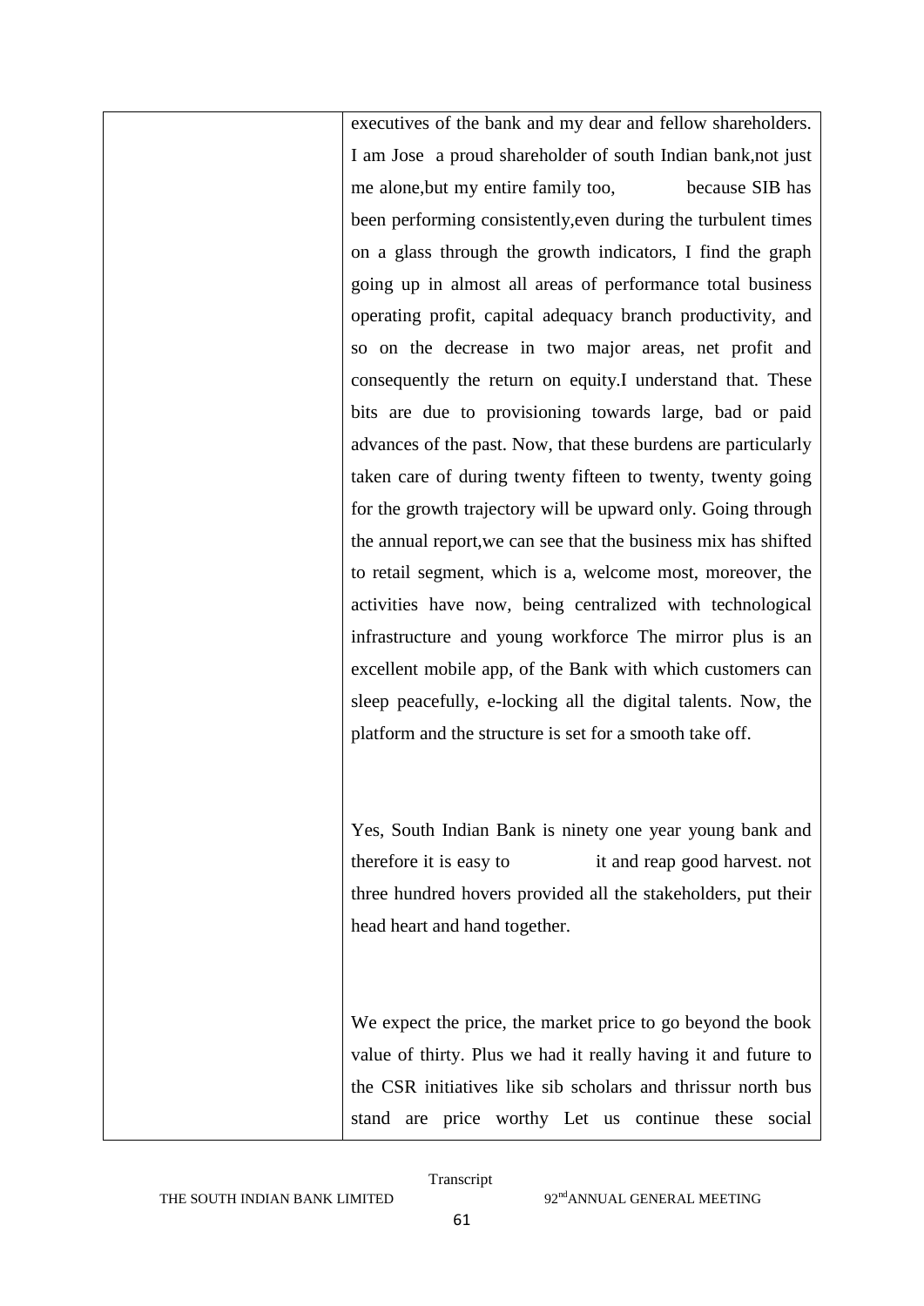|  | executives of the bank and my dear and fellow shareholders. I am Jose a proud shareholder of south Indian bank,not just me alone,but my entire family too, because SIB has been performing consistently,even during the turbulent times on a glass through the growth indicators, I find the graph going up in almost all areas of performance total business operating profit, capital adequacy branch productivity, and so on the decrease in two major areas, net profit and consequently the return on equity.I understand that. These bits are due to provisioning towards large, bad or paid advances of the past. Now, that these burdens are particularly taken care of during twenty fifteen to twenty, twenty going for the growth trajectory will be upward only. Going through the annual report,we can see that the business mix has shifted to retail segment, which is a, welcome most, moreover, the activities have now, being centralized with technological infrastructure and young workforce The mirror plus is an excellent mobile app, of the Bank with which customers can sleep peacefully, e-locking all the digital talents. Now, the platform and the structure is set for a smooth take off.<br><br>Yes, South Indian Bank is ninety one year young bank and therefore it is easy to it and reap good harvest. not three hundred hovers provided all the stakeholders, put their head heart and hand together.<br><br>We expect the price, the market price to go beyond the book value of thirty. Plus we had it really having it and future to the CSR initiatives like sib scholars and thrissur north bus stand are price worthy Let us continue these social |
|---|---|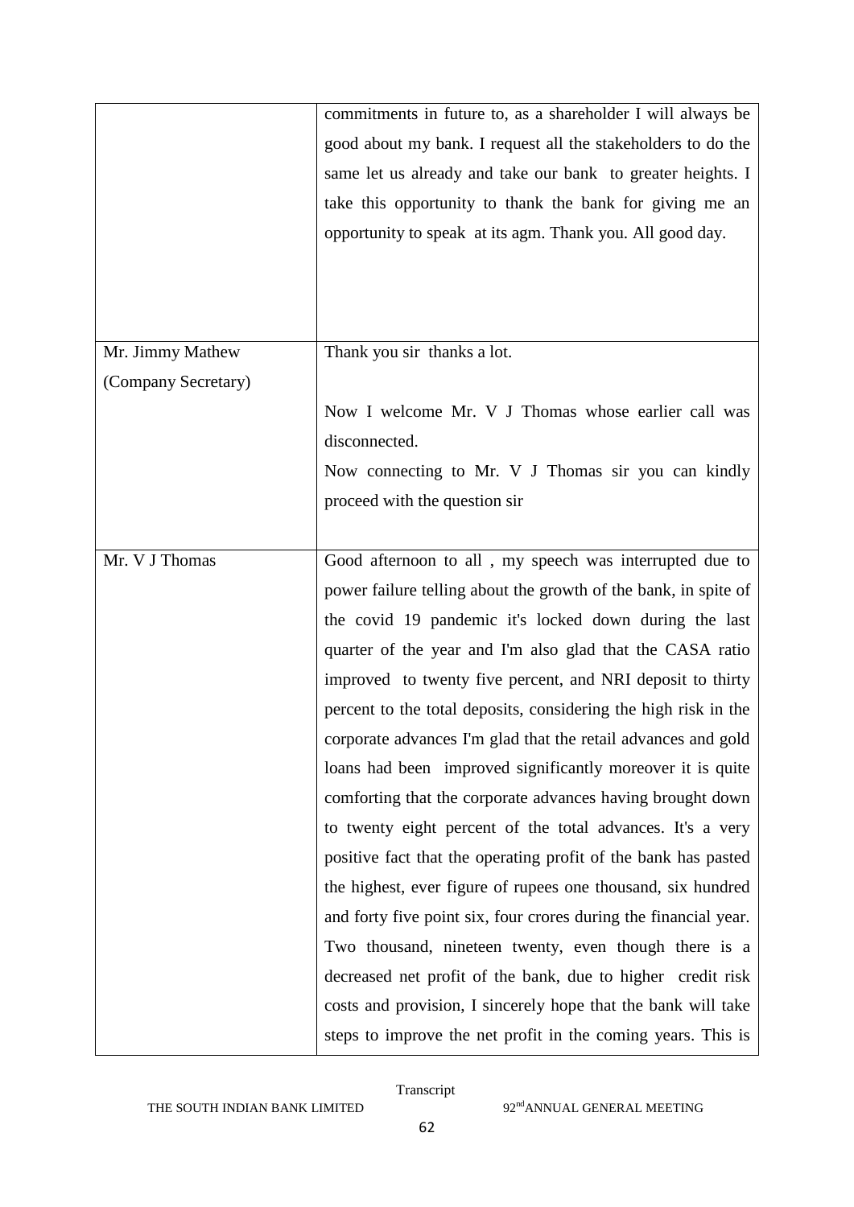| | |
|---|---|
| | commitments in future to, as a shareholder I will always be good about my bank. I request all the stakeholders to do the same let us already and take our bank to greater heights. I take this opportunity to thank the bank for giving me an opportunity to speak at its agm. Thank you. All good day. |
| Mr. Jimmy Mathew (Company Secretary) | Thank you sir thanks a lot.<br><br>Now I welcome Mr. V J Thomas whose earlier call was disconnected.<br>Now connecting to Mr. V J Thomas sir you can kindly proceed with the question sir |
| Mr. V J Thomas | Good afternoon to all , my speech was interrupted due to power failure telling about the growth of the bank, in spite of the covid 19 pandemic it's locked down during the last quarter of the year and I'm also glad that the CASA ratio improved to twenty five percent, and NRI deposit to thirty percent to the total deposits, considering the high risk in the corporate advances I'm glad that the retail advances and gold loans had been improved significantly moreover it is quite comforting that the corporate advances having brought down to twenty eight percent of the total advances. It's a very positive fact that the operating profit of the bank has pasted the highest, ever figure of rupees one thousand, six hundred and forty five point six, four crores during the financial year. Two thousand, nineteen twenty, even though there is a decreased net profit of the bank, due to higher credit risk costs and provision, I sincerely hope that the bank will take steps to improve the net profit in the coming years. This is |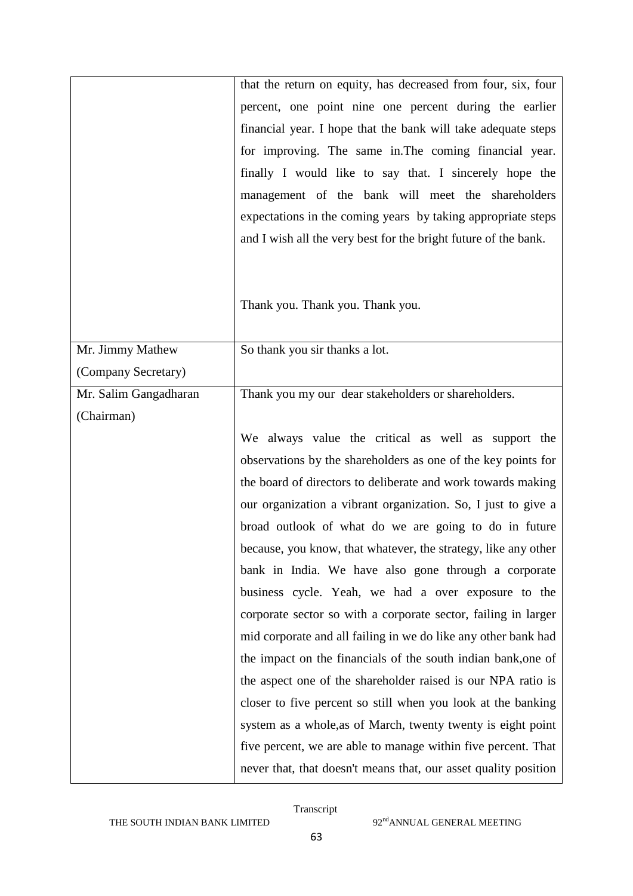| | |
|---|---|
| | that the return on equity, has decreased from four, six, four percent, one point nine one percent during the earlier financial year. I hope that the bank will take adequate steps for improving. The same in.The coming financial year. finally I would like to say that. I sincerely hope the management of the bank will meet the shareholders expectations in the coming years by taking appropriate steps and I wish all the very best for the bright future of the bank.<br><br>Thank you. Thank you. Thank you. |
| Mr. Jimmy Mathew (Company Secretary) | So thank you sir thanks a lot. |
| Mr. Salim Gangadharan (Chairman) | Thank you my our dear stakeholders or shareholders.<br><br>We always value the critical as well as support the observations by the shareholders as one of the key points for the board of directors to deliberate and work towards making our organization a vibrant organization. So, I just to give a broad outlook of what do we are going to do in future because, you know, that whatever, the strategy, like any other bank in India. We have also gone through a corporate business cycle. Yeah, we had a over exposure to the corporate sector so with a corporate sector, failing in larger mid corporate and all failing in we do like any other bank had the impact on the financials of the south indian bank,one of the aspect one of the shareholder raised is our NPA ratio is closer to five percent so still when you look at the banking system as a whole,as of March, twenty twenty is eight point five percent, we are able to manage within five percent. That never that, that doesn't means that, our asset quality position |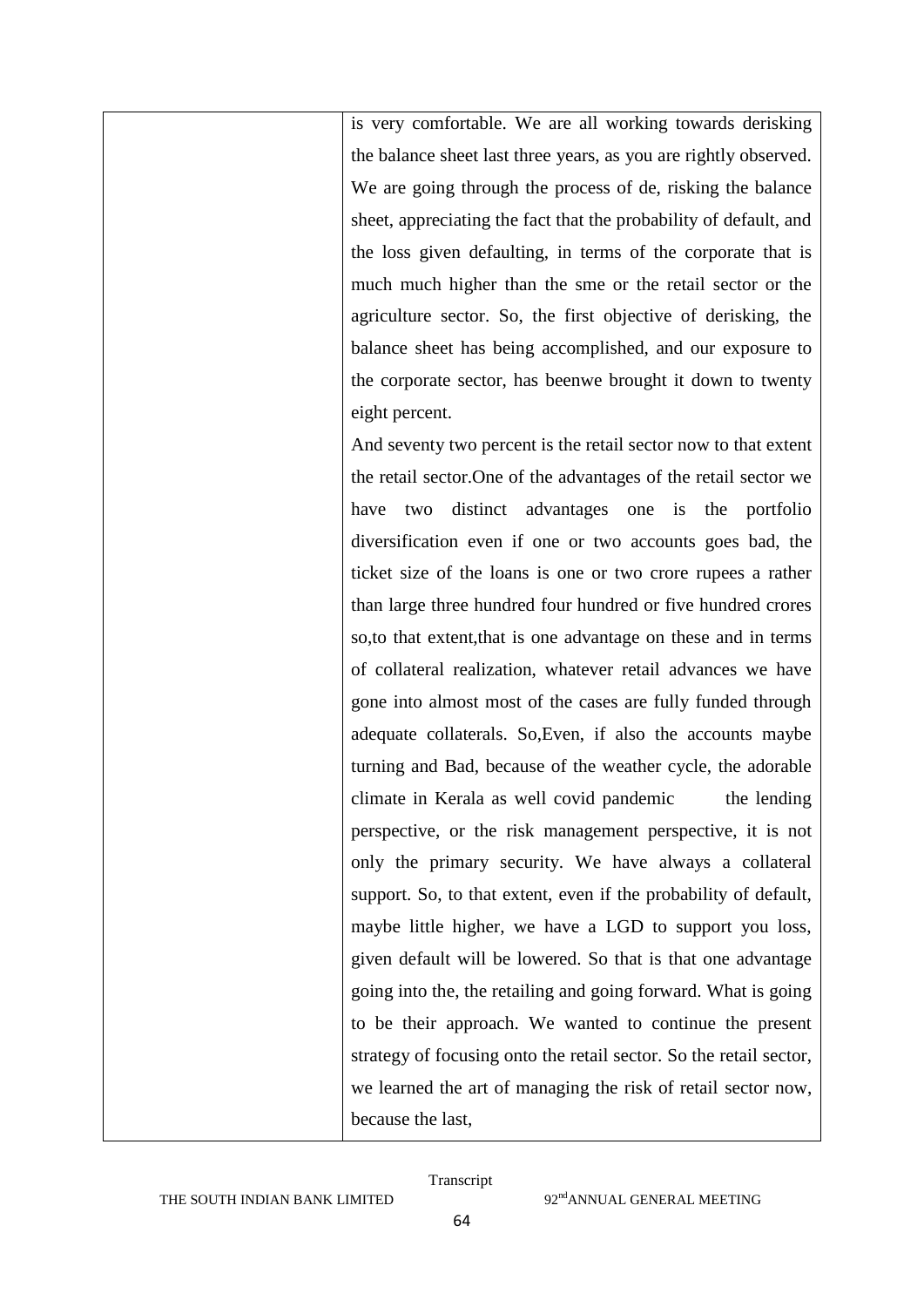| | is very comfortable. We are all working towards derisking the balance sheet last three years, as you are rightly observed. We are going through the process of de, risking the balance sheet, appreciating the fact that the probability of default, and the loss given defaulting, in terms of the corporate that is much much higher than the sme or the retail sector or the agriculture sector. So, the first objective of derisking, the balance sheet has being accomplished, and our exposure to the corporate sector, has beenwe brought it down to twenty eight percent.<br>And seventy two percent is the retail sector now to that extent the retail sector.One of the advantages of the retail sector we have two distinct advantages one is the portfolio diversification even if one or two accounts goes bad, the ticket size of the loans is one or two crore rupees a rather than large three hundred four hundred or five hundred crores so,to that extent,that is one advantage on these and in terms of collateral realization, whatever retail advances we have gone into almost most of the cases are fully funded through adequate collaterals. So,Even, if also the accounts maybe turning and Bad, because of the weather cycle, the adorable climate in Kerala as well covid pandemic the lending perspective, or the risk management perspective, it is not only the primary security. We have always a collateral support. So, to that extent, even if the probability of default, maybe little higher, we have a LGD to support you loss, given default will be lowered. So that is that one advantage going into the, the retailing and going forward. What is going to be their approach. We wanted to continue the present strategy of focusing onto the retail sector. So the retail sector, we learned the art of managing the risk of retail sector now, because the last, |
|---|---|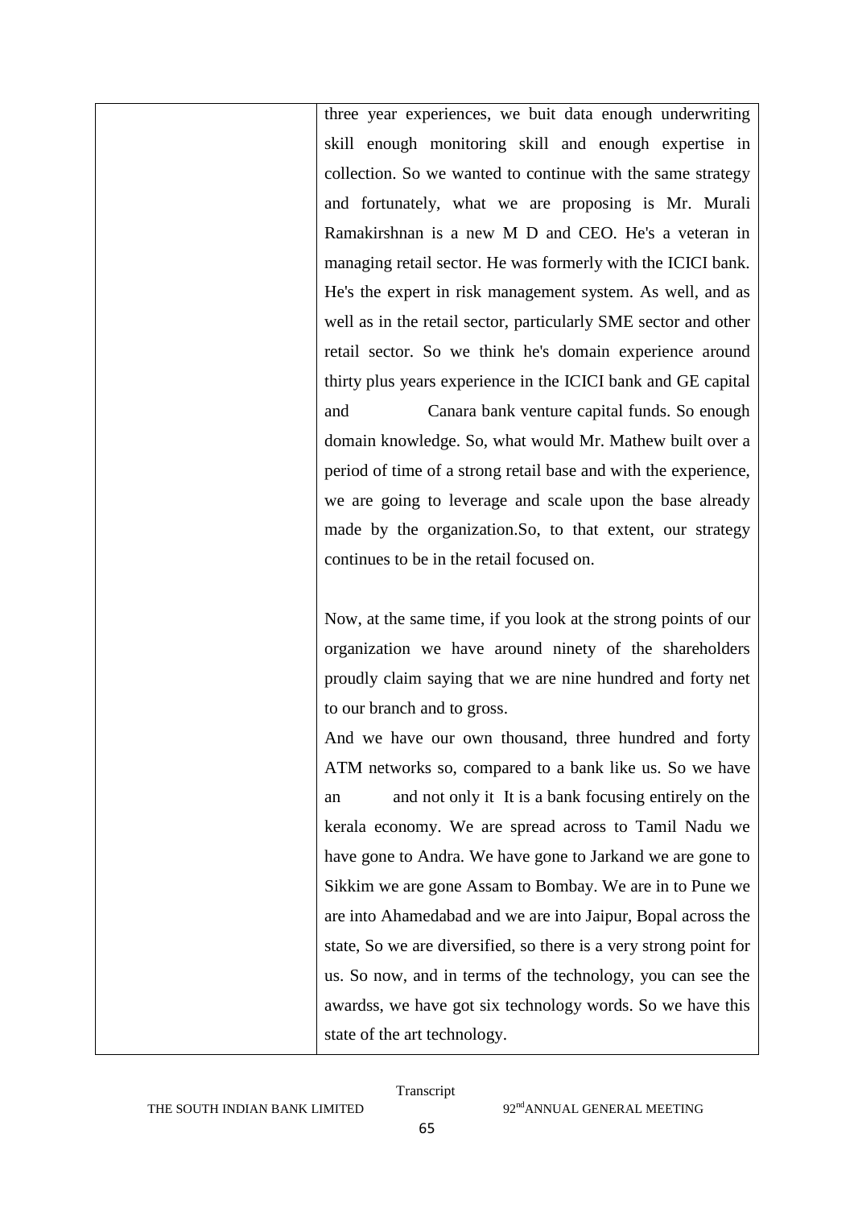| | three year experiences, we buit data enough underwriting skill enough monitoring skill and enough expertise in collection. So we wanted to continue with the same strategy and fortunately, what we are proposing is Mr. Murali Ramakirshnan is a new M D and CEO. He's a veteran in managing retail sector. He was formerly with the ICICI bank. He's the expert in risk management system. As well, and as well as in the retail sector, particularly SME sector and other retail sector. So we think he's domain experience around thirty plus years experience in the ICICI bank and GE capital and Canara bank venture capital funds. So enough domain knowledge. So, what would Mr. Mathew built over a period of time of a strong retail base and with the experience, we are going to leverage and scale upon the base already made by the organization.So, to that extent, our strategy continues to be in the retail focused on.<br><br>Now, at the same time, if you look at the strong points of our organization we have around ninety of the shareholders proudly claim saying that we are nine hundred and forty net to our branch and to gross.<br>And we have our own thousand, three hundred and forty ATM networks so, compared to a bank like us. So we have an and not only it It is a bank focusing entirely on the kerala economy. We are spread across to Tamil Nadu we have gone to Andra. We have gone to Jarkand we are gone to Sikkim we are gone Assam to Bombay. We are in to Pune we are into Ahamedabad and we are into Jaipur, Bopal across the state, So we are diversified, so there is a very strong point for us. So now, and in terms of the technology, you can see the awardss, we have got six technology words. So we have this state of the art technology. |
|---|---|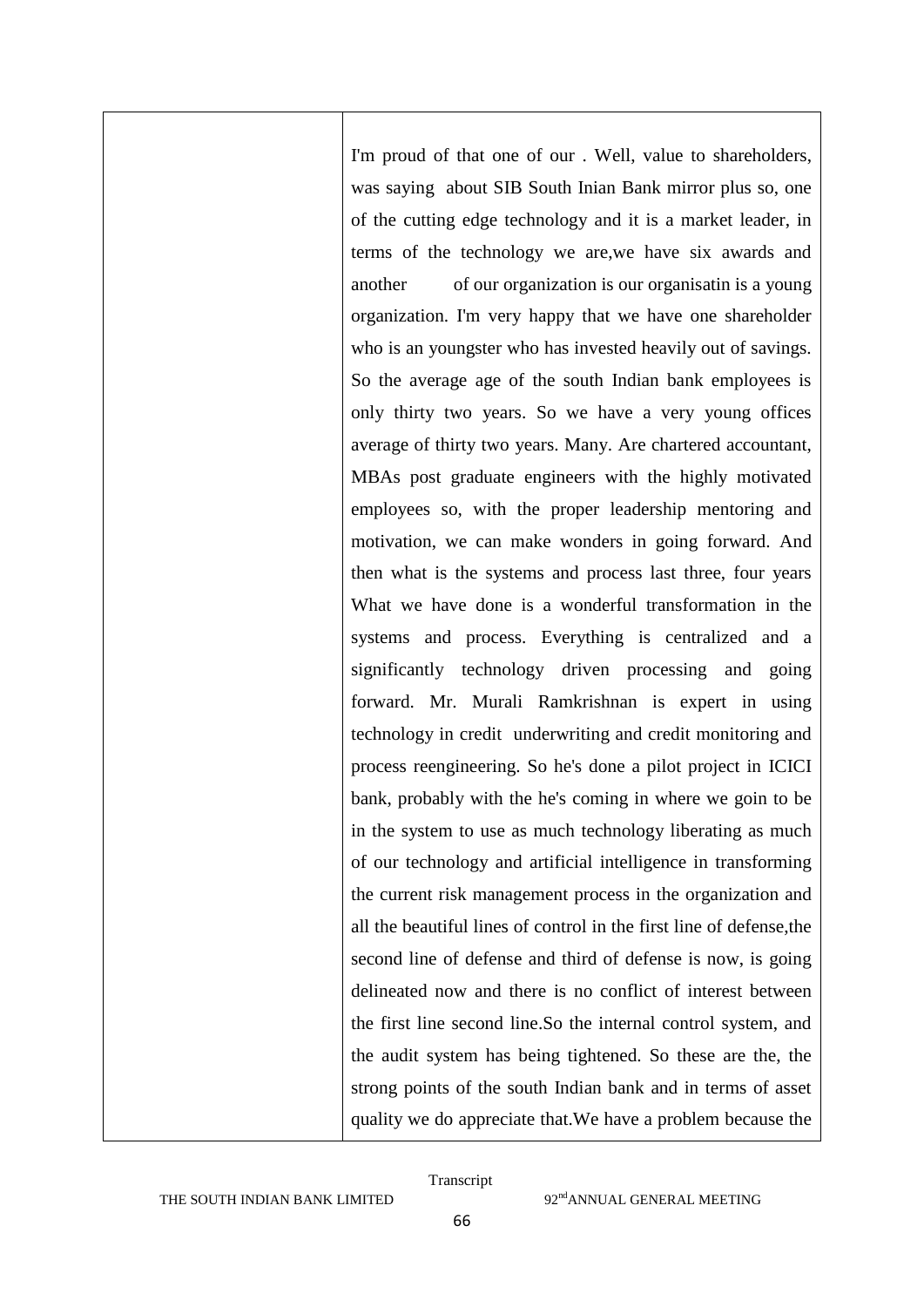| | I'm proud of that one of our . Well, value to shareholders, was saying about SIB South Inian Bank mirror plus so, one of the cutting edge technology and it is a market leader, in terms of the technology we are,we have six awards and another of our organization is our organisatin is a young organization. I'm very happy that we have one shareholder who is an youngster who has invested heavily out of savings. So the average age of the south Indian bank employees is only thirty two years. So we have a very young offices average of thirty two years. Many. Are chartered accountant, MBAs post graduate engineers with the highly motivated employees so, with the proper leadership mentoring and motivation, we can make wonders in going forward. And then what is the systems and process last three, four years What we have done is a wonderful transformation in the systems and process. Everything is centralized and a significantly technology driven processing and going forward. Mr. Murali Ramkrishnan is expert in using technology in credit underwriting and credit monitoring and process reengineering. So he's done a pilot project in ICICI bank, probably with the he's coming in where we goin to be in the system to use as much technology liberating as much of our technology and artificial intelligence in transforming the current risk management process in the organization and all the beautiful lines of control in the first line of defense,the second line of defense and third of defense is now, is going delineated now and there is no conflict of interest between the first line second line.So the internal control system, and the audit system has being tightened. So these are the, the strong points of the south Indian bank and in terms of asset quality we do appreciate that.We have a problem because the |
|---|---|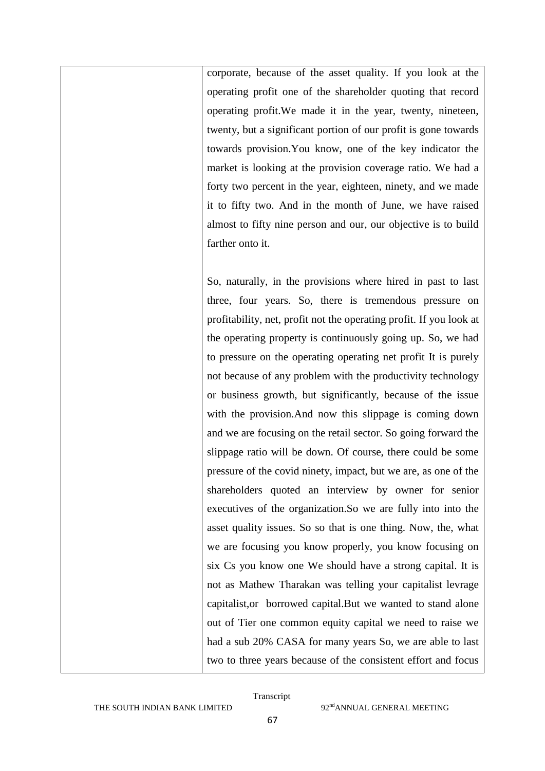| | corporate, because of the asset quality. If you look at the operating profit one of the shareholder quoting that record operating profit.We made it in the year, twenty, nineteen, twenty, but a significant portion of our profit is gone towards towards provision.You know, one of the key indicator the market is looking at the provision coverage ratio. We had a forty two percent in the year, eighteen, ninety, and we made it to fifty two. And in the month of June, we have raised almost to fifty nine person and our, our objective is to build farther onto it.<br><br>So, naturally, in the provisions where hired in past to last three, four years. So, there is tremendous pressure on profitability, net, profit not the operating profit. If you look at the operating property is continuously going up. So, we had to pressure on the operating operating net profit It is purely not because of any problem with the productivity technology or business growth, but significantly, because of the issue with the provision.And now this slippage is coming down and we are focusing on the retail sector. So going forward the slippage ratio will be down. Of course, there could be some pressure of the covid ninety, impact, but we are, as one of the shareholders quoted an interview by owner for senior executives of the organization.So we are fully into into the asset quality issues. So so that is one thing. Now, the, what we are focusing you know properly, you know focusing on six Cs you know one We should have a strong capital. It is not as Mathew Tharakan was telling your capitalist levrage capitalist,or borrowed capital.But we wanted to stand alone out of Tier one common equity capital we need to raise we had a sub 20% CASA for many years So, we are able to last two to three years because of the consistent effort and focus |
|---|---|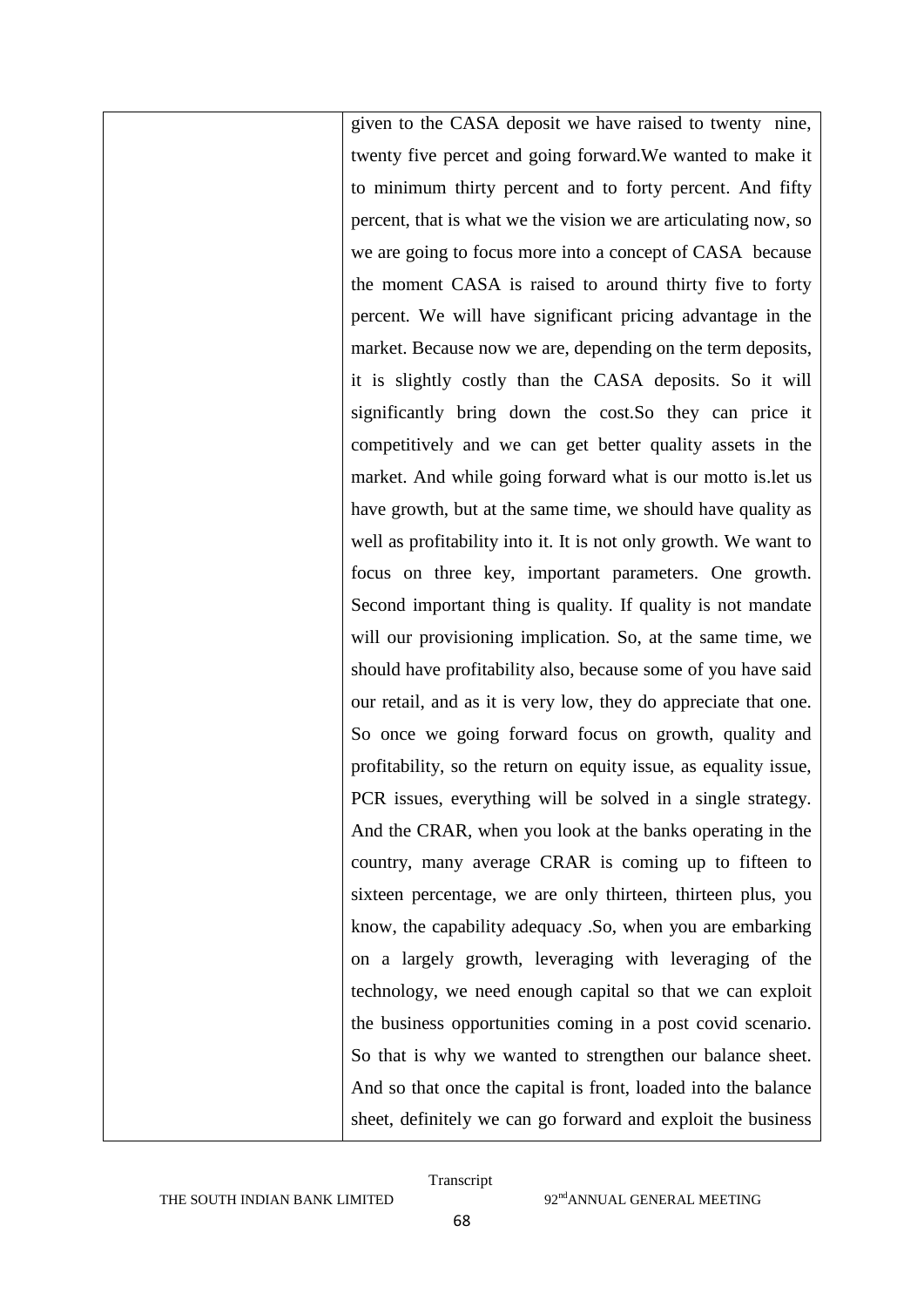| | given to the CASA deposit we have raised to twenty nine, twenty five percet and going forward.We wanted to make it to minimum thirty percent and to forty percent. And fifty percent, that is what we the vision we are articulating now, so we are going to focus more into a concept of CASA because the moment CASA is raised to around thirty five to forty percent. We will have significant pricing advantage in the market. Because now we are, depending on the term deposits, it is slightly costly than the CASA deposits. So it will significantly bring down the cost.So they can price it competitively and we can get better quality assets in the market. And while going forward what is our motto is.let us have growth, but at the same time, we should have quality as well as profitability into it. It is not only growth. We want to focus on three key, important parameters. One growth. Second important thing is quality. If quality is not mandate will our provisioning implication. So, at the same time, we should have profitability also, because some of you have said our retail, and as it is very low, they do appreciate that one. So once we going forward focus on growth, quality and profitability, so the return on equity issue, as equality issue, PCR issues, everything will be solved in a single strategy. And the CRAR, when you look at the banks operating in the country, many average CRAR is coming up to fifteen to sixteen percentage, we are only thirteen, thirteen plus, you know, the capability adequacy .So, when you are embarking on a largely growth, leveraging with leveraging of the technology, we need enough capital so that we can exploit the business opportunities coming in a post covid scenario. So that is why we wanted to strengthen our balance sheet. And so that once the capital is front, loaded into the balance sheet, definitely we can go forward and exploit the business |
|---|---|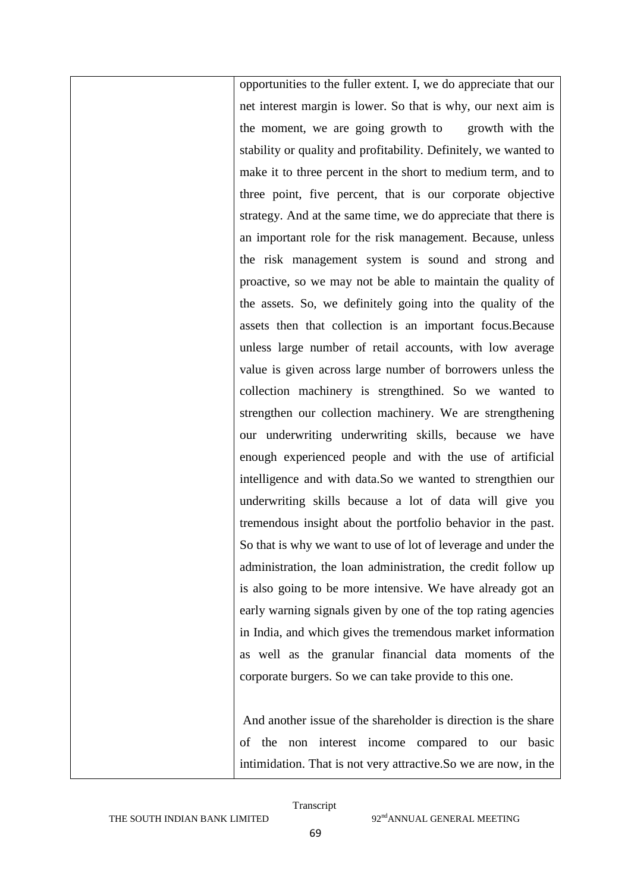| | opportunities to the fuller extent. I, we do appreciate that our net interest margin is lower. So that is why, our next aim is the moment, we are going growth to growth with the stability or quality and profitability. Definitely, we wanted to make it to three percent in the short to medium term, and to three point, five percent, that is our corporate objective strategy. And at the same time, we do appreciate that there is an important role for the risk management. Because, unless the risk management system is sound and strong and proactive, so we may not be able to maintain the quality of the assets. So, we definitely going into the quality of the assets then that collection is an important focus.Because unless large number of retail accounts, with low average value is given across large number of borrowers unless the collection machinery is strengthined. So we wanted to strengthen our collection machinery. We are strengthening our underwriting underwriting skills, because we have enough experienced people and with the use of artificial intelligence and with data.So we wanted to strengthien our underwriting skills because a lot of data will give you tremendous insight about the portfolio behavior in the past. So that is why we want to use of lot of leverage and under the administration, the loan administration, the credit follow up is also going to be more intensive. We have already got an early warning signals given by one of the top rating agencies in India, and which gives the tremendous market information as well as the granular financial data moments of the corporate burgers. So we can take provide to this one.<br><br>And another issue of the shareholder is direction is the share of the non interest income compared to our basic intimidation. That is not very attractive.So we are now, in the |
|---|---|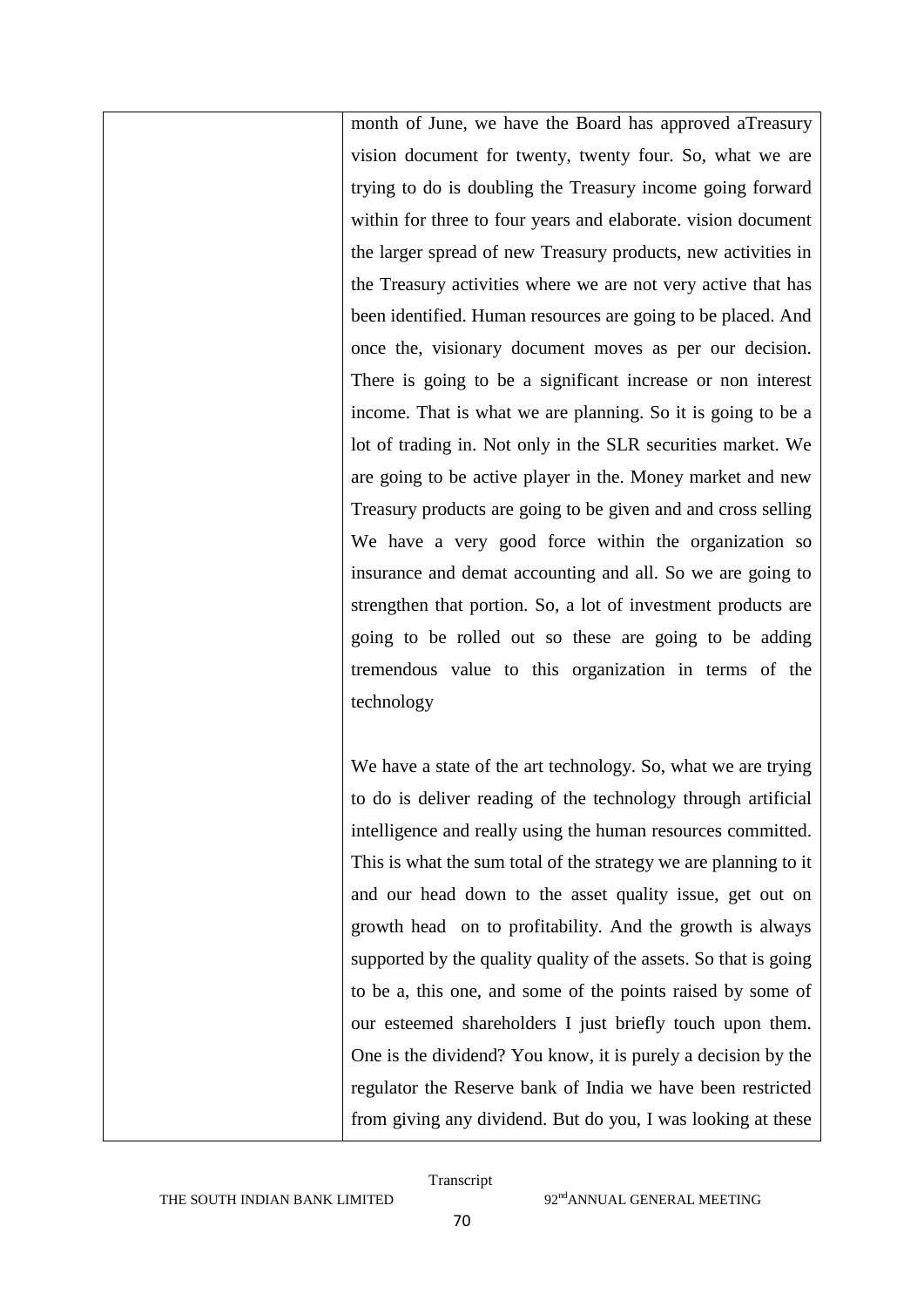| | |
|---|---|
| | month of June, we have the Board has approved aTreasury vision document for twenty, twenty four. So, what we are trying to do is doubling the Treasury income going forward within for three to four years and elaborate. vision document the larger spread of new Treasury products, new activities in the Treasury activities where we are not very active that has been identified. Human resources are going to be placed. And once the, visionary document moves as per our decision. There is going to be a significant increase or non interest income. That is what we are planning. So it is going to be a lot of trading in. Not only in the SLR securities market. We are going to be active player in the. Money market and new Treasury products are going to be given and and cross selling We have a very good force within the organization so insurance and demat accounting and all. So we are going to strengthen that portion. So, a lot of investment products are going to be rolled out so these are going to be adding tremendous value to this organization in terms of the technology<br><br>We have a state of the art technology. So, what we are trying to do is deliver reading of the technology through artificial intelligence and really using the human resources committed. This is what the sum total of the strategy we are planning to it and our head down to the asset quality issue, get out on growth head on to profitability. And the growth is always supported by the quality quality of the assets. So that is going to be a, this one, and some of the points raised by some of our esteemed shareholders I just briefly touch upon them. One is the dividend? You know, it is purely a decision by the regulator the Reserve bank of India we have been restricted from giving any dividend. But do you, I was looking at these |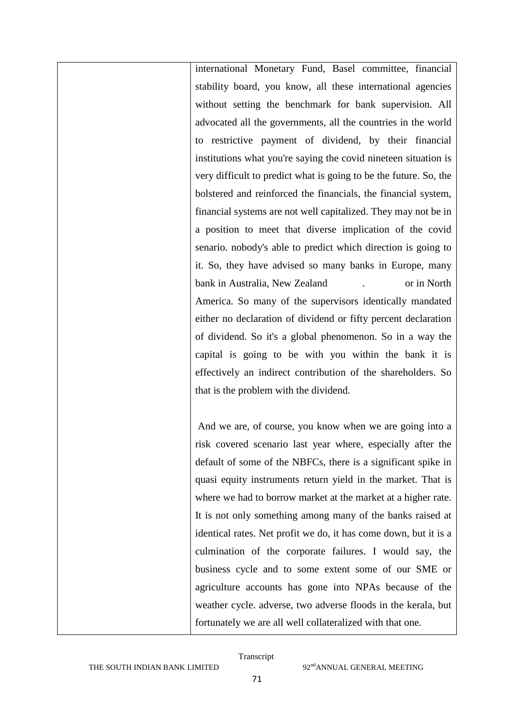| | international Monetary Fund, Basel committee, financial stability board, you know, all these international agencies without setting the benchmark for bank supervision. All advocated all the governments, all the countries in the world to restrictive payment of dividend, by their financial institutions what you're saying the covid nineteen situation is very difficult to predict what is going to be the future. So, the bolstered and reinforced the financials, the financial system, financial systems are not well capitalized. They may not be in a position to meet that diverse implication of the covid senario. nobody's able to predict which direction is going to it. So, they have advised so many banks in Europe, many bank in Australia, New Zealand . or in North America. So many of the supervisors identically mandated either no declaration of dividend or fifty percent declaration of dividend. So it's a global phenomenon. So in a way the capital is going to be with you within the bank it is effectively an indirect contribution of the shareholders. So that is the problem with the dividend.<br><br>And we are, of course, you know when we are going into a risk covered scenario last year where, especially after the default of some of the NBFCs, there is a significant spike in quasi equity instruments return yield in the market. That is where we had to borrow market at the market at a higher rate. It is not only something among many of the banks raised at identical rates. Net profit we do, it has come down, but it is a culmination of the corporate failures. I would say, the business cycle and to some extent some of our SME or agriculture accounts has gone into NPAs because of the weather cycle. adverse, two adverse floods in the kerala, but fortunately we are all well collateralized with that one. |
|---|---|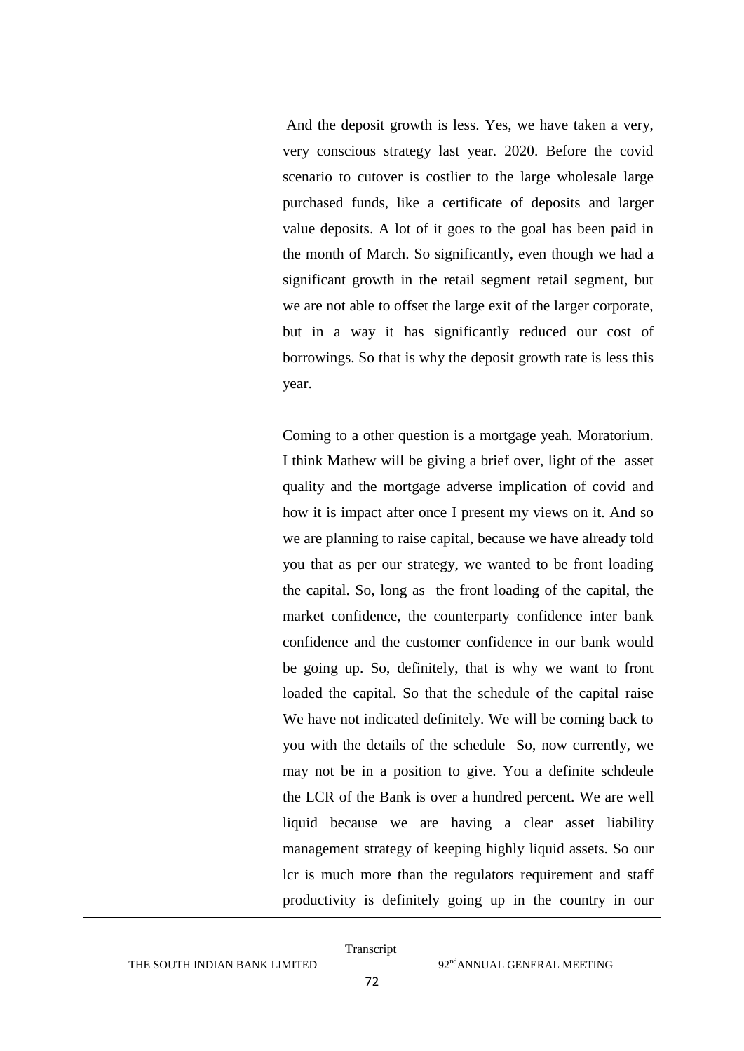| | |
|---|---|
| | And the deposit growth is less. Yes, we have taken a very, very conscious strategy last year. 2020. Before the covid scenario to cutover is costlier to the large wholesale large purchased funds, like a certificate of deposits and larger value deposits. A lot of it goes to the goal has been paid in the month of March. So significantly, even though we had a significant growth in the retail segment retail segment, but we are not able to offset the large exit of the larger corporate, but in a way it has significantly reduced our cost of borrowings. So that is why the deposit growth rate is less this year.<br><br>Coming to a other question is a mortgage yeah. Moratorium. I think Mathew will be giving a brief over, light of the asset quality and the mortgage adverse implication of covid and how it is impact after once I present my views on it. And so we are planning to raise capital, because we have already told you that as per our strategy, we wanted to be front loading the capital. So, long as the front loading of the capital, the market confidence, the counterparty confidence inter bank confidence and the customer confidence in our bank would be going up. So, definitely, that is why we want to front loaded the capital. So that the schedule of the capital raise We have not indicated definitely. We will be coming back to you with the details of the schedule So, now currently, we may not be in a position to give. You a definite schdeule the LCR of the Bank is over a hundred percent. We are well liquid because we are having a clear asset liability management strategy of keeping highly liquid assets. So our lcr is much more than the regulators requirement and staff productivity is definitely going up in the country in our |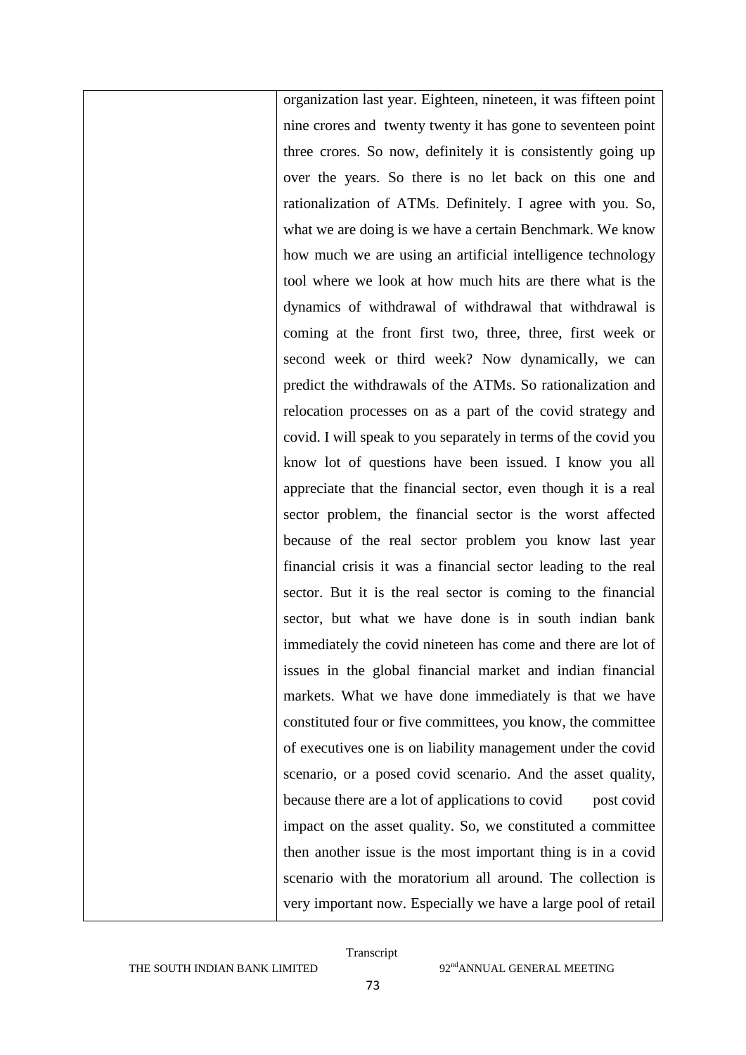|  | organization last year. Eighteen, nineteen, it was fifteen point nine crores and twenty twenty it has gone to seventeen point three crores. So now, definitely it is consistently going up over the years. So there is no let back on this one and rationalization of ATMs. Definitely. I agree with you. So, what we are doing is we have a certain Benchmark. We know how much we are using an artificial intelligence technology tool where we look at how much hits are there what is the dynamics of withdrawal of withdrawal that withdrawal is coming at the front first two, three, three, first week or second week or third week? Now dynamically, we can predict the withdrawals of the ATMs. So rationalization and relocation processes on as a part of the covid strategy and covid. I will speak to you separately in terms of the covid you know lot of questions have been issued. I know you all appreciate that the financial sector, even though it is a real sector problem, the financial sector is the worst affected because of the real sector problem you know last year financial crisis it was a financial sector leading to the real sector. But it is the real sector is coming to the financial sector, but what we have done is in south indian bank immediately the covid nineteen has come and there are lot of issues in the global financial market and indian financial markets. What we have done immediately is that we have constituted four or five committees, you know, the committee of executives one is on liability management under the covid scenario, or a posed covid scenario. And the asset quality, because there are a lot of applications to covid post covid impact on the asset quality. So, we constituted a committee then another issue is the most important thing is in a covid scenario with the moratorium all around. The collection is very important now. Especially we have a large pool of retail |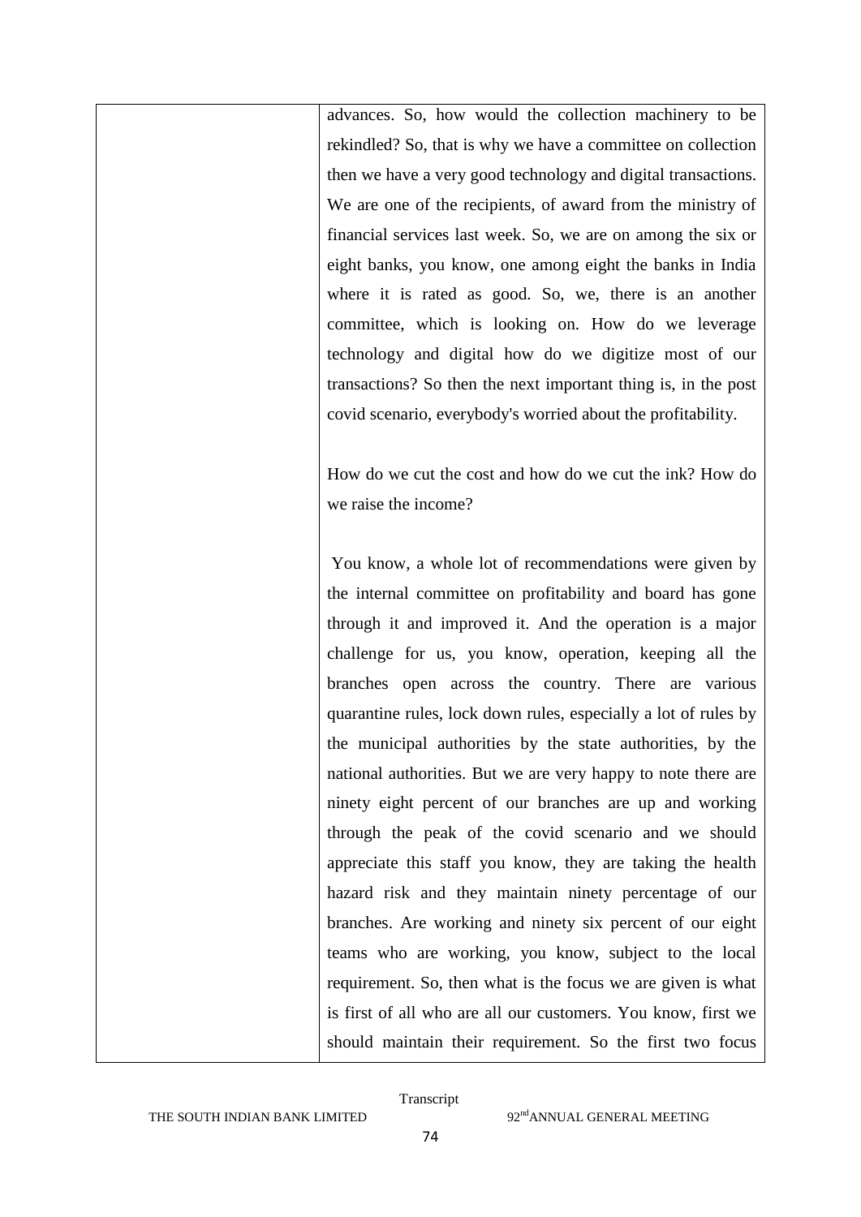| | advances. So, how would the collection machinery to be rekindled? So, that is why we have a committee on collection then we have a very good technology and digital transactions. We are one of the recipients, of award from the ministry of financial services last week. So, we are on among the six or eight banks, you know, one among eight the banks in India where it is rated as good. So, we, there is an another committee, which is looking on. How do we leverage technology and digital how do we digitize most of our transactions? So then the next important thing is, in the post covid scenario, everybody's worried about the profitability.<br><br>How do we cut the cost and how do we cut the ink? How do we raise the income?<br><br>You know, a whole lot of recommendations were given by the internal committee on profitability and board has gone through it and improved it. And the operation is a major challenge for us, you know, operation, keeping all the branches open across the country. There are various quarantine rules, lock down rules, especially a lot of rules by the municipal authorities by the state authorities, by the national authorities. But we are very happy to note there are ninety eight percent of our branches are up and working through the peak of the covid scenario and we should appreciate this staff you know, they are taking the health hazard risk and they maintain ninety percentage of our branches. Are working and ninety six percent of our eight teams who are working, you know, subject to the local requirement. So, then what is the focus we are given is what is first of all who are all our customers. You know, first we should maintain their requirement. So the first two focus |
|---|---|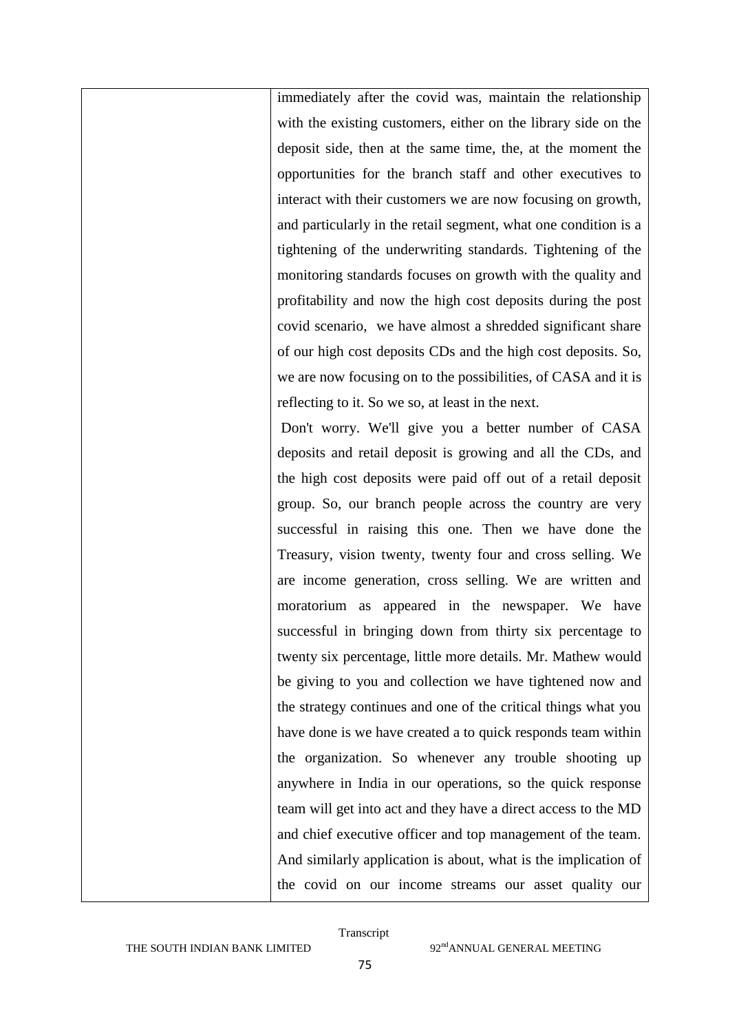| | immediately after the covid was, maintain the relationship with the existing customers, either on the library side on the deposit side, then at the same time, the, at the moment the opportunities for the branch staff and other executives to interact with their customers we are now focusing on growth, and particularly in the retail segment, what one condition is a tightening of the underwriting standards. Tightening of the monitoring standards focuses on growth with the quality and profitability and now the high cost deposits during the post covid scenario, we have almost a shredded significant share of our high cost deposits CDs and the high cost deposits. So, we are now focusing on to the possibilities, of CASA and it is reflecting to it. So we so, at least in the next.<br>Don't worry. We'll give you a better number of CASA deposits and retail deposit is growing and all the CDs, and the high cost deposits were paid off out of a retail deposit group. So, our branch people across the country are very successful in raising this one. Then we have done the Treasury, vision twenty, twenty four and cross selling. We are income generation, cross selling. We are written and moratorium as appeared in the newspaper. We have successful in bringing down from thirty six percentage to twenty six percentage, little more details. Mr. Mathew would be giving to you and collection we have tightened now and the strategy continues and one of the critical things what you have done is we have created a to quick responds team within the organization. So whenever any trouble shooting up anywhere in India in our operations, so the quick response team will get into act and they have a direct access to the MD and chief executive officer and top management of the team. And similarly application is about, what is the implication of the covid on our income streams our asset quality our |
|---|---|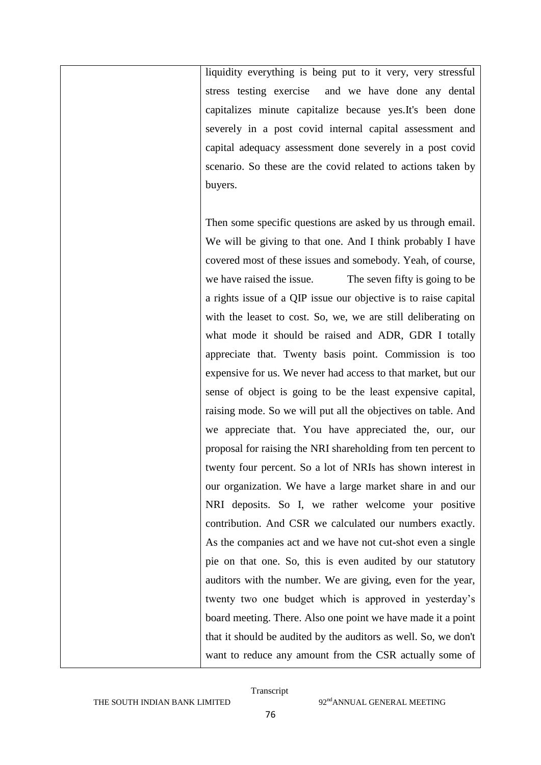| | liquidity everything is being put to it very, very stressful stress testing exercise and we have done any dental capitalizes minute capitalize because yes.It's been done severely in a post covid internal capital assessment and capital adequacy assessment done severely in a post covid scenario. So these are the covid related to actions taken by buyers.<br><br>Then some specific questions are asked by us through email. We will be giving to that one. And I think probably I have covered most of these issues and somebody. Yeah, of course, we have raised the issue. The seven fifty is going to be a rights issue of a QIP issue our objective is to raise capital with the leaset to cost. So, we, we are still deliberating on what mode it should be raised and ADR, GDR I totally appreciate that. Twenty basis point. Commission is too expensive for us. We never had access to that market, but our sense of object is going to be the least expensive capital, raising mode. So we will put all the objectives on table. And we appreciate that. You have appreciated the, our, our proposal for raising the NRI shareholding from ten percent to twenty four percent. So a lot of NRIs has shown interest in our organization. We have a large market share in and our NRI deposits. So I, we rather welcome your positive contribution. And CSR we calculated our numbers exactly. As the companies act and we have not cut-shot even a single pie on that one. So, this is even audited by our statutory auditors with the number. We are giving, even for the year, twenty two one budget which is approved in yesterday's board meeting. There. Also one point we have made it a point that it should be audited by the auditors as well. So, we don't want to reduce any amount from the CSR actually some of |
|---|---|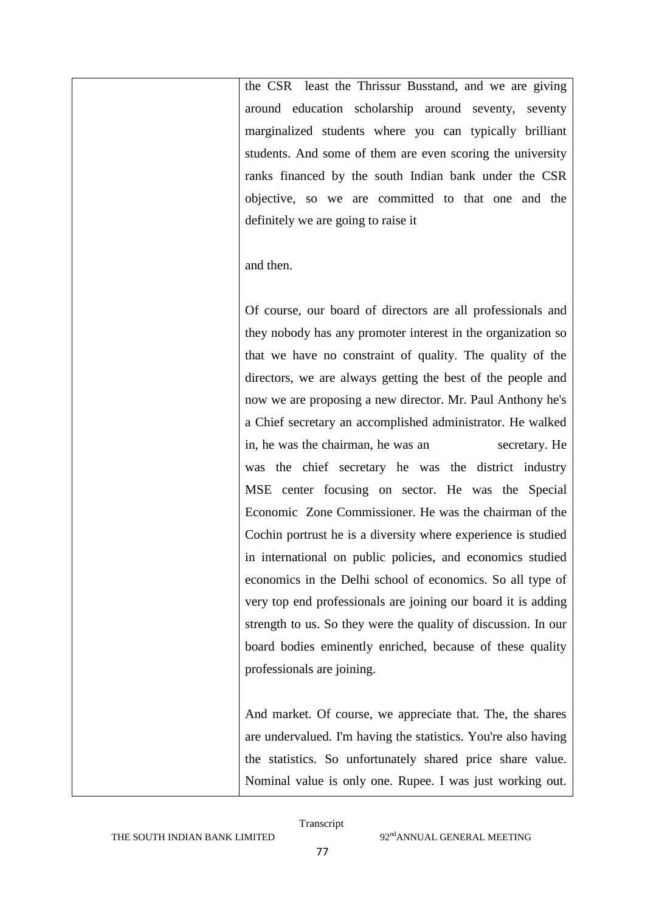|  | the CSR least the Thrissur Busstand, and we are giving around education scholarship around seventy, seventy marginalized students where you can typically brilliant students. And some of them are even scoring the university ranks financed by the south Indian bank under the CSR objective, so we are committed to that one and the definitely we are going to raise it<br><br>and then.<br><br>Of course, our board of directors are all professionals and they nobody has any promoter interest in the organization so that we have no constraint of quality. The quality of the directors, we are always getting the best of the people and now we are proposing a new director. Mr. Paul Anthony he's a Chief secretary an accomplished administrator. He walked in, he was the chairman, he was an secretary. He was the chief secretary he was the district industry MSE center focusing on sector. He was the Special Economic Zone Commissioner. He was the chairman of the Cochin portrust he is a diversity where experience is studied in international on public policies, and economics studied economics in the Delhi school of economics. So all type of very top end professionals are joining our board it is adding strength to us. So they were the quality of discussion. In our board bodies eminently enriched, because of these quality professionals are joining.<br><br>And market. Of course, we appreciate that. The, the shares are undervalued. I'm having the statistics. You're also having the statistics. So unfortunately shared price share value. Nominal value is only one. Rupee. I was just working out. |
| --- | --- |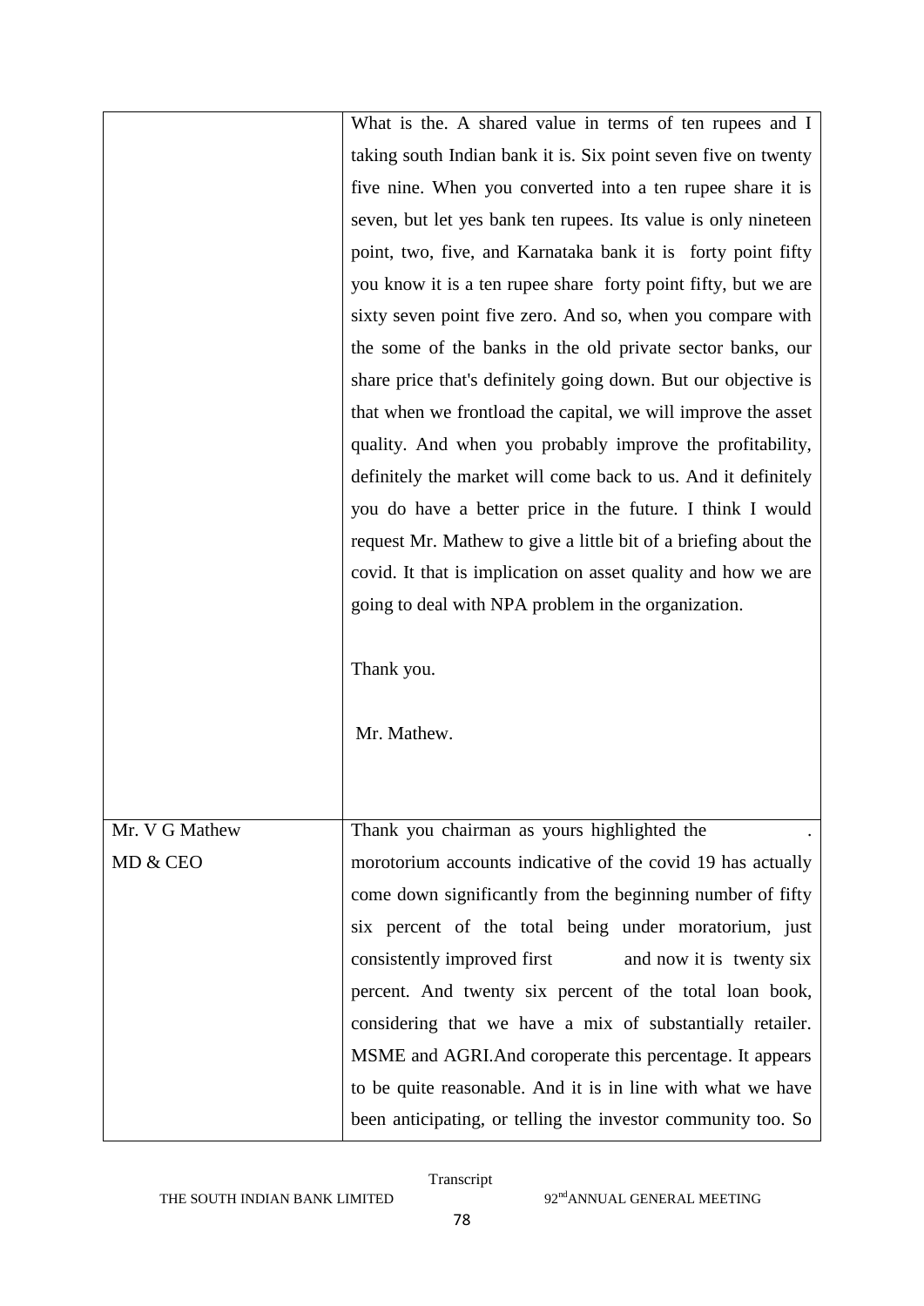| | |
|---|---|
| | What is the. A shared value in terms of ten rupees and I taking south Indian bank it is. Six point seven five on twenty five nine. When you converted into a ten rupee share it is seven, but let yes bank ten rupees. Its value is only nineteen point, two, five, and Karnataka bank it is forty point fifty you know it is a ten rupee share forty point fifty, but we are sixty seven point five zero. And so, when you compare with the some of the banks in the old private sector banks, our share price that's definitely going down. But our objective is that when we frontload the capital, we will improve the asset quality. And when you probably improve the profitability, definitely the market will come back to us. And it definitely you do have a better price in the future. I think I would request Mr. Mathew to give a little bit of a briefing about the covid. It that is implication on asset quality and how we are going to deal with NPA problem in the organization.<br><br>Thank you.<br><br>Mr. Mathew. |
| Mr. V G Mathew<br>MD & CEO | Thank you chairman as yours highlighted the . morotorium accounts indicative of the covid 19 has actually come down significantly from the beginning number of fifty six percent of the total being under moratorium, just consistently improved first and now it is twenty six percent. And twenty six percent of the total loan book, considering that we have a mix of substantially retailer. MSME and AGRI.And coroperate this percentage. It appears to be quite reasonable. And it is in line with what we have been anticipating, or telling the investor community too. So |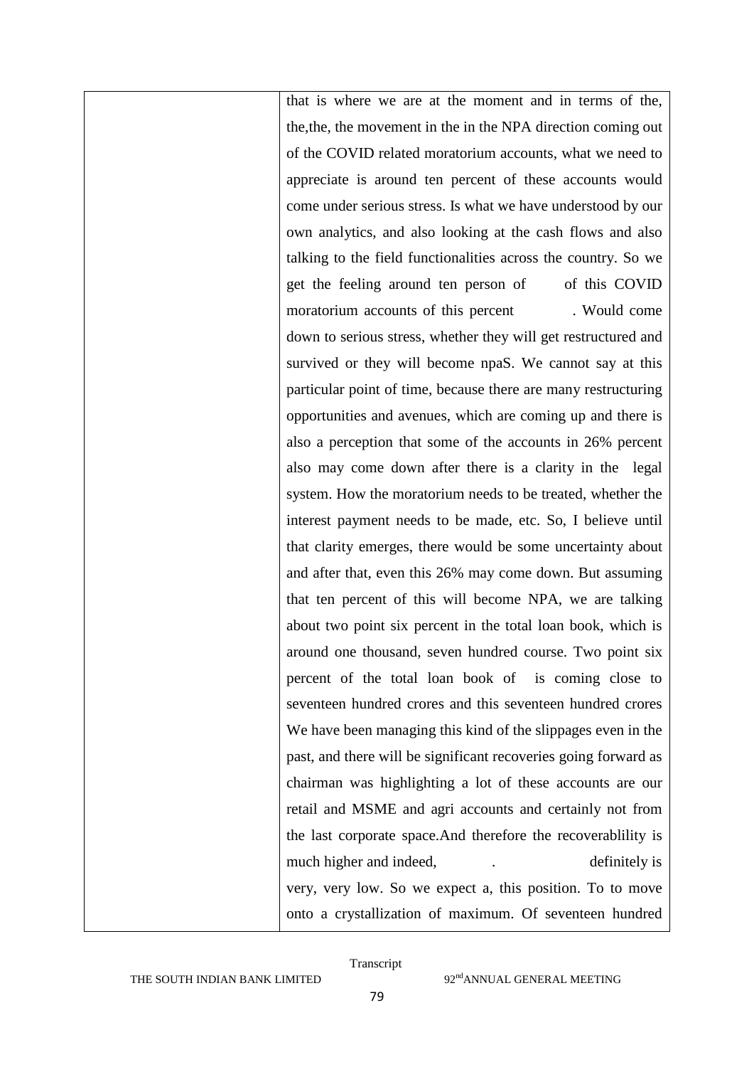| | that is where we are at the moment and in terms of the, the,the, the movement in the in the NPA direction coming out of the COVID related moratorium accounts, what we need to appreciate is around ten percent of these accounts would come under serious stress. Is what we have understood by our own analytics, and also looking at the cash flows and also talking to the field functionalities across the country. So we get the feeling around ten person of of this COVID moratorium accounts of this percent . Would come down to serious stress, whether they will get restructured and survived or they will become npaS. We cannot say at this particular point of time, because there are many restructuring opportunities and avenues, which are coming up and there is also a perception that some of the accounts in 26% percent also may come down after there is a clarity in the legal system. How the moratorium needs to be treated, whether the interest payment needs to be made, etc. So, I believe until that clarity emerges, there would be some uncertainty about and after that, even this 26% may come down. But assuming that ten percent of this will become NPA, we are talking about two point six percent in the total loan book, which is around one thousand, seven hundred course. Two point six percent of the total loan book of is coming close to seventeen hundred crores and this seventeen hundred crores We have been managing this kind of the slippages even in the past, and there will be significant recoveries going forward as chairman was highlighting a lot of these accounts are our retail and MSME and agri accounts and certainly not from the last corporate space.And therefore the recoverablility is much higher and indeed, . definitely is very, very low. So we expect a, this position. To to move onto a crystallization of maximum. Of seventeen hundred |
|---|---|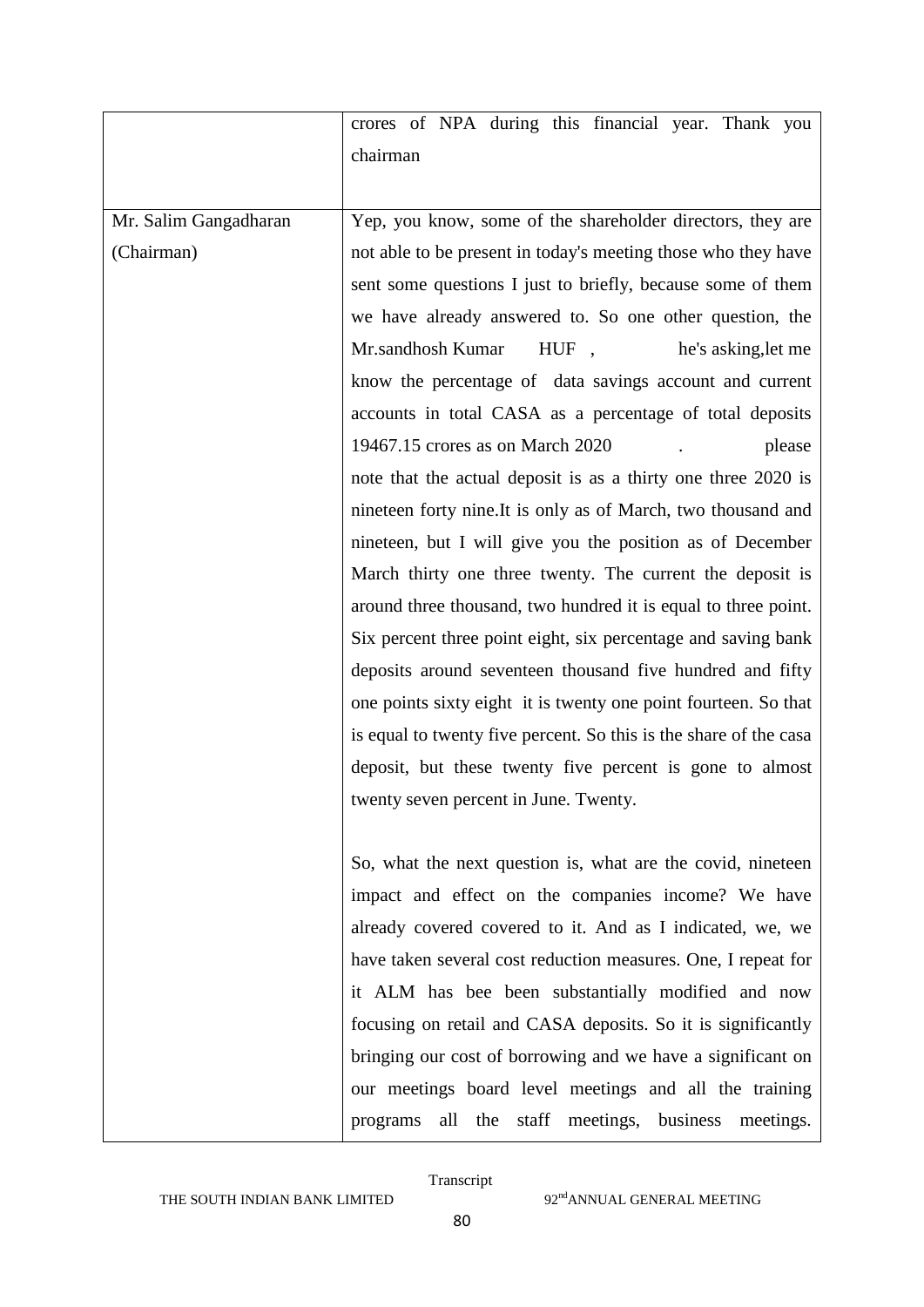| | |
|---|---|
| | crores of NPA during this financial year. Thank you chairman |
| Mr. Salim Gangadharan (Chairman) | Yep, you know, some of the shareholder directors, they are not able to be present in today's meeting those who they have sent some questions I just to briefly, because some of them we have already answered to. So one other question, the Mr.sandhosh Kumar HUF , he's asking,let me know the percentage of data savings account and current accounts in total CASA as a percentage of total deposits 19467.15 crores as on March 2020 . please note that the actual deposit is as a thirty one three 2020 is nineteen forty nine.It is only as of March, two thousand and nineteen, but I will give you the position as of December March thirty one three twenty. The current the deposit is around three thousand, two hundred it is equal to three point. Six percent three point eight, six percentage and saving bank deposits around seventeen thousand five hundred and fifty one points sixty eight it is twenty one point fourteen. So that is equal to twenty five percent. So this is the share of the casa deposit, but these twenty five percent is gone to almost twenty seven percent in June. Twenty.<br><br>So, what the next question is, what are the covid, nineteen impact and effect on the companies income? We have already covered covered to it. And as I indicated, we, we have taken several cost reduction measures. One, I repeat for it ALM has bee been substantially modified and now focusing on retail and CASA deposits. So it is significantly bringing our cost of borrowing and we have a significant on our meetings board level meetings and all the training programs all the staff meetings, business meetings. |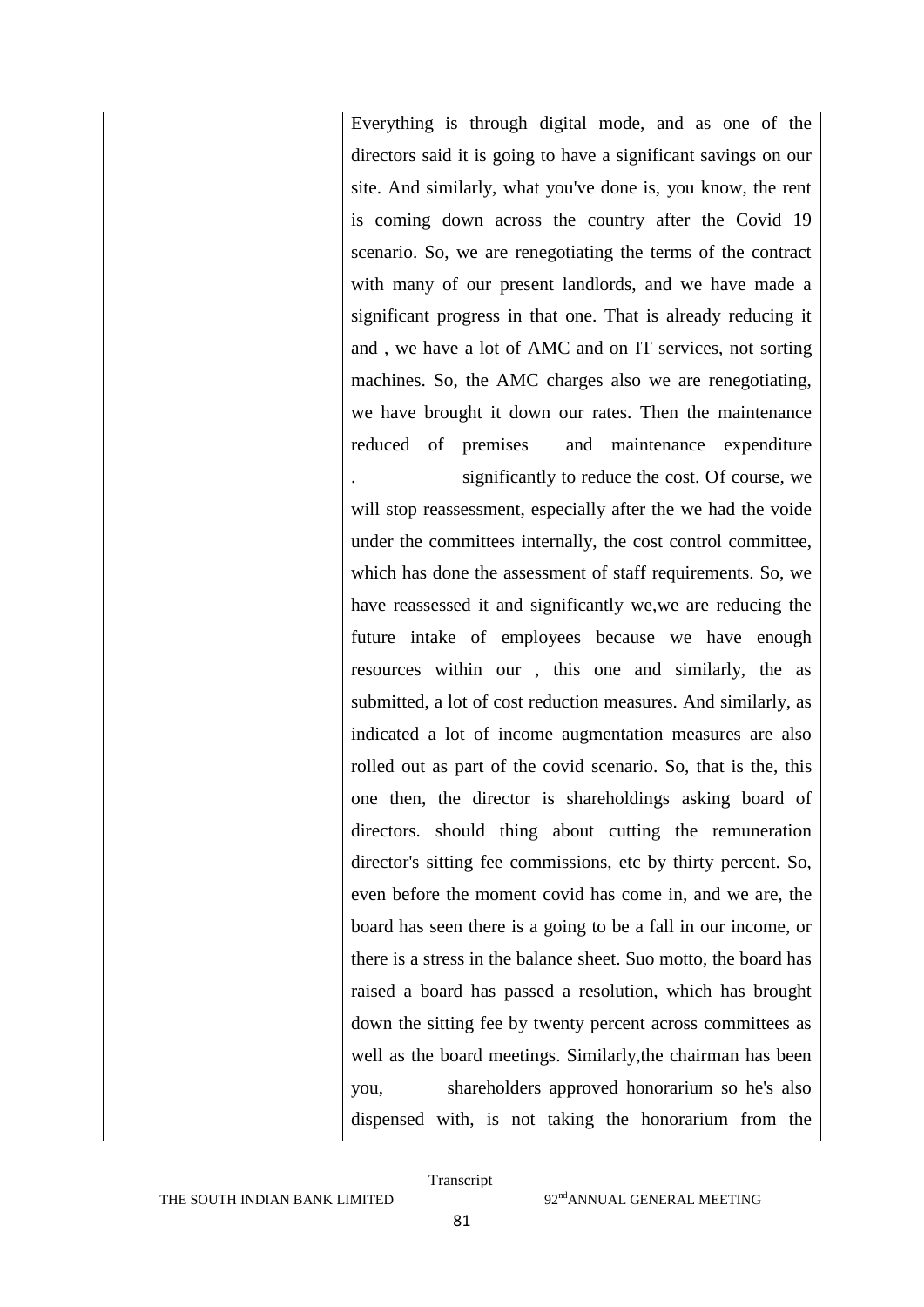| | |
|---|---|
| | Everything is through digital mode, and as one of the directors said it is going to have a significant savings on our site. And similarly, what you've done is, you know, the rent is coming down across the country after the Covid 19 scenario. So, we are renegotiating the terms of the contract with many of our present landlords, and we have made a significant progress in that one. That is already reducing it and , we have a lot of AMC and on IT services, not sorting machines. So, the AMC charges also we are renegotiating, we have brought it down our rates. Then the maintenance reduced of premises and maintenance expenditure . significantly to reduce the cost. Of course, we will stop reassessment, especially after the we had the voide under the committees internally, the cost control committee, which has done the assessment of staff requirements. So, we have reassessed it and significantly we,we are reducing the future intake of employees because we have enough resources within our , this one and similarly, the as submitted, a lot of cost reduction measures. And similarly, as indicated a lot of income augmentation measures are also rolled out as part of the covid scenario. So, that is the, this one then, the director is shareholdings asking board of directors. should thing about cutting the remuneration director's sitting fee commissions, etc by thirty percent. So, even before the moment covid has come in, and we are, the board has seen there is a going to be a fall in our income, or there is a stress in the balance sheet. Suo motto, the board has raised a board has passed a resolution, which has brought down the sitting fee by twenty percent across committees as well as the board meetings. Similarly,the chairman has been you, shareholders approved honorarium so he's also dispensed with, is not taking the honorarium from the |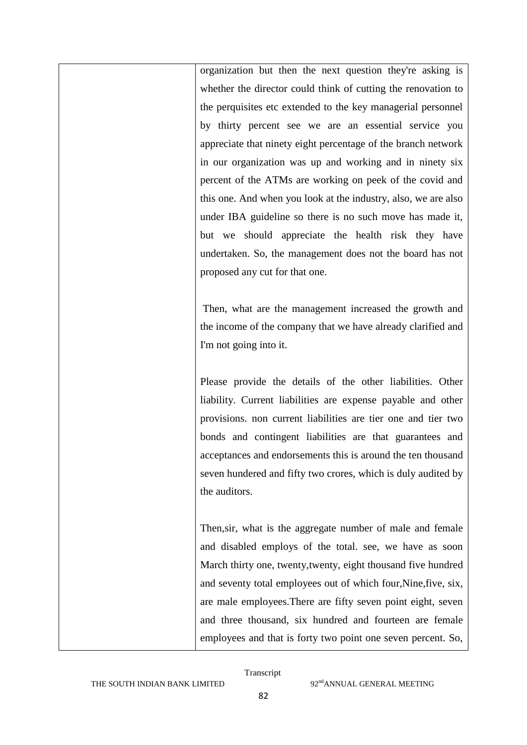| | organization but then the next question they're asking is whether the director could think of cutting the renovation to the perquisites etc extended to the key managerial personnel by thirty percent see we are an essential service you appreciate that ninety eight percentage of the branch network in our organization was up and working and in ninety six percent of the ATMs are working on peek of the covid and this one. And when you look at the industry, also, we are also under IBA guideline so there is no such move has made it, but we should appreciate the health risk they have undertaken. So, the management does not the board has not proposed any cut for that one.<br><br>Then, what are the management increased the growth and the income of the company that we have already clarified and I'm not going into it.<br><br>Please provide the details of the other liabilities. Other liability. Current liabilities are expense payable and other provisions. non current liabilities are tier one and tier two bonds and contingent liabilities are that guarantees and acceptances and endorsements this is around the ten thousand seven hundered and fifty two crores, which is duly audited by the auditors.<br><br>Then,sir, what is the aggregate number of male and female and disabled employs of the total. see, we have as soon March thirty one, twenty,twenty, eight thousand five hundred and seventy total employees out of which four,Nine,five, six, are male employees.There are fifty seven point eight, seven and three thousand, six hundred and fourteen are female employees and that is forty two point one seven percent. So, |
|---|---|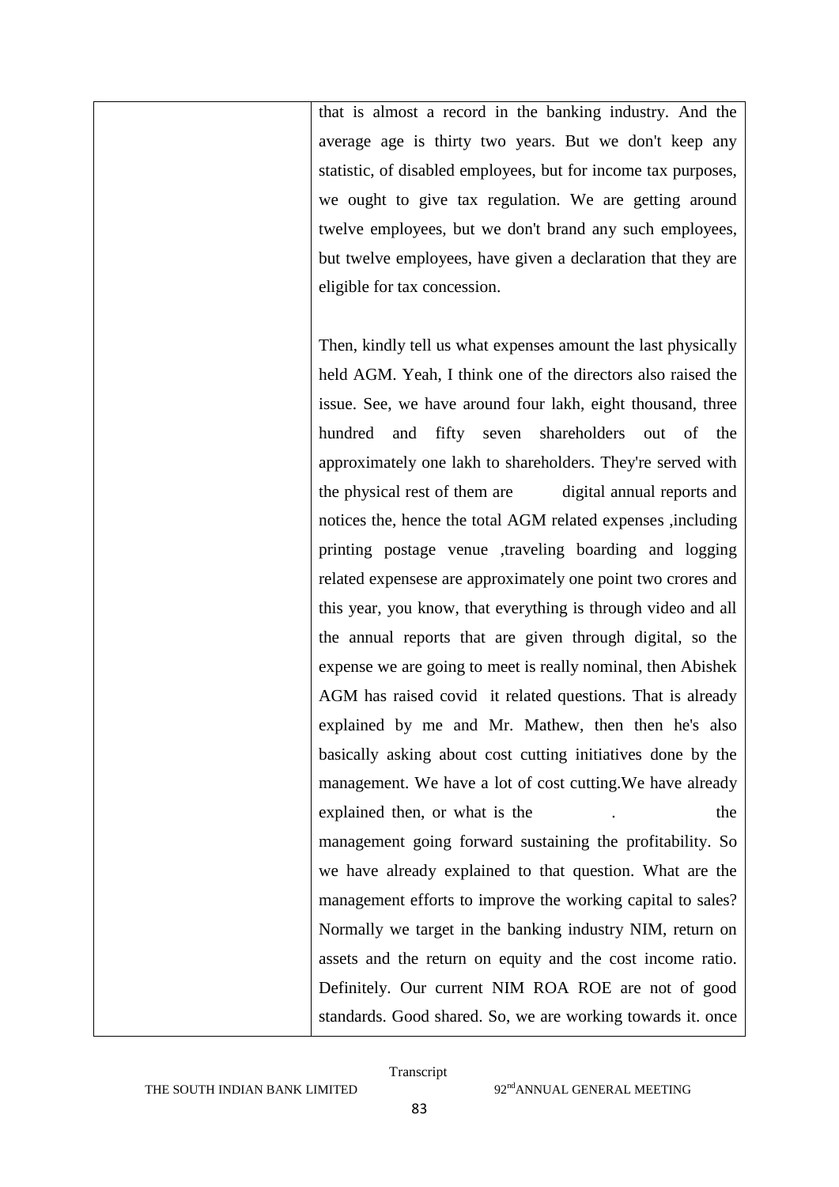| | |
|---|---|
| | that is almost a record in the banking industry. And the average age is thirty two years. But we don't keep any statistic, of disabled employees, but for income tax purposes, we ought to give tax regulation. We are getting around twelve employees, but we don't brand any such employees, but twelve employees, have given a declaration that they are eligible for tax concession.<br><br>Then, kindly tell us what expenses amount the last physically held AGM. Yeah, I think one of the directors also raised the issue. See, we have around four lakh, eight thousand, three hundred and fifty seven shareholders out of the approximately one lakh to shareholders. They're served with the physical rest of them are digital annual reports and notices the, hence the total AGM related expenses ,including printing postage venue ,traveling boarding and logging related expensese are approximately one point two crores and this year, you know, that everything is through video and all the annual reports that are given through digital, so the expense we are going to meet is really nominal, then Abishek AGM has raised covid it related questions. That is already explained by me and Mr. Mathew, then then he's also basically asking about cost cutting initiatives done by the management. We have a lot of cost cutting.We have already explained then, or what is the . the management going forward sustaining the profitability. So we have already explained to that question. What are the management efforts to improve the working capital to sales? Normally we target in the banking industry NIM, return on assets and the return on equity and the cost income ratio. Definitely. Our current NIM ROA ROE are not of good standards. Good shared. So, we are working towards it. once |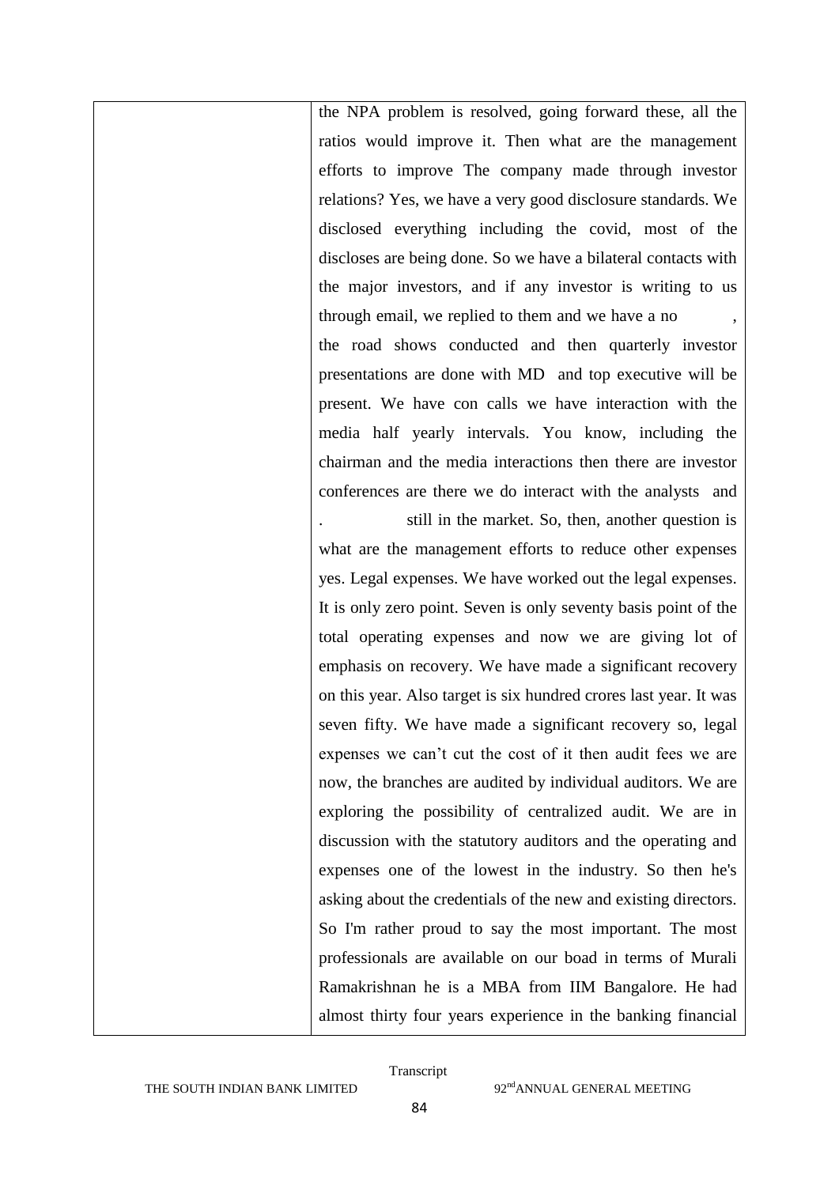| | the NPA problem is resolved, going forward these, all the ratios would improve it. Then what are the management efforts to improve The company made through investor relations? Yes, we have a very good disclosure standards. We disclosed everything including the covid, most of the discloses are being done. So we have a bilateral contacts with the major investors, and if any investor is writing to us through email, we replied to them and we have a no , the road shows conducted and then quarterly investor presentations are done with MD and top executive will be present. We have con calls we have interaction with the media half yearly intervals. You know, including the chairman and the media interactions then there are investor conferences are there we do interact with the analysts and . still in the market. So, then, another question is what are the management efforts to reduce other expenses yes. Legal expenses. We have worked out the legal expenses. It is only zero point. Seven is only seventy basis point of the total operating expenses and now we are giving lot of emphasis on recovery. We have made a significant recovery on this year. Also target is six hundred crores last year. It was seven fifty. We have made a significant recovery so, legal expenses we can't cut the cost of it then audit fees we are now, the branches are audited by individual auditors. We are exploring the possibility of centralized audit. We are in discussion with the statutory auditors and the operating and expenses one of the lowest in the industry. So then he's asking about the credentials of the new and existing directors. So I'm rather proud to say the most important. The most professionals are available on our boad in terms of Murali Ramakrishnan he is a MBA from IIM Bangalore. He had almost thirty four years experience in the banking financial |
|---|---|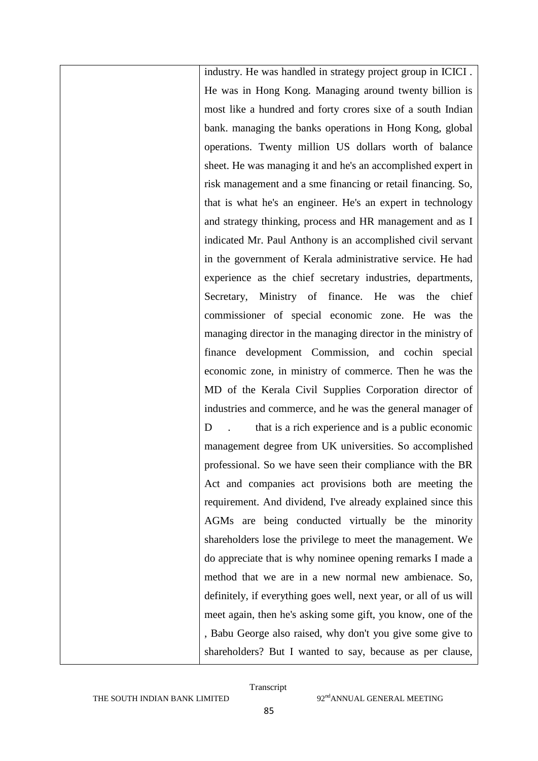| | industry. He was handled in strategy project group in ICICI . He was in Hong Kong. Managing around twenty billion is most like a hundred and forty crores sixe of a south Indian bank. managing the banks operations in Hong Kong, global operations. Twenty million US dollars worth of balance sheet. He was managing it and he's an accomplished expert in risk management and a sme financing or retail financing. So, that is what he's an engineer. He's an expert in technology and strategy thinking, process and HR management and as I indicated Mr. Paul Anthony is an accomplished civil servant in the government of Kerala administrative service. He had experience as the chief secretary industries, departments, Secretary, Ministry of finance. He was the chief commissioner of special economic zone. He was the managing director in the managing director in the ministry of finance development Commission, and cochin special economic zone, in ministry of commerce. Then he was the MD of the Kerala Civil Supplies Corporation director of industries and commerce, and he was the general manager of D . that is a rich experience and is a public economic management degree from UK universities. So accomplished professional. So we have seen their compliance with the BR Act and companies act provisions both are meeting the requirement. And dividend, I've already explained since this AGMs are being conducted virtually be the minority shareholders lose the privilege to meet the management. We do appreciate that is why nominee opening remarks I made a method that we are in a new normal new ambienace. So, definitely, if everything goes well, next year, or all of us will meet again, then he's asking some gift, you know, one of the , Babu George also raised, why don't you give some give to shareholders? But I wanted to say, because as per clause, |
|---|---|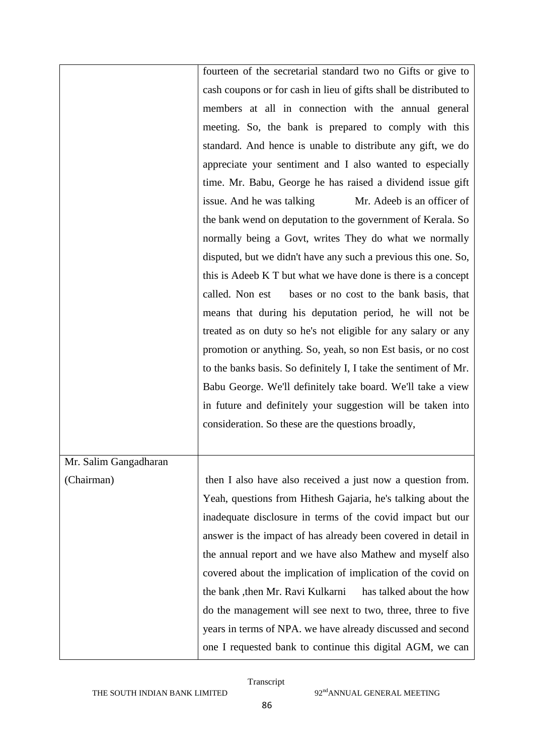| | |
|---|---|
| | fourteen of the secretarial standard two no Gifts or give to cash coupons or for cash in lieu of gifts shall be distributed to members at all in connection with the annual general meeting. So, the bank is prepared to comply with this standard. And hence is unable to distribute any gift, we do appreciate your sentiment and I also wanted to especially time. Mr. Babu, George he has raised a dividend issue gift issue. And he was talking Mr. Adeeb is an officer of the bank wend on deputation to the government of Kerala. So normally being a Govt, writes They do what we normally disputed, but we didn't have any such a previous this one. So, this is Adeeb K T but what we have done is there is a concept called. Non est bases or no cost to the bank basis, that means that during his deputation period, he will not be treated as on duty so he's not eligible for any salary or any promotion or anything. So, yeah, so non Est basis, or no cost to the banks basis. So definitely I, I take the sentiment of Mr. Babu George. We'll definitely take board. We'll take a view in future and definitely your suggestion will be taken into consideration. So these are the questions broadly, |
| Mr. Salim Gangadharan (Chairman) | then I also have also received a just now a question from. Yeah, questions from Hithesh Gajaria, he's talking about the inadequate disclosure in terms of the covid impact but our answer is the impact of has already been covered in detail in the annual report and we have also Mathew and myself also covered about the implication of implication of the covid on the bank ,then Mr. Ravi Kulkarni has talked about the how do the management will see next to two, three, three to five years in terms of NPA. we have already discussed and second one I requested bank to continue this digital AGM, we can |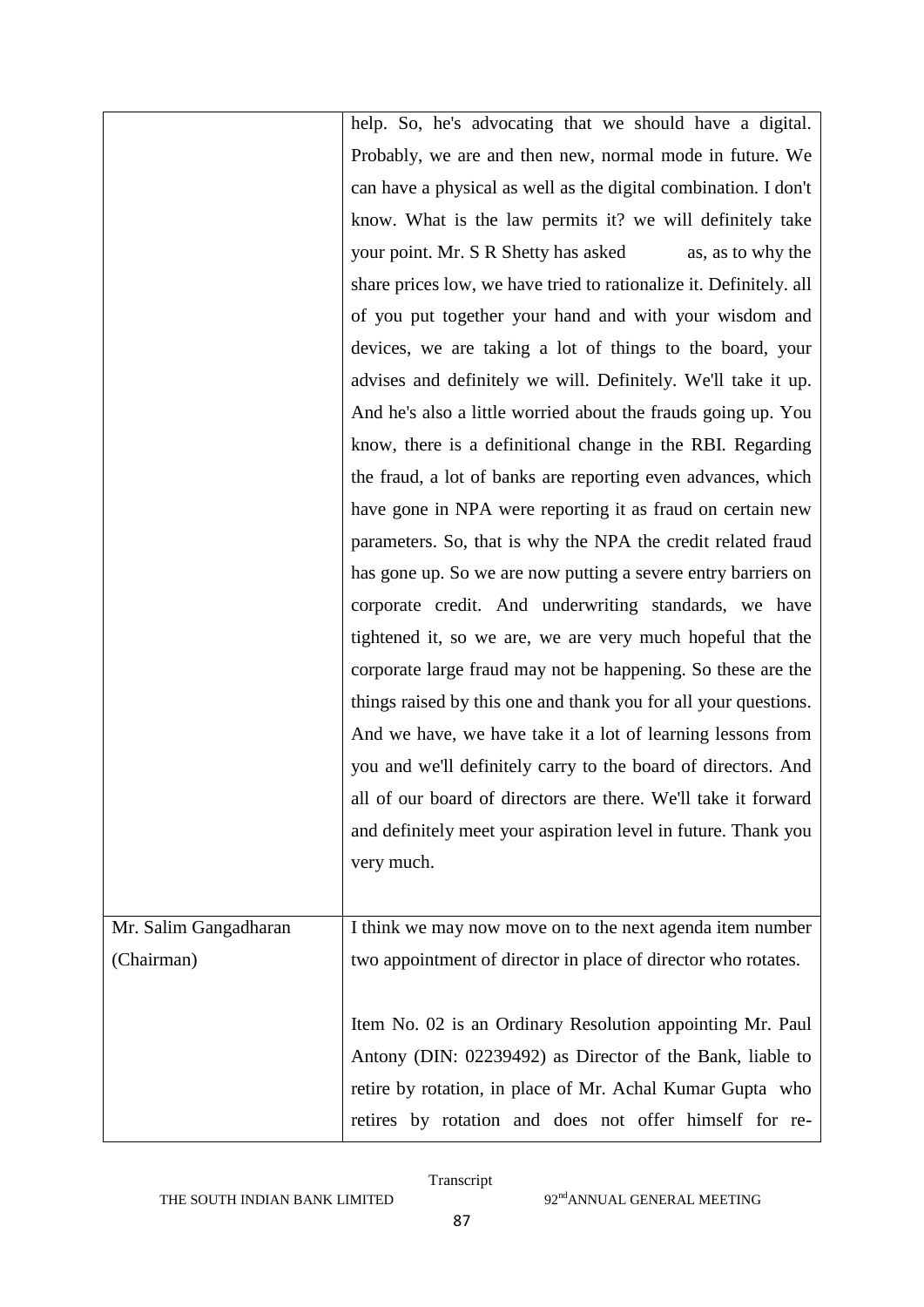| | |
|---|---|
| | help. So, he's advocating that we should have a digital. Probably, we are and then new, normal mode in future. We can have a physical as well as the digital combination. I don't know. What is the law permits it? we will definitely take your point. Mr. S R Shetty has asked as, as to why the share prices low, we have tried to rationalize it. Definitely. all of you put together your hand and with your wisdom and devices, we are taking a lot of things to the board, your advises and definitely we will. Definitely. We'll take it up. And he's also a little worried about the frauds going up. You know, there is a definitional change in the RBI. Regarding the fraud, a lot of banks are reporting even advances, which have gone in NPA were reporting it as fraud on certain new parameters. So, that is why the NPA the credit related fraud has gone up. So we are now putting a severe entry barriers on corporate credit. And underwriting standards, we have tightened it, so we are, we are very much hopeful that the corporate large fraud may not be happening. So these are the things raised by this one and thank you for all your questions. And we have, we have take it a lot of learning lessons from you and we'll definitely carry to the board of directors. And all of our board of directors are there. We'll take it forward and definitely meet your aspiration level in future. Thank you very much. |
| Mr. Salim Gangadharan (Chairman) | I think we may now move on to the next agenda item number two appointment of director in place of director who rotates.<br><br>Item No. 02 is an Ordinary Resolution appointing Mr. Paul Antony (DIN: 02239492) as Director of the Bank, liable to retire by rotation, in place of Mr. Achal Kumar Gupta who retires by rotation and does not offer himself for re- |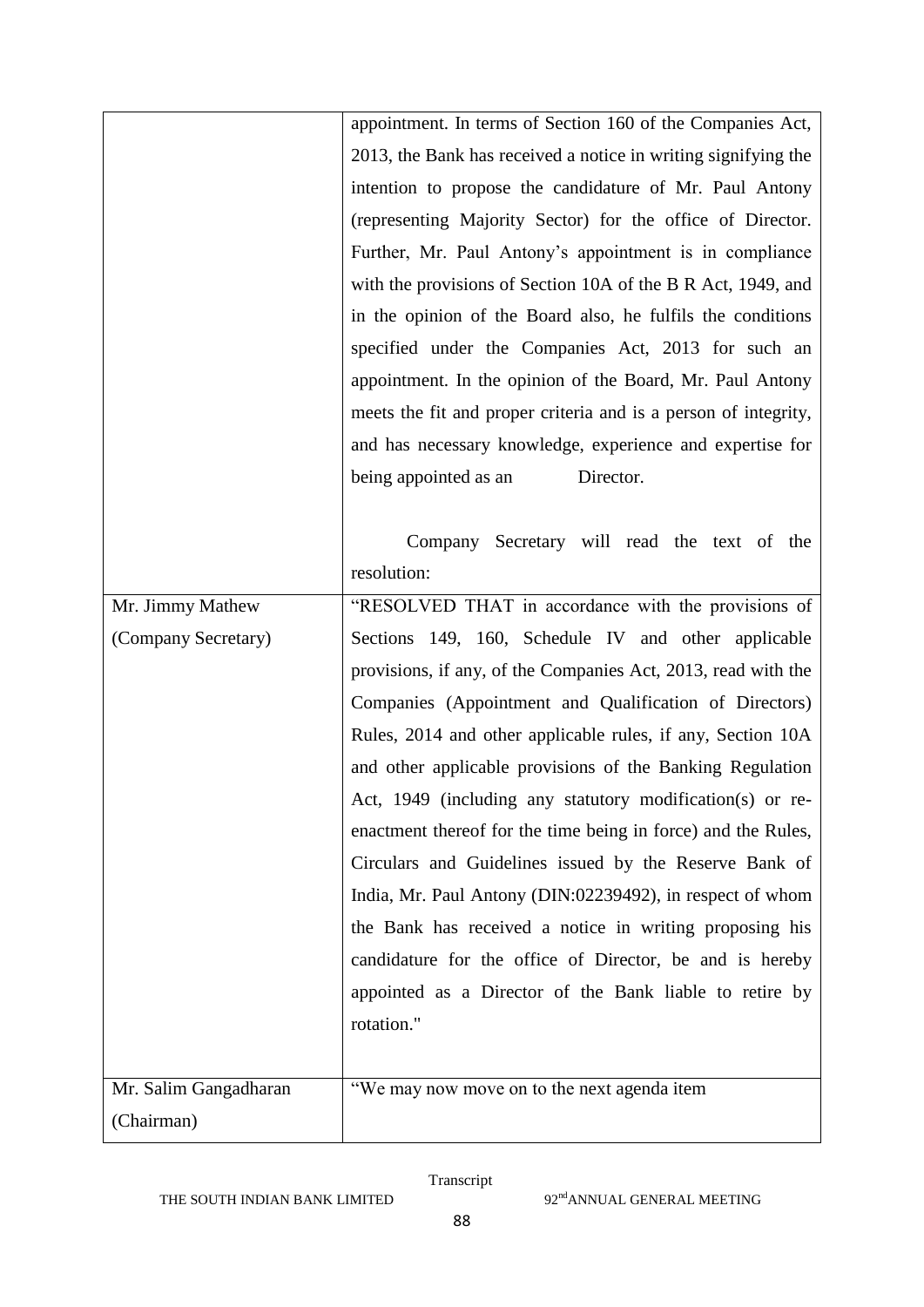| | |
|---|---|
| | appointment. In terms of Section 160 of the Companies Act, 2013, the Bank has received a notice in writing signifying the intention to propose the candidature of Mr. Paul Antony (representing Majority Sector) for the office of Director. Further, Mr. Paul Antony's appointment is in compliance with the provisions of Section 10A of the B R Act, 1949, and in the opinion of the Board also, he fulfils the conditions specified under the Companies Act, 2013 for such an appointment. In the opinion of the Board, Mr. Paul Antony meets the fit and proper criteria and is a person of integrity, and has necessary knowledge, experience and expertise for being appointed as an Director.<br><br>Company Secretary will read the text of the resolution: |
| Mr. Jimmy Mathew (Company Secretary) | "RESOLVED THAT in accordance with the provisions of Sections 149, 160, Schedule IV and other applicable provisions, if any, of the Companies Act, 2013, read with the Companies (Appointment and Qualification of Directors) Rules, 2014 and other applicable rules, if any, Section 10A and other applicable provisions of the Banking Regulation Act, 1949 (including any statutory modification(s) or re-enactment thereof for the time being in force) and the Rules, Circulars and Guidelines issued by the Reserve Bank of India, Mr. Paul Antony (DIN:02239492), in respect of whom the Bank has received a notice in writing proposing his candidature for the office of Director, be and is hereby appointed as a Director of the Bank liable to retire by rotation." |
| Mr. Salim Gangadharan (Chairman) | "We may now move on to the next agenda item |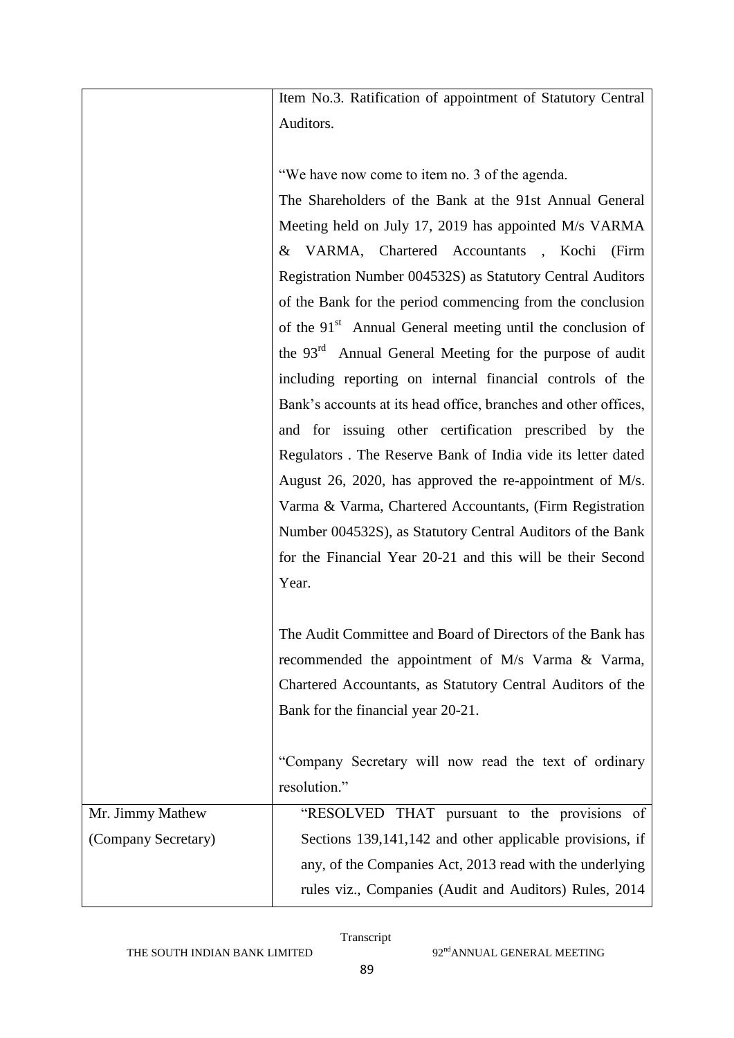| | |
|---|---|
| | Item No.3. Ratification of appointment of Statutory Central Auditors.<br><br>"We have now come to item no. 3 of the agenda.<br>The Shareholders of the Bank at the 91st Annual General Meeting held on July 17, 2019 has appointed M/s VARMA & VARMA, Chartered Accountants , Kochi (Firm Registration Number 004532S) as Statutory Central Auditors of the Bank for the period commencing from the conclusion of the 91st Annual General meeting until the conclusion of the 93rd Annual General Meeting for the purpose of audit including reporting on internal financial controls of the Bank's accounts at its head office, branches and other offices, and for issuing other certification prescribed by the Regulators . The Reserve Bank of India vide its letter dated August 26, 2020, has approved the re-appointment of M/s. Varma & Varma, Chartered Accountants, (Firm Registration Number 004532S), as Statutory Central Auditors of the Bank for the Financial Year 20-21 and this will be their Second Year.<br><br>The Audit Committee and Board of Directors of the Bank has recommended the appointment of M/s Varma & Varma, Chartered Accountants, as Statutory Central Auditors of the Bank for the financial year 20-21.<br><br>"Company Secretary will now read the text of ordinary resolution." |
| Mr. Jimmy Mathew<br>(Company Secretary) | "RESOLVED THAT pursuant to the provisions of Sections 139,141,142 and other applicable provisions, if any, of the Companies Act, 2013 read with the underlying rules viz., Companies (Audit and Auditors) Rules, 2014 |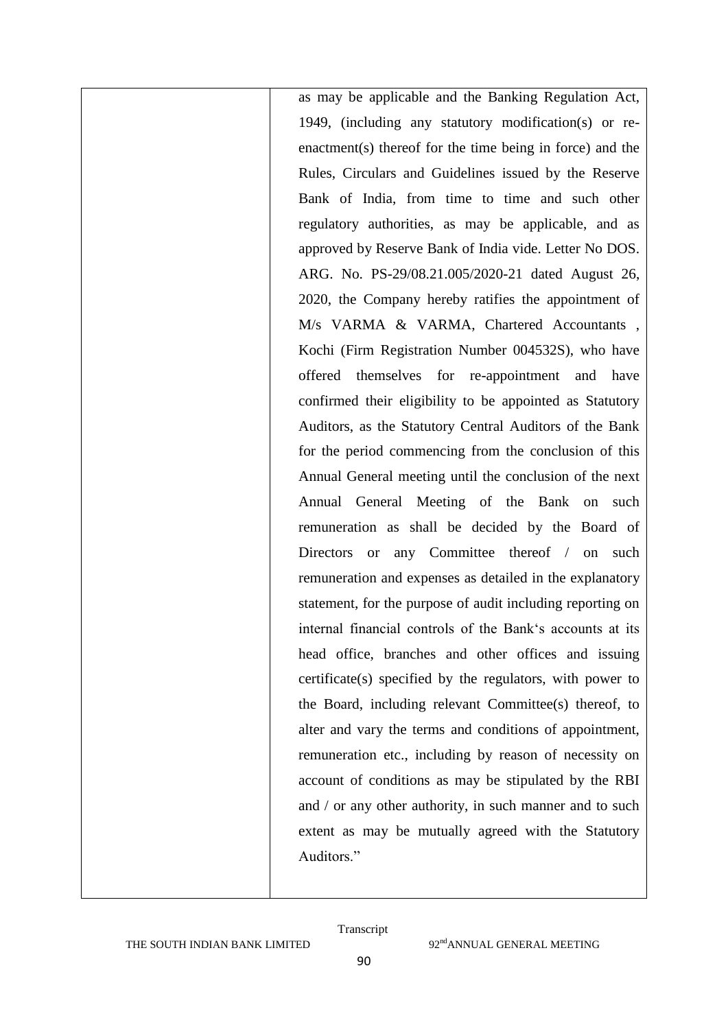| | as may be applicable and the Banking Regulation Act, 1949, (including any statutory modification(s) or re-enactment(s) thereof for the time being in force) and the Rules, Circulars and Guidelines issued by the Reserve Bank of India, from time to time and such other regulatory authorities, as may be applicable, and as approved by Reserve Bank of India vide. Letter No DOS. ARG. No. PS-29/08.21.005/2020-21 dated August 26, 2020, the Company hereby ratifies the appointment of M/s VARMA & VARMA, Chartered Accountants , Kochi (Firm Registration Number 004532S), who have offered themselves for re-appointment and have confirmed their eligibility to be appointed as Statutory Auditors, as the Statutory Central Auditors of the Bank for the period commencing from the conclusion of this Annual General meeting until the conclusion of the next Annual General Meeting of the Bank on such remuneration as shall be decided by the Board of Directors or any Committee thereof / on such remuneration and expenses as detailed in the explanatory statement, for the purpose of audit including reporting on internal financial controls of the Bank's accounts at its head office, branches and other offices and issuing certificate(s) specified by the regulators, with power to the Board, including relevant Committee(s) thereof, to alter and vary the terms and conditions of appointment, remuneration etc., including by reason of necessity on account of conditions as may be stipulated by the RBI and / or any other authority, in such manner and to such extent as may be mutually agreed with the Statutory Auditors." |
|---|---|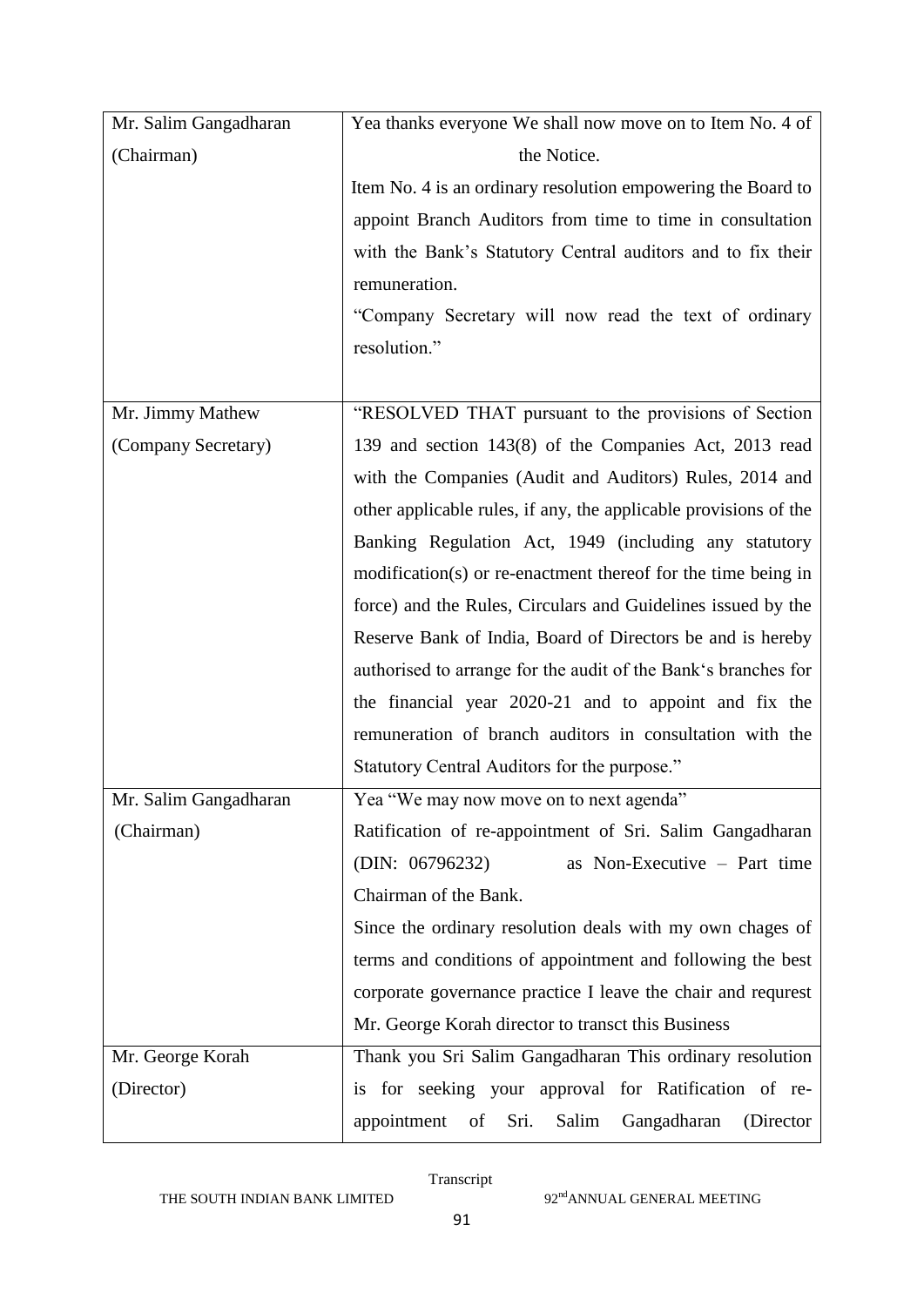| | |
|---|---|
| Mr. Salim Gangadharan (Chairman) | Yea thanks everyone We shall now move on to Item No. 4 of the Notice.<br>Item No. 4 is an ordinary resolution empowering the Board to appoint Branch Auditors from time to time in consultation with the Bank's Statutory Central auditors and to fix their remuneration.<br>"Company Secretary will now read the text of ordinary resolution." |
| Mr. Jimmy Mathew (Company Secretary) | "RESOLVED THAT pursuant to the provisions of Section 139 and section 143(8) of the Companies Act, 2013 read with the Companies (Audit and Auditors) Rules, 2014 and other applicable rules, if any, the applicable provisions of the Banking Regulation Act, 1949 (including any statutory modification(s) or re-enactment thereof for the time being in force) and the Rules, Circulars and Guidelines issued by the Reserve Bank of India, Board of Directors be and is hereby authorised to arrange for the audit of the Bank's branches for the financial year 2020-21 and to appoint and fix the remuneration of branch auditors in consultation with the Statutory Central Auditors for the purpose." |
| Mr. Salim Gangadharan (Chairman) | Yea "We may now move on to next agenda"<br>Ratification of re-appointment of Sri. Salim Gangadharan (DIN: 06796232) as Non-Executive – Part time Chairman of the Bank.<br>Since the ordinary resolution deals with my own chages of terms and conditions of appointment and following the best corporate governance practice I leave the chair and requrest Mr. George Korah director to transct this Business |
| Mr. George Korah (Director) | Thank you Sri Salim Gangadharan This ordinary resolution is for seeking your approval for Ratification of re-appointment of Sri. Salim Gangadharan (Director |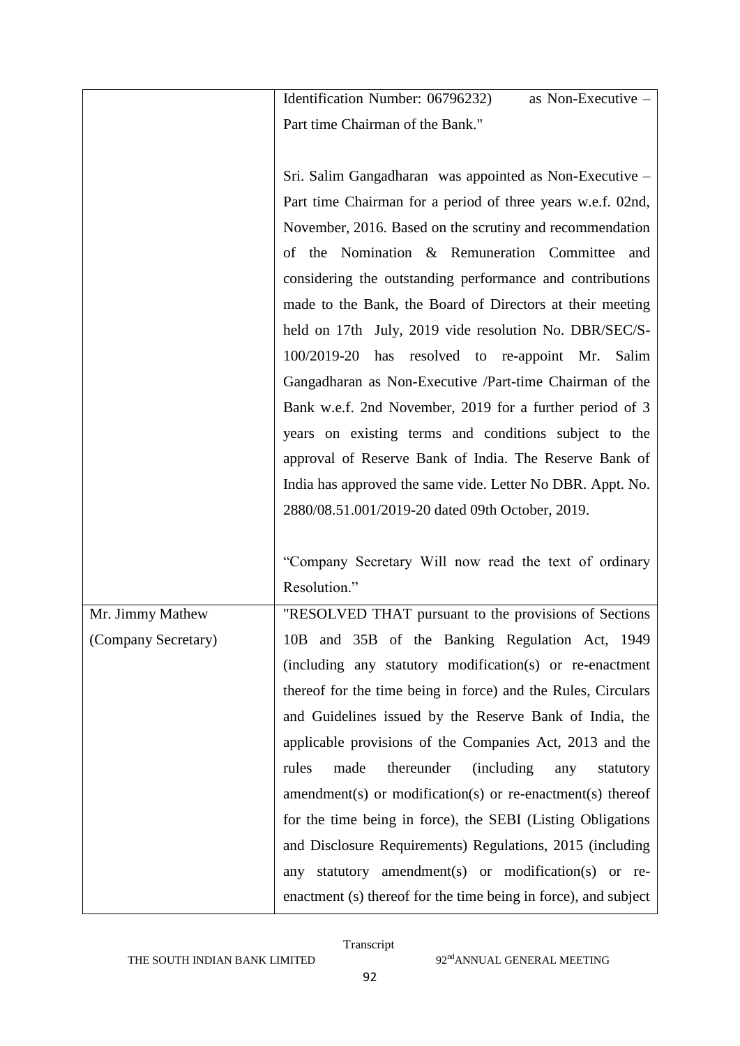| | |
|---|---|
| | Identification Number: 06796232) as Non-Executive – Part time Chairman of the Bank."<br><br>Sri. Salim Gangadharan was appointed as Non-Executive – Part time Chairman for a period of three years w.e.f. 02nd, November, 2016. Based on the scrutiny and recommendation of the Nomination & Remuneration Committee and considering the outstanding performance and contributions made to the Bank, the Board of Directors at their meeting held on 17th July, 2019 vide resolution No. DBR/SEC/S-100/2019-20 has resolved to re-appoint Mr. Salim Gangadharan as Non-Executive /Part-time Chairman of the Bank w.e.f. 2nd November, 2019 for a further period of 3 years on existing terms and conditions subject to the approval of Reserve Bank of India. The Reserve Bank of India has approved the same vide. Letter No DBR. Appt. No. 2880/08.51.001/2019-20 dated 09th October, 2019.<br><br>"Company Secretary Will now read the text of ordinary Resolution." |
| Mr. Jimmy Mathew<br>(Company Secretary) | "RESOLVED THAT pursuant to the provisions of Sections 10B and 35B of the Banking Regulation Act, 1949 (including any statutory modification(s) or re-enactment thereof for the time being in force) and the Rules, Circulars and Guidelines issued by the Reserve Bank of India, the applicable provisions of the Companies Act, 2013 and the rules made thereunder (including any statutory amendment(s) or modification(s) or re-enactment(s) thereof for the time being in force), the SEBI (Listing Obligations and Disclosure Requirements) Regulations, 2015 (including any statutory amendment(s) or modification(s) or re-enactment (s) thereof for the time being in force), and subject |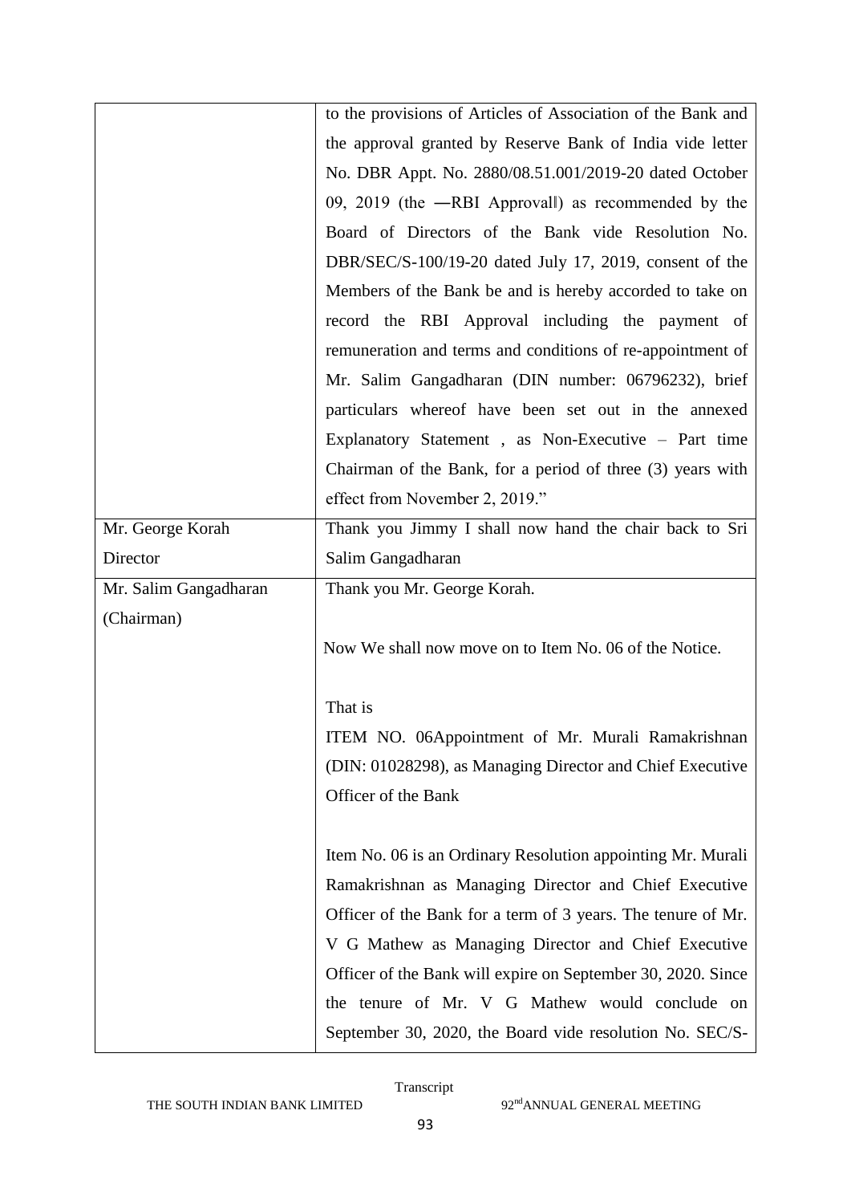| | |
|---|---|
| | to the provisions of Articles of Association of the Bank and the approval granted by Reserve Bank of India vide letter No. DBR Appt. No. 2880/08.51.001/2019-20 dated October 09, 2019 (the ―RBI Approval‖) as recommended by the Board of Directors of the Bank vide Resolution No. DBR/SEC/S-100/19-20 dated July 17, 2019, consent of the Members of the Bank be and is hereby accorded to take on record the RBI Approval including the payment of remuneration and terms and conditions of re-appointment of Mr. Salim Gangadharan (DIN number: 06796232), brief particulars whereof have been set out in the annexed Explanatory Statement , as Non-Executive – Part time Chairman of the Bank, for a period of three (3) years with effect from November 2, 2019." |
| Mr. George Korah Director | Thank you Jimmy I shall now hand the chair back to Sri Salim Gangadharan |
| Mr. Salim Gangadharan (Chairman) | Thank you Mr. George Korah.<br><br>Now We shall now move on to Item No. 06 of the Notice.<br><br>That is<br>ITEM NO. 06Appointment of Mr. Murali Ramakrishnan (DIN: 01028298), as Managing Director and Chief Executive Officer of the Bank<br><br>Item No. 06 is an Ordinary Resolution appointing Mr. Murali Ramakrishnan as Managing Director and Chief Executive Officer of the Bank for a term of 3 years. The tenure of Mr. V G Mathew as Managing Director and Chief Executive Officer of the Bank will expire on September 30, 2020. Since the tenure of Mr. V G Mathew would conclude on September 30, 2020, the Board vide resolution No. SEC/S- |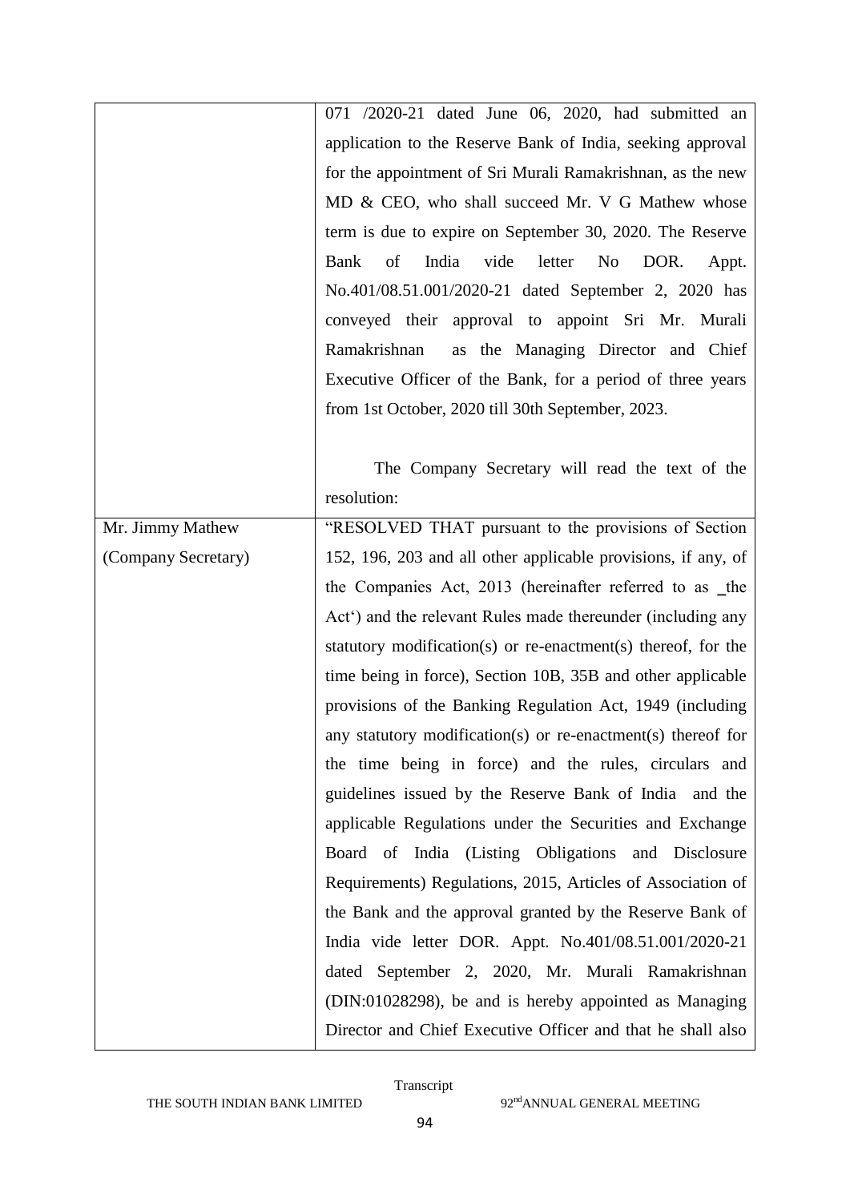| | |
|---|---|
| | 071 /2020-21 dated June 06, 2020, had submitted an application to the Reserve Bank of India, seeking approval for the appointment of Sri Murali Ramakrishnan, as the new MD & CEO, who shall succeed Mr. V G Mathew whose term is due to expire on September 30, 2020. The Reserve Bank of India vide letter No DOR. Appt. No.401/08.51.001/2020-21 dated September 2, 2020 has conveyed their approval to appoint Sri Mr. Murali Ramakrishnan as the Managing Director and Chief Executive Officer of the Bank, for a period of three years from 1st October, 2020 till 30th September, 2023.<br><br>The Company Secretary will read the text of the resolution: |
| Mr. Jimmy Mathew (Company Secretary) | "RESOLVED THAT pursuant to the provisions of Section 152, 196, 203 and all other applicable provisions, if any, of the Companies Act, 2013 (hereinafter referred to as ‗the Act') and the relevant Rules made thereunder (including any statutory modification(s) or re-enactment(s) thereof, for the time being in force), Section 10B, 35B and other applicable provisions of the Banking Regulation Act, 1949 (including any statutory modification(s) or re-enactment(s) thereof for the time being in force) and the rules, circulars and guidelines issued by the Reserve Bank of India and the applicable Regulations under the Securities and Exchange Board of India (Listing Obligations and Disclosure Requirements) Regulations, 2015, Articles of Association of the Bank and the approval granted by the Reserve Bank of India vide letter DOR. Appt. No.401/08.51.001/2020-21 dated September 2, 2020, Mr. Murali Ramakrishnan (DIN:01028298), be and is hereby appointed as Managing Director and Chief Executive Officer and that he shall also |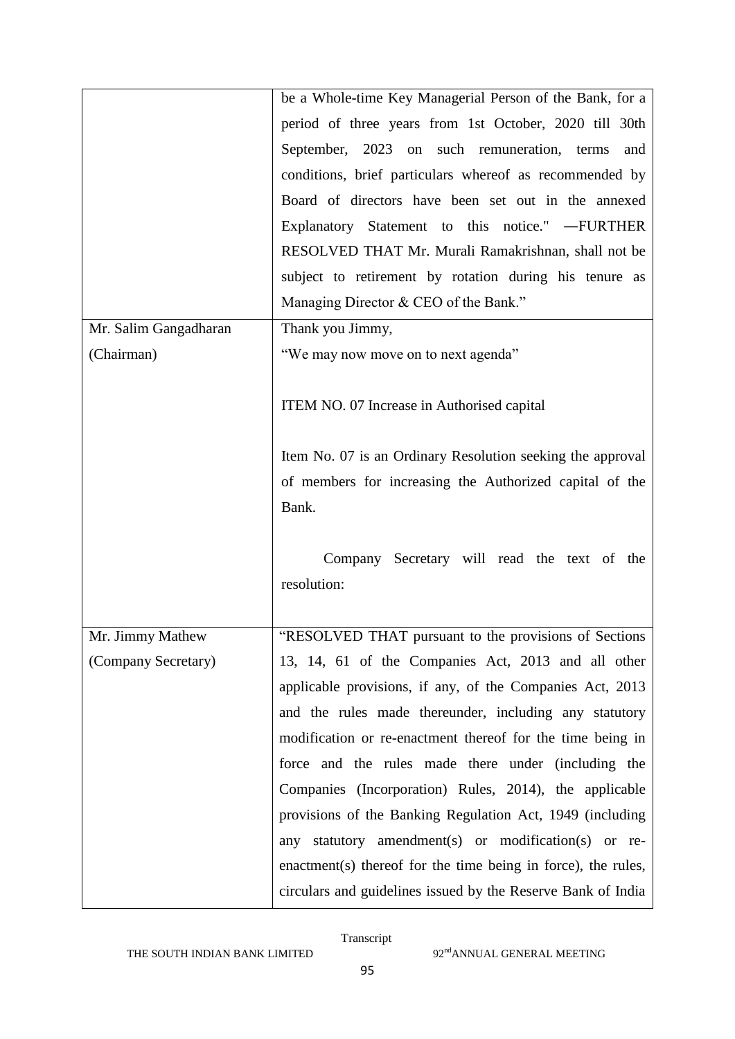| | |
|---|---|
| | be a Whole-time Key Managerial Person of the Bank, for a period of three years from 1st October, 2020 till 30th September, 2023 on such remuneration, terms and conditions, brief particulars whereof as recommended by Board of directors have been set out in the annexed Explanatory Statement to this notice." —FURTHER RESOLVED THAT Mr. Murali Ramakrishnan, shall not be subject to retirement by rotation during his tenure as Managing Director & CEO of the Bank." |
| Mr. Salim Gangadharan (Chairman) | Thank you Jimmy,<br>"We may now move on to next agenda"<br><br>ITEM NO. 07 Increase in Authorised capital<br><br>Item No. 07 is an Ordinary Resolution seeking the approval of members for increasing the Authorized capital of the Bank.<br><br>Company Secretary will read the text of the resolution: |
| Mr. Jimmy Mathew (Company Secretary) | "RESOLVED THAT pursuant to the provisions of Sections 13, 14, 61 of the Companies Act, 2013 and all other applicable provisions, if any, of the Companies Act, 2013 and the rules made thereunder, including any statutory modification or re-enactment thereof for the time being in force and the rules made there under (including the Companies (Incorporation) Rules, 2014), the applicable provisions of the Banking Regulation Act, 1949 (including any statutory amendment(s) or modification(s) or re-enactment(s) thereof for the time being in force), the rules, circulars and guidelines issued by the Reserve Bank of India |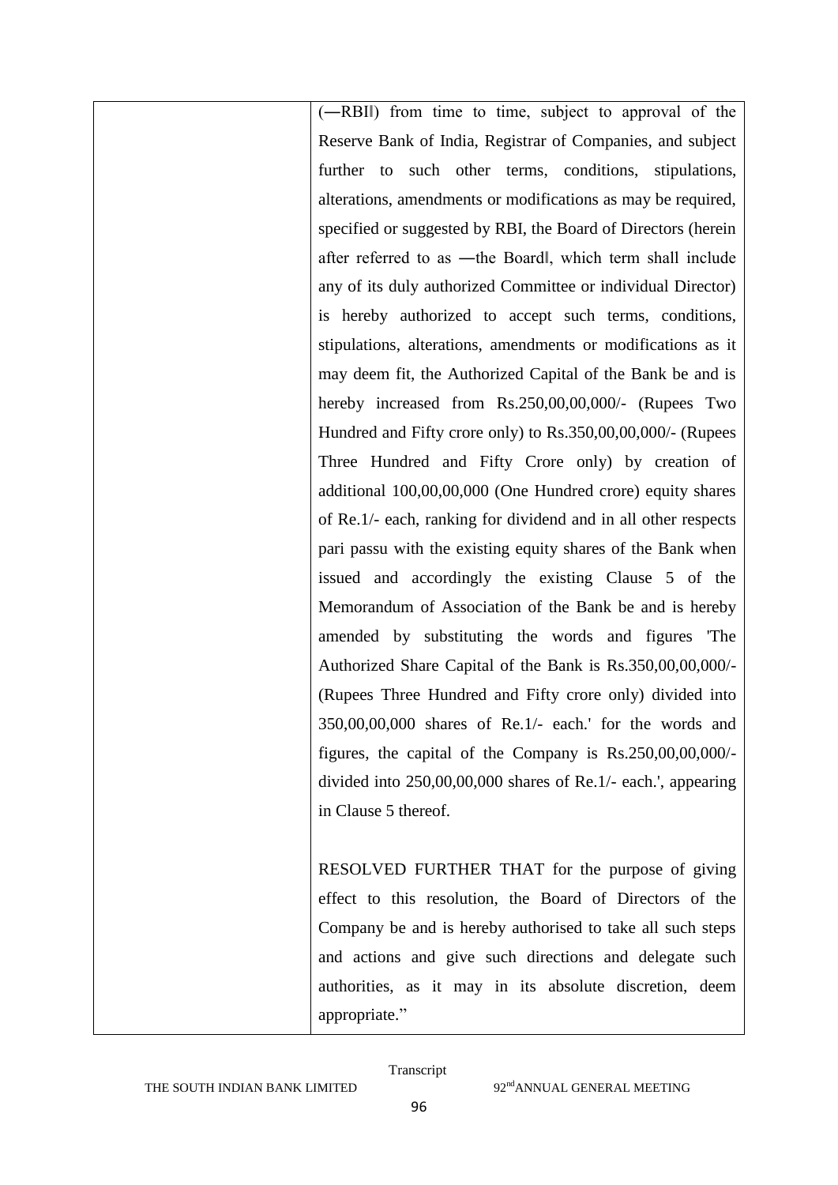| | (―RBI‖) from time to time, subject to approval of the Reserve Bank of India, Registrar of Companies, and subject further to such other terms, conditions, stipulations, alterations, amendments or modifications as may be required, specified or suggested by RBI, the Board of Directors (herein after referred to as ―the Board‖, which term shall include any of its duly authorized Committee or individual Director) is hereby authorized to accept such terms, conditions, stipulations, alterations, amendments or modifications as it may deem fit, the Authorized Capital of the Bank be and is hereby increased from Rs.250,00,00,000/- (Rupees Two Hundred and Fifty crore only) to Rs.350,00,00,000/- (Rupees Three Hundred and Fifty Crore only) by creation of additional 100,00,00,000 (One Hundred crore) equity shares of Re.1/- each, ranking for dividend and in all other respects pari passu with the existing equity shares of the Bank when issued and accordingly the existing Clause 5 of the Memorandum of Association of the Bank be and is hereby amended by substituting the words and figures 'The Authorized Share Capital of the Bank is Rs.350,00,00,000/- (Rupees Three Hundred and Fifty crore only) divided into 350,00,00,000 shares of Re.1/- each.' for the words and figures, the capital of the Company is Rs.250,00,00,000/- divided into 250,00,00,000 shares of Re.1/- each.', appearing in Clause 5 thereof.<br><br>RESOLVED FURTHER THAT for the purpose of giving effect to this resolution, the Board of Directors of the Company be and is hereby authorised to take all such steps and actions and give such directions and delegate such authorities, as it may in its absolute discretion, deem appropriate." |
|---|---|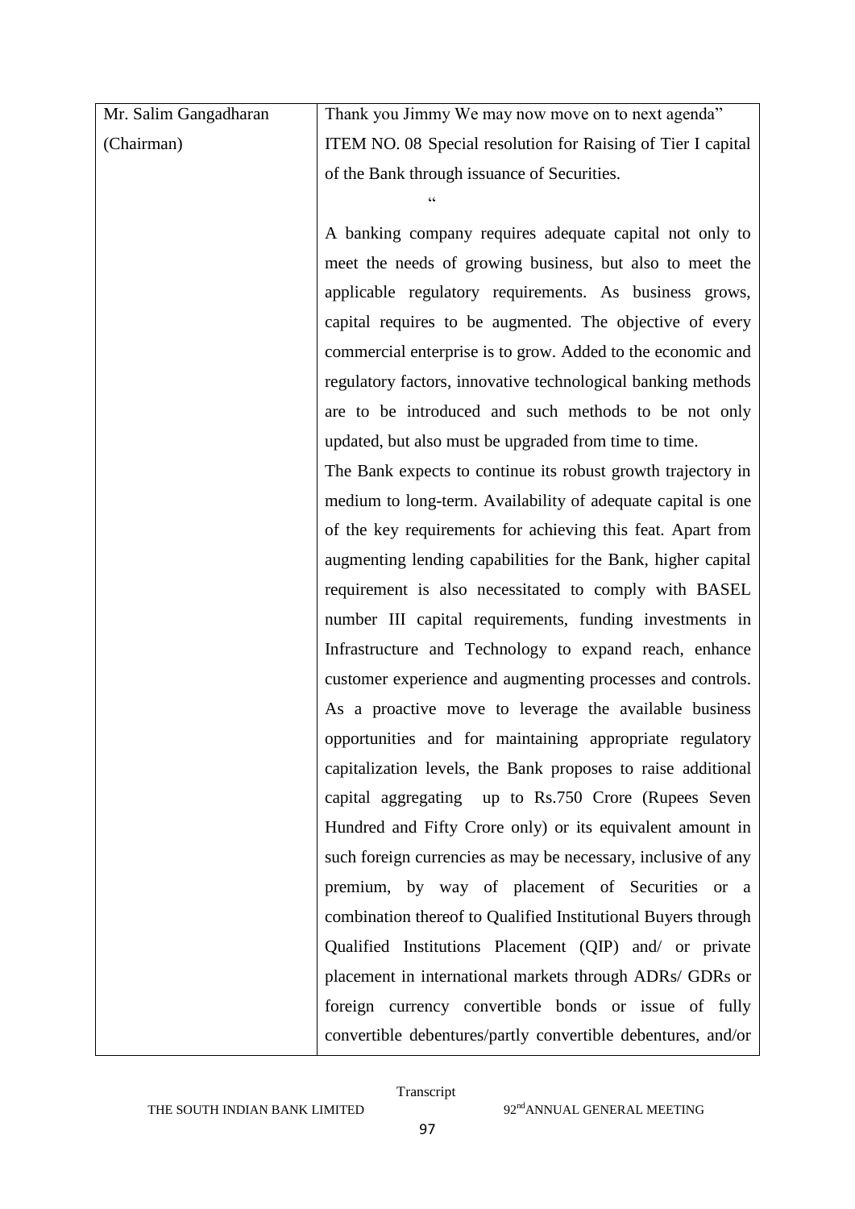| Mr. Salim Gangadharan (Chairman) | Thank you Jimmy We may now move on to next agenda" ITEM NO. 08 Special resolution for Raising of Tier I capital of the Bank through issuance of Securities. " A banking company requires adequate capital not only to meet the needs of growing business, but also to meet the applicable regulatory requirements. As business grows, capital requires to be augmented. The objective of every commercial enterprise is to grow. Added to the economic and regulatory factors, innovative technological banking methods are to be introduced and such methods to be not only updated, but also must be upgraded from time to time. The Bank expects to continue its robust growth trajectory in medium to long-term. Availability of adequate capital is one of the key requirements for achieving this feat. Apart from augmenting lending capabilities for the Bank, higher capital requirement is also necessitated to comply with BASEL number III capital requirements, funding investments in Infrastructure and Technology to expand reach, enhance customer experience and augmenting processes and controls. As a proactive move to leverage the available business opportunities and for maintaining appropriate regulatory capitalization levels, the Bank proposes to raise additional capital aggregating up to Rs.750 Crore (Rupees Seven Hundred and Fifty Crore only) or its equivalent amount in such foreign currencies as may be necessary, inclusive of any premium, by way of placement of Securities or a combination thereof to Qualified Institutional Buyers through Qualified Institutions Placement (QIP) and/ or private placement in international markets through ADRs/ GDRs or foreign currency convertible bonds or issue of fully convertible debentures/partly convertible debentures, and/or |
|---|---|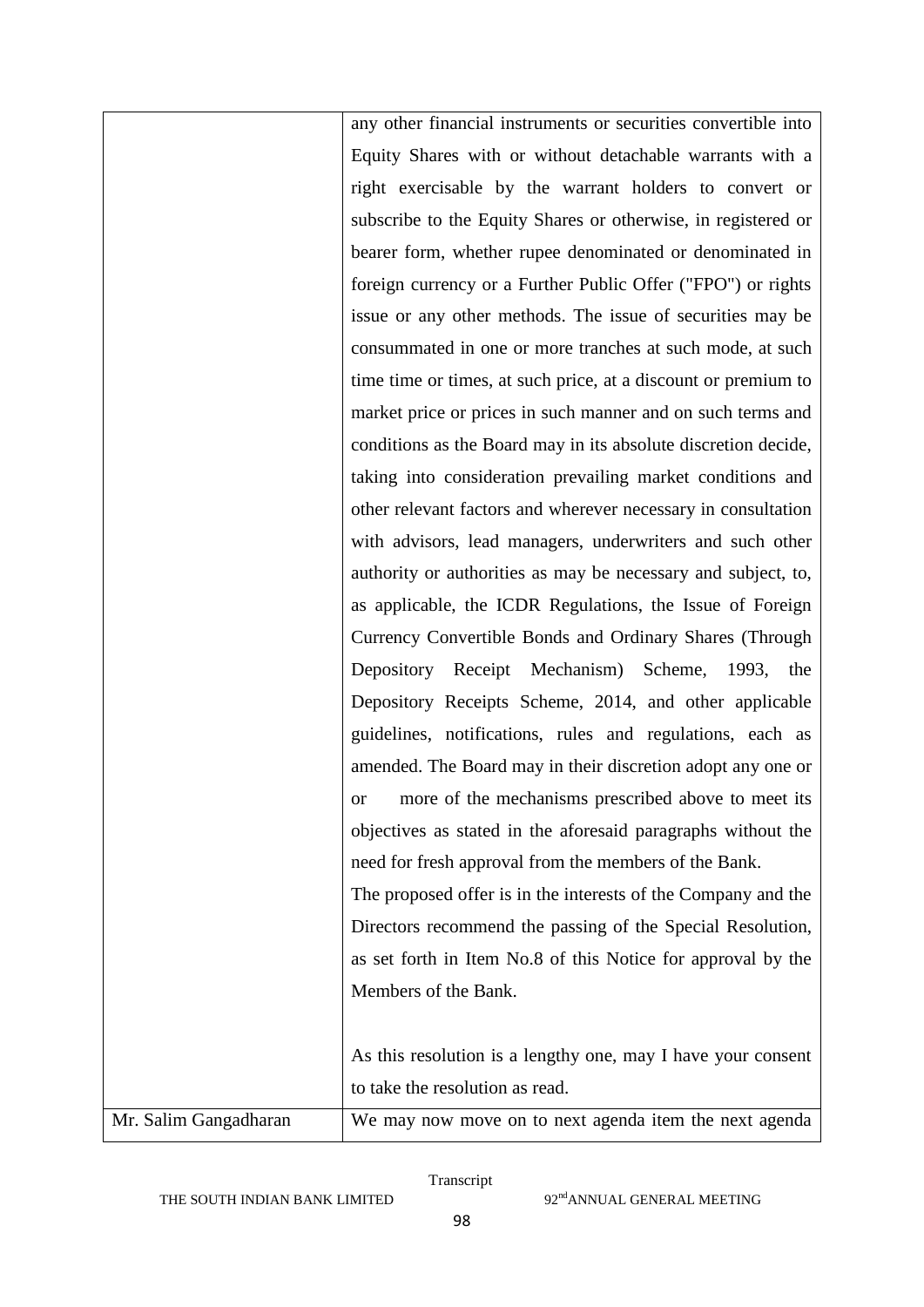| | |
|---|---|
| | any other financial instruments or securities convertible into Equity Shares with or without detachable warrants with a right exercisable by the warrant holders to convert or subscribe to the Equity Shares or otherwise, in registered or bearer form, whether rupee denominated or denominated in foreign currency or a Further Public Offer ("FPO") or rights issue or any other methods. The issue of securities may be consummated in one or more tranches at such mode, at such time time or times, at such price, at a discount or premium to market price or prices in such manner and on such terms and conditions as the Board may in its absolute discretion decide, taking into consideration prevailing market conditions and other relevant factors and wherever necessary in consultation with advisors, lead managers, underwriters and such other authority or authorities as may be necessary and subject, to, as applicable, the ICDR Regulations, the Issue of Foreign Currency Convertible Bonds and Ordinary Shares (Through Depository Receipt Mechanism) Scheme, 1993, the Depository Receipts Scheme, 2014, and other applicable guidelines, notifications, rules and regulations, each as amended. The Board may in their discretion adopt any one or or more of the mechanisms prescribed above to meet its objectives as stated in the aforesaid paragraphs without the need for fresh approval from the members of the Bank.<br>The proposed offer is in the interests of the Company and the Directors recommend the passing of the Special Resolution, as set forth in Item No.8 of this Notice for approval by the Members of the Bank.<br><br>As this resolution is a lengthy one, may I have your consent to take the resolution as read. |
| Mr. Salim Gangadharan | We may now move on to next agenda item the next agenda |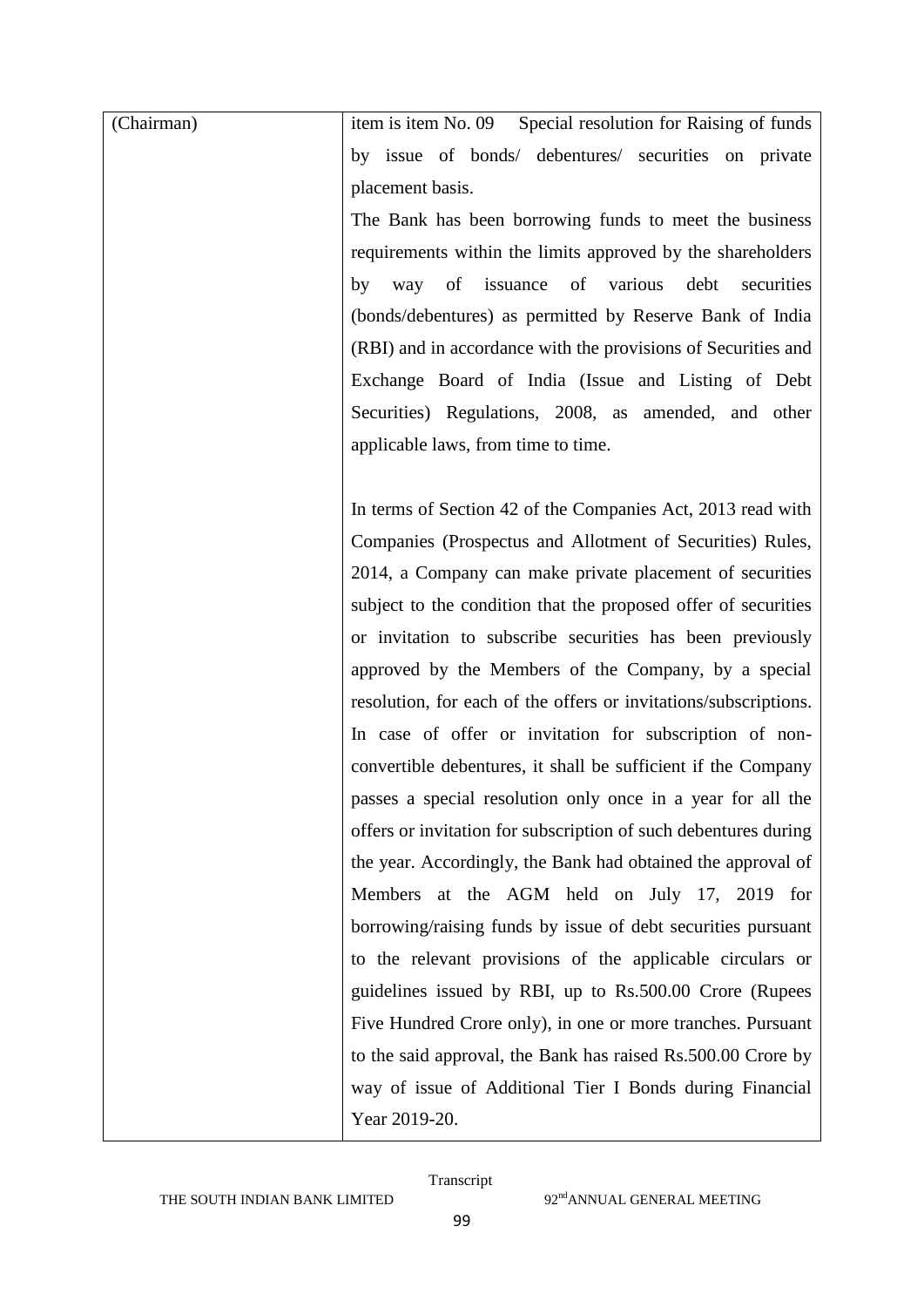| (Chairman) | item is item No. 09 Special resolution for Raising of funds by issue of bonds/ debentures/ securities on private placement basis.<br>The Bank has been borrowing funds to meet the business requirements within the limits approved by the shareholders by way of issuance of various debt securities (bonds/debentures) as permitted by Reserve Bank of India (RBI) and in accordance with the provisions of Securities and Exchange Board of India (Issue and Listing of Debt Securities) Regulations, 2008, as amended, and other applicable laws, from time to time.<br><br>In terms of Section 42 of the Companies Act, 2013 read with Companies (Prospectus and Allotment of Securities) Rules, 2014, a Company can make private placement of securities subject to the condition that the proposed offer of securities or invitation to subscribe securities has been previously approved by the Members of the Company, by a special resolution, for each of the offers or invitations/subscriptions. In case of offer or invitation for subscription of non-convertible debentures, it shall be sufficient if the Company passes a special resolution only once in a year for all the offers or invitation for subscription of such debentures during the year. Accordingly, the Bank had obtained the approval of Members at the AGM held on July 17, 2019 for borrowing/raising funds by issue of debt securities pursuant to the relevant provisions of the applicable circulars or guidelines issued by RBI, up to Rs.500.00 Crore (Rupees Five Hundred Crore only), in one or more tranches. Pursuant to the said approval, the Bank has raised Rs.500.00 Crore by way of issue of Additional Tier I Bonds during Financial Year 2019-20. |
|---|---|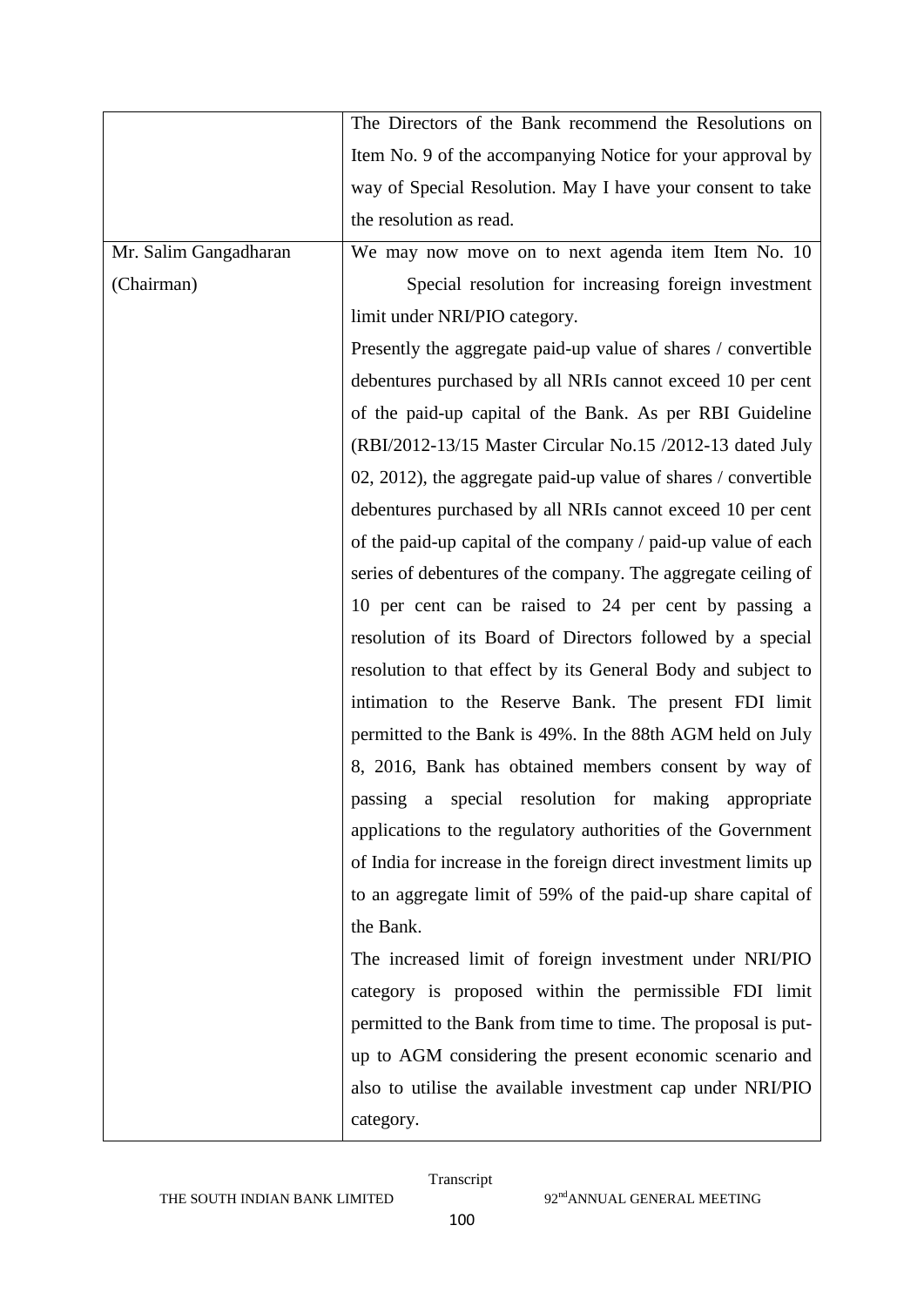| | |
|---|---|
| | The Directors of the Bank recommend the Resolutions on Item No. 9 of the accompanying Notice for your approval by way of Special Resolution. May I have your consent to take the resolution as read. |
| Mr. Salim Gangadharan (Chairman) | We may now move on to next agenda item Item No. 10 Special resolution for increasing foreign investment limit under NRI/PIO category.<br>Presently the aggregate paid-up value of shares / convertible debentures purchased by all NRIs cannot exceed 10 per cent of the paid-up capital of the Bank. As per RBI Guideline (RBI/2012-13/15 Master Circular No.15 /2012-13 dated July 02, 2012), the aggregate paid-up value of shares / convertible debentures purchased by all NRIs cannot exceed 10 per cent of the paid-up capital of the company / paid-up value of each series of debentures of the company. The aggregate ceiling of 10 per cent can be raised to 24 per cent by passing a resolution of its Board of Directors followed by a special resolution to that effect by its General Body and subject to intimation to the Reserve Bank. The present FDI limit permitted to the Bank is 49%. In the 88th AGM held on July 8, 2016, Bank has obtained members consent by way of passing a special resolution for making appropriate applications to the regulatory authorities of the Government of India for increase in the foreign direct investment limits up to an aggregate limit of 59% of the paid-up share capital of the Bank.<br>The increased limit of foreign investment under NRI/PIO category is proposed within the permissible FDI limit permitted to the Bank from time to time. The proposal is put-up to AGM considering the present economic scenario and also to utilise the available investment cap under NRI/PIO category. |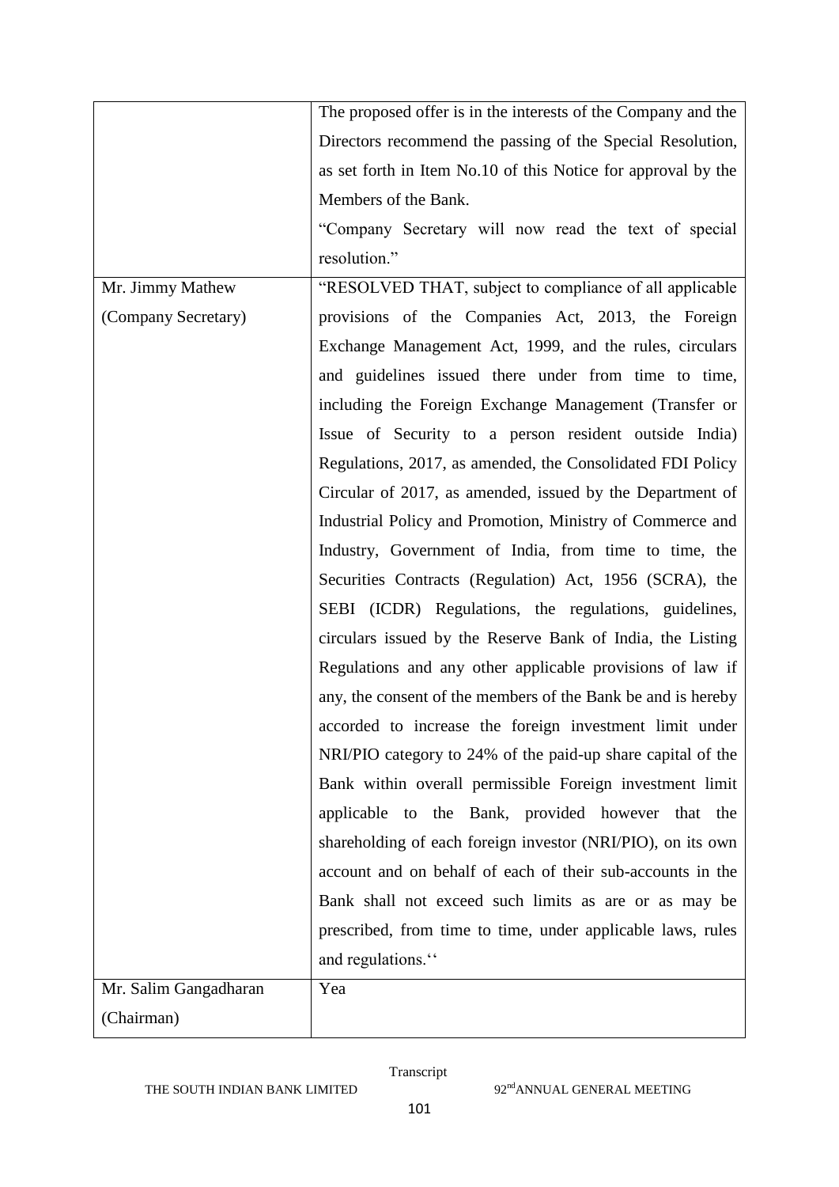| | |
|---|---|
| | The proposed offer is in the interests of the Company and the Directors recommend the passing of the Special Resolution, as set forth in Item No.10 of this Notice for approval by the Members of the Bank.<br>"Company Secretary will now read the text of special resolution." |
| Mr. Jimmy Mathew (Company Secretary) | "RESOLVED THAT, subject to compliance of all applicable provisions of the Companies Act, 2013, the Foreign Exchange Management Act, 1999, and the rules, circulars and guidelines issued there under from time to time, including the Foreign Exchange Management (Transfer or Issue of Security to a person resident outside India) Regulations, 2017, as amended, the Consolidated FDI Policy Circular of 2017, as amended, issued by the Department of Industrial Policy and Promotion, Ministry of Commerce and Industry, Government of India, from time to time, the Securities Contracts (Regulation) Act, 1956 (SCRA), the SEBI (ICDR) Regulations, the regulations, guidelines, circulars issued by the Reserve Bank of India, the Listing Regulations and any other applicable provisions of law if any, the consent of the members of the Bank be and is hereby accorded to increase the foreign investment limit under NRI/PIO category to 24% of the paid-up share capital of the Bank within overall permissible Foreign investment limit applicable to the Bank, provided however that the shareholding of each foreign investor (NRI/PIO), on its own account and on behalf of each of their sub-accounts in the Bank shall not exceed such limits as are or as may be prescribed, from time to time, under applicable laws, rules and regulations.'' |
| Mr. Salim Gangadharan (Chairman) | Yea |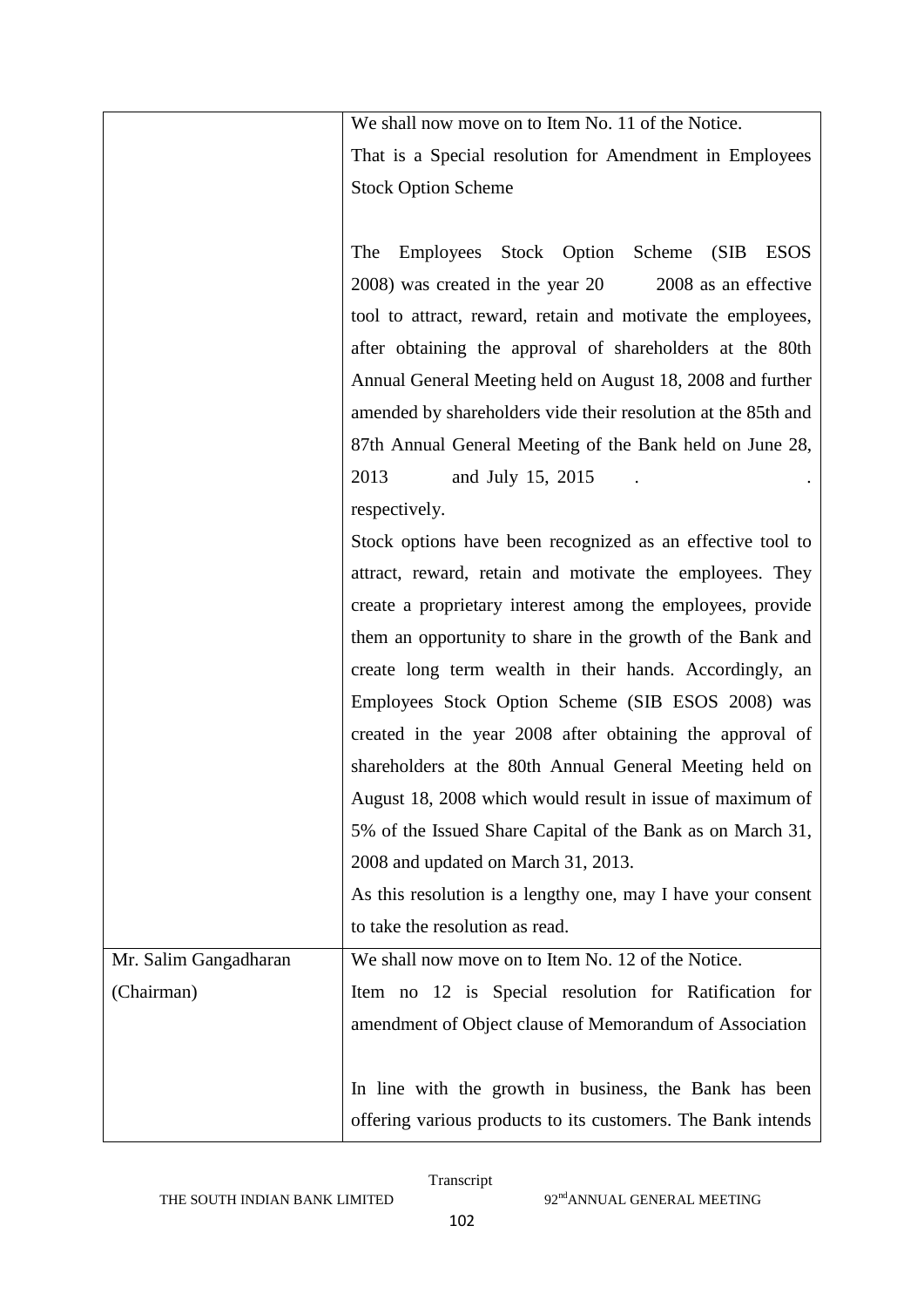| | |
|---|---|
| | We shall now move on to Item No. 11 of the Notice.<br>That is a Special resolution for Amendment in Employees Stock Option Scheme<br><br>The Employees Stock Option Scheme (SIB ESOS 2008) was created in the year 20 2008 as an effective tool to attract, reward, retain and motivate the employees, after obtaining the approval of shareholders at the 80th Annual General Meeting held on August 18, 2008 and further amended by shareholders vide their resolution at the 85th and 87th Annual General Meeting of the Bank held on June 28, 2013 and July 15, 2015 . . respectively.<br>Stock options have been recognized as an effective tool to attract, reward, retain and motivate the employees. They create a proprietary interest among the employees, provide them an opportunity to share in the growth of the Bank and create long term wealth in their hands. Accordingly, an Employees Stock Option Scheme (SIB ESOS 2008) was created in the year 2008 after obtaining the approval of shareholders at the 80th Annual General Meeting held on August 18, 2008 which would result in issue of maximum of 5% of the Issued Share Capital of the Bank as on March 31, 2008 and updated on March 31, 2013.<br>As this resolution is a lengthy one, may I have your consent to take the resolution as read. |
| Mr. Salim Gangadharan (Chairman) | We shall now move on to Item No. 12 of the Notice.<br>Item no 12 is Special resolution for Ratification for amendment of Object clause of Memorandum of Association<br><br>In line with the growth in business, the Bank has been offering various products to its customers. The Bank intends |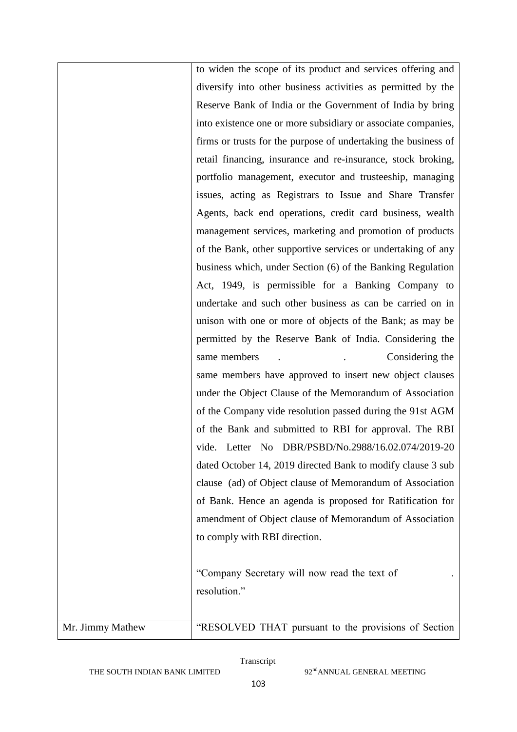| | |
|---|---|
| | to widen the scope of its product and services offering and diversify into other business activities as permitted by the Reserve Bank of India or the Government of India by bring into existence one or more subsidiary or associate companies, firms or trusts for the purpose of undertaking the business of retail financing, insurance and re-insurance, stock broking, portfolio management, executor and trusteeship, managing issues, acting as Registrars to Issue and Share Transfer Agents, back end operations, credit card business, wealth management services, marketing and promotion of products of the Bank, other supportive services or undertaking of any business which, under Section (6) of the Banking Regulation Act, 1949, is permissible for a Banking Company to undertake and such other business as can be carried on in unison with one or more of objects of the Bank; as may be permitted by the Reserve Bank of India. Considering the same members . . Considering the same members have approved to insert new object clauses under the Object Clause of the Memorandum of Association of the Company vide resolution passed during the 91st AGM of the Bank and submitted to RBI for approval. The RBI vide. Letter No DBR/PSBD/No.2988/16.02.074/2019-20 dated October 14, 2019 directed Bank to modify clause 3 sub clause (ad) of Object clause of Memorandum of Association of Bank. Hence an agenda is proposed for Ratification for amendment of Object clause of Memorandum of Association to comply with RBI direction.<br><br>"Company Secretary will now read the text of . resolution." |
| Mr. Jimmy Mathew | "RESOLVED THAT pursuant to the provisions of Section |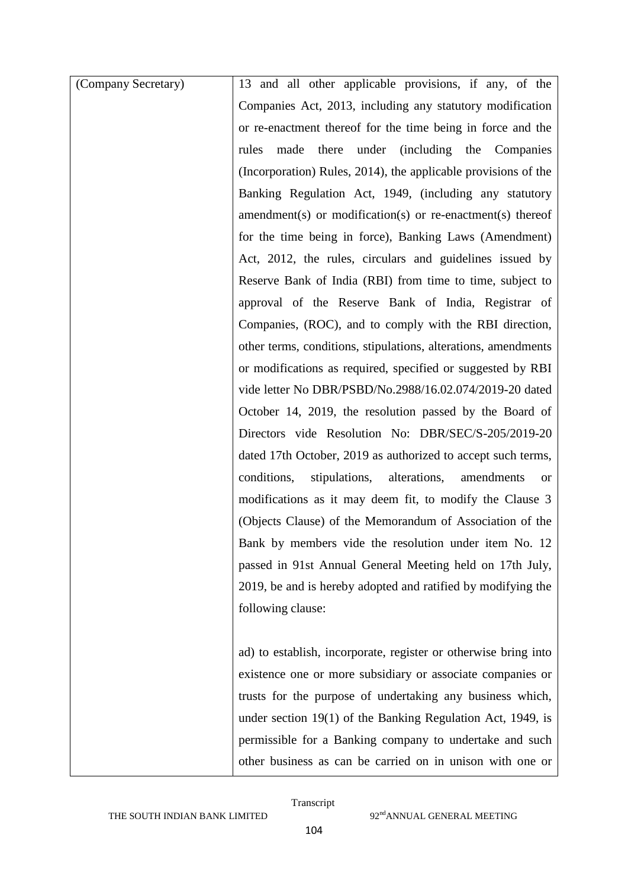| (Company Secretary) | 13 and all other applicable provisions, if any, of the Companies Act, 2013, including any statutory modification or re-enactment thereof for the time being in force and the rules made there under (including the Companies (Incorporation) Rules, 2014), the applicable provisions of the Banking Regulation Act, 1949, (including any statutory amendment(s) or modification(s) or re-enactment(s) thereof for the time being in force), Banking Laws (Amendment) Act, 2012, the rules, circulars and guidelines issued by Reserve Bank of India (RBI) from time to time, subject to approval of the Reserve Bank of India, Registrar of Companies, (ROC), and to comply with the RBI direction, other terms, conditions, stipulations, alterations, amendments or modifications as required, specified or suggested by RBI vide letter No DBR/PSBD/No.2988/16.02.074/2019-20 dated October 14, 2019, the resolution passed by the Board of Directors vide Resolution No: DBR/SEC/S-205/2019-20 dated 17th October, 2019 as authorized to accept such terms, conditions, stipulations, alterations, amendments or modifications as it may deem fit, to modify the Clause 3 (Objects Clause) of the Memorandum of Association of the Bank by members vide the resolution under item No. 12 passed in 91st Annual General Meeting held on 17th July, 2019, be and is hereby adopted and ratified by modifying the following clause:<br><br>ad) to establish, incorporate, register or otherwise bring into existence one or more subsidiary or associate companies or trusts for the purpose of undertaking any business which, under section 19(1) of the Banking Regulation Act, 1949, is permissible for a Banking company to undertake and such other business as can be carried on in unison with one or |
|---|---|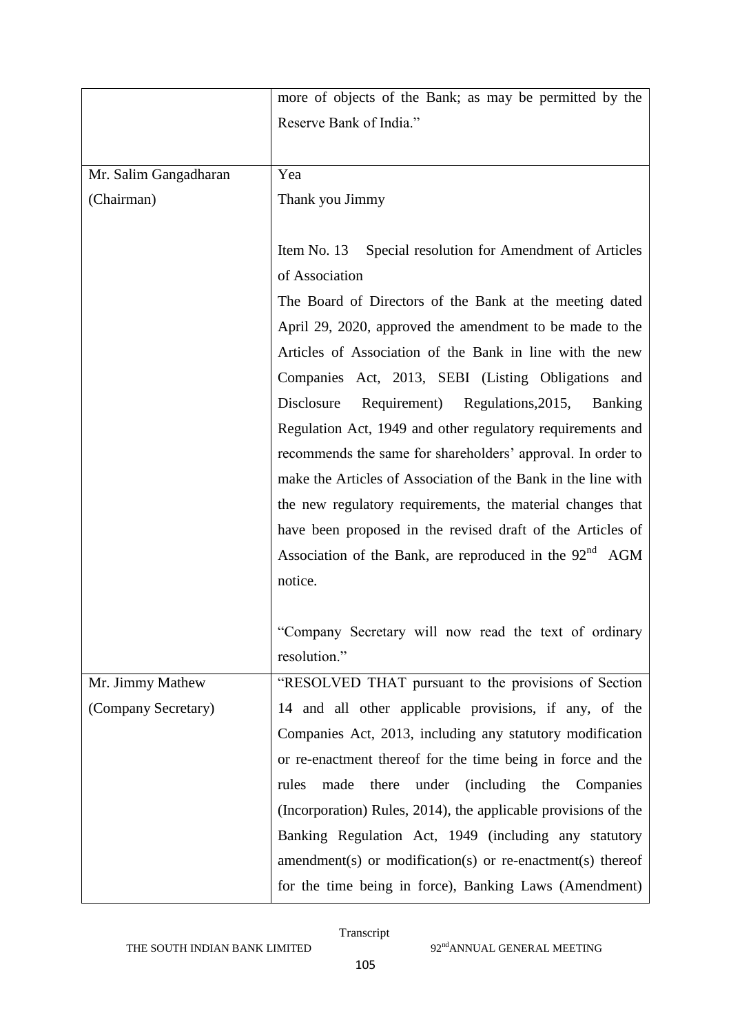| | |
|---|---|
| | more of objects of the Bank; as may be permitted by the Reserve Bank of India." |
| Mr. Salim Gangadharan (Chairman) | Yea<br>Thank you Jimmy<br><br>Item No. 13 Special resolution for Amendment of Articles of Association<br>The Board of Directors of the Bank at the meeting dated April 29, 2020, approved the amendment to be made to the Articles of Association of the Bank in line with the new Companies Act, 2013, SEBI (Listing Obligations and Disclosure Requirement) Regulations,2015, Banking Regulation Act, 1949 and other regulatory requirements and recommends the same for shareholders' approval. In order to make the Articles of Association of the Bank in the line with the new regulatory requirements, the material changes that have been proposed in the revised draft of the Articles of Association of the Bank, are reproduced in the 92nd AGM notice.<br><br>"Company Secretary will now read the text of ordinary resolution." |
| Mr. Jimmy Mathew (Company Secretary) | "RESOLVED THAT pursuant to the provisions of Section 14 and all other applicable provisions, if any, of the Companies Act, 2013, including any statutory modification or re-enactment thereof for the time being in force and the rules made there under (including the Companies (Incorporation) Rules, 2014), the applicable provisions of the Banking Regulation Act, 1949 (including any statutory amendment(s) or modification(s) or re-enactment(s) thereof for the time being in force), Banking Laws (Amendment) |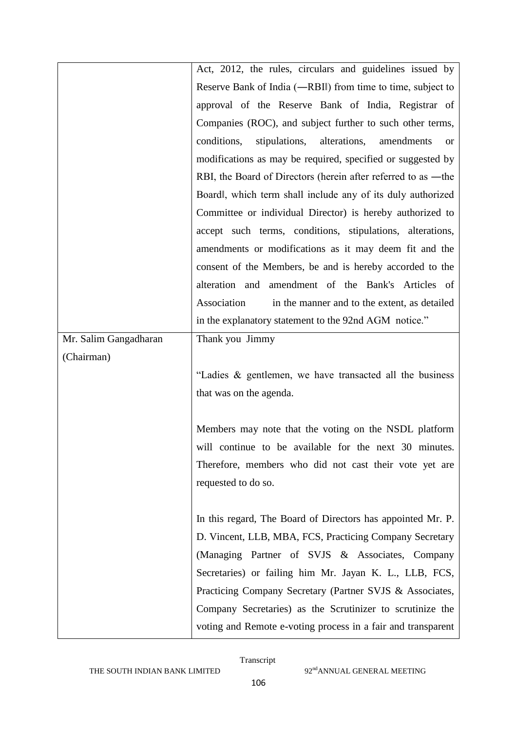| | |
|---|---|
| | Act, 2012, the rules, circulars and guidelines issued by Reserve Bank of India (―RBI‖) from time to time, subject to approval of the Reserve Bank of India, Registrar of Companies (ROC), and subject further to such other terms, conditions, stipulations, alterations, amendments or modifications as may be required, specified or suggested by RBI, the Board of Directors (herein after referred to as ―the Board‖, which term shall include any of its duly authorized Committee or individual Director) is hereby authorized to accept such terms, conditions, stipulations, alterations, amendments or modifications as it may deem fit and the consent of the Members, be and is hereby accorded to the alteration and amendment of the Bank's Articles of Association in the manner and to the extent, as detailed in the explanatory statement to the 92nd AGM notice." |
| Mr. Salim Gangadharan (Chairman) | Thank you Jimmy<br><br>"Ladies & gentlemen, we have transacted all the business that was on the agenda.<br><br>Members may note that the voting on the NSDL platform will continue to be available for the next 30 minutes. Therefore, members who did not cast their vote yet are requested to do so.<br><br>In this regard, The Board of Directors has appointed Mr. P. D. Vincent, LLB, MBA, FCS, Practicing Company Secretary (Managing Partner of SVJS & Associates, Company Secretaries) or failing him Mr. Jayan K. L., LLB, FCS, Practicing Company Secretary (Partner SVJS & Associates, Company Secretaries) as the Scrutinizer to scrutinize the voting and Remote e-voting process in a fair and transparent |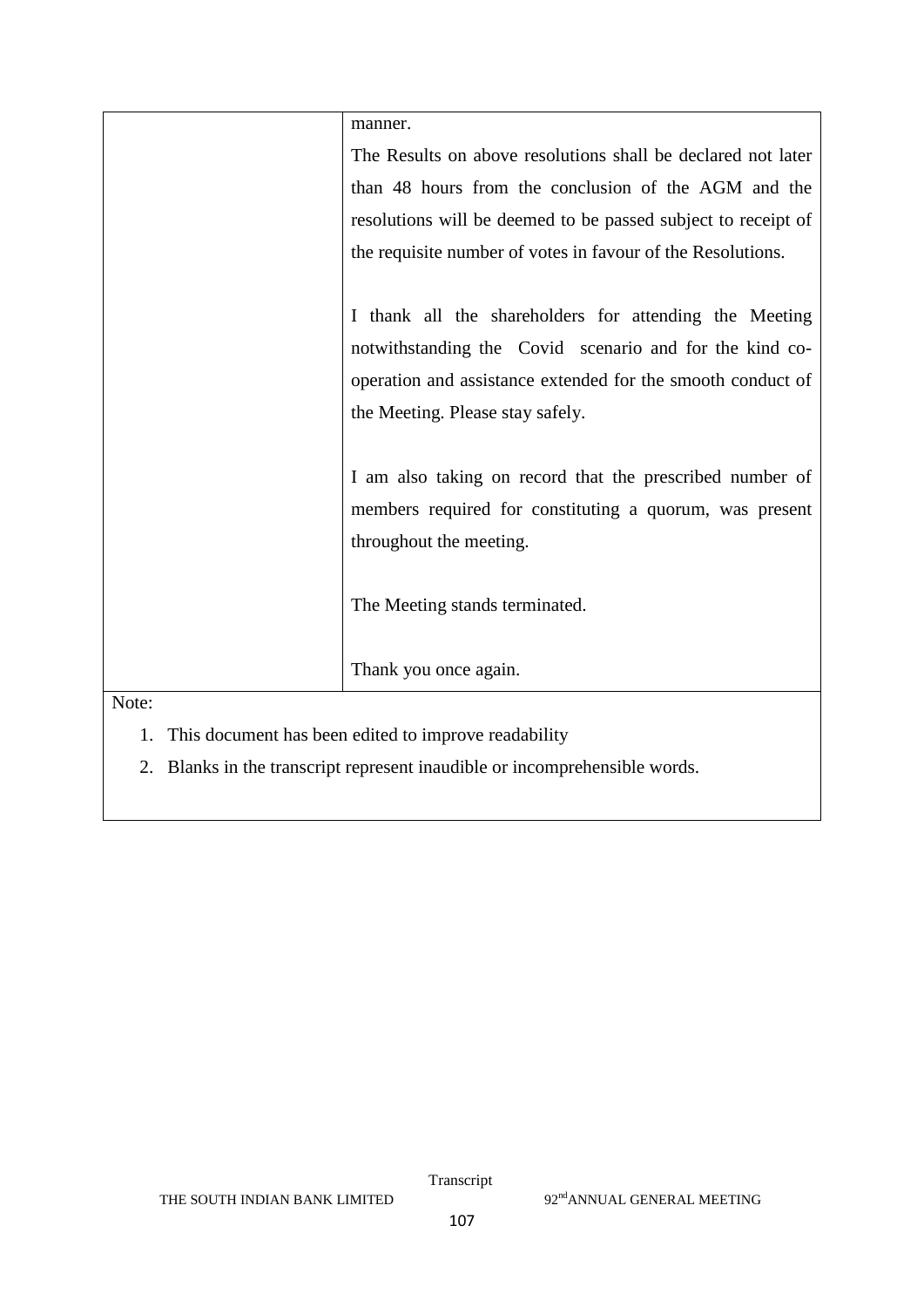| | |
|---|---|
| | manner.<br>The Results on above resolutions shall be declared not later than 48 hours from the conclusion of the AGM and the resolutions will be deemed to be passed subject to receipt of the requisite number of votes in favour of the Resolutions.<br><br>I thank all the shareholders for attending the Meeting notwithstanding the Covid scenario and for the kind co-operation and assistance extended for the smooth conduct of the Meeting. Please stay safely.<br><br>I am also taking on record that the prescribed number of members required for constituting a quorum, was present throughout the meeting.<br><br>The Meeting stands terminated.<br><br>Thank you once again. |

Note:

1. This document has been edited to improve readability
2. Blanks in the transcript represent inaudible or incomprehensible words.